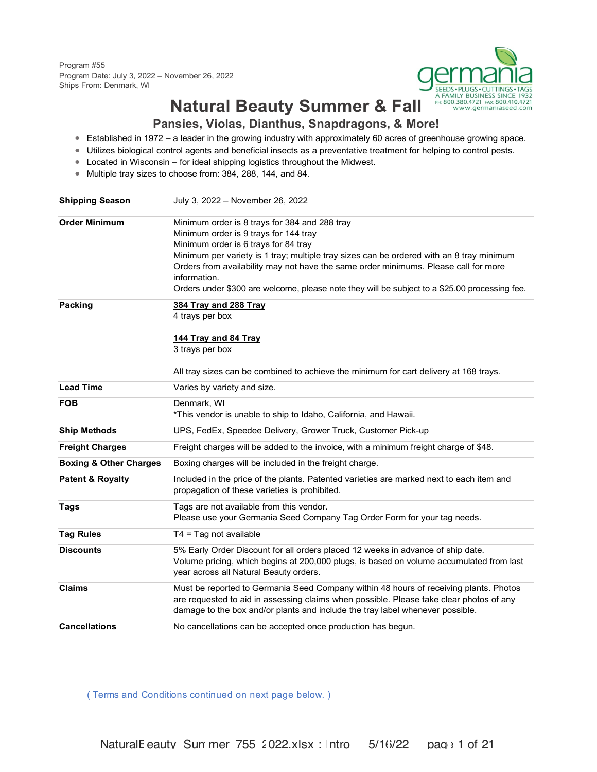Program #55
Program Date: July 3, 2022 – November 26, 2022
Ships From: Denmark, WI

germania
SEEDS • PLUGS • CUTTINGS • TAGS
A FAMILY BUSINESS SINCE 1932
PH: 800.380.4721 FAX: 800.410.4721
www.germaniaseed.com

# Natural Beauty Summer & Fall

## Pansies, Violas, Dianthus, Snapdragons, & More!

- Established in 1972 – a leader in the growing industry with approximately 60 acres of greenhouse growing space.
- Utilizes biological control agents and beneficial insects as a preventative treatment for helping to control pests.
- Located in Wisconsin – for ideal shipping logistics throughout the Midwest.
- Multiple tray sizes to choose from: 384, 288, 144, and 84.

| | |
|---|---|
| **Shipping Season** | July 3, 2022 – November 26, 2022 |
| **Order Minimum** | Minimum order is 8 trays for 384 and 288 tray<br>Minimum order is 9 trays for 144 tray<br>Minimum order is 6 trays for 84 tray<br>Minimum per variety is 1 tray; multiple tray sizes can be ordered with an 8 tray minimum<br>Orders from availability may not have the same order minimums. Please call for more information.<br>Orders under $300 are welcome, please note they will be subject to a $25.00 processing fee. |
| **Packing** | **384 Tray and 288 Tray**<br>4 trays per box<br><br>**144 Tray and 84 Tray**<br>3 trays per box<br><br>All tray sizes can be combined to achieve the minimum for cart delivery at 168 trays. |
| **Lead Time** | Varies by variety and size. |
| **FOB** | Denmark, WI<br>*This vendor is unable to ship to Idaho, California, and Hawaii. |
| **Ship Methods** | UPS, FedEx, Speedee Delivery, Grower Truck, Customer Pick-up |
| **Freight Charges** | Freight charges will be added to the invoice, with a minimum freight charge of $48. |
| **Boxing & Other Charges** | Boxing charges will be included in the freight charge. |
| **Patent & Royalty** | Included in the price of the plants. Patented varieties are marked next to each item and propagation of these varieties is prohibited. |
| **Tags** | Tags are not available from this vendor.<br>Please use your Germania Seed Company Tag Order Form for your tag needs. |
| **Tag Rules** | T4 = Tag not available |
| **Discounts** | 5% Early Order Discount for all orders placed 12 weeks in advance of ship date.<br>Volume pricing, which begins at 200,000 plugs, is based on volume accumulated from last year across all Natural Beauty orders. |
| **Claims** | Must be reported to Germania Seed Company within 48 hours of receiving plants. Photos are requested to aid in assessing claims when possible. Please take clear photos of any damage to the box and/or plants and include the tray label whenever possible. |
| **Cancellations** | No cancellations can be accepted once production has begun. |

( Terms and Conditions continued on next page below. )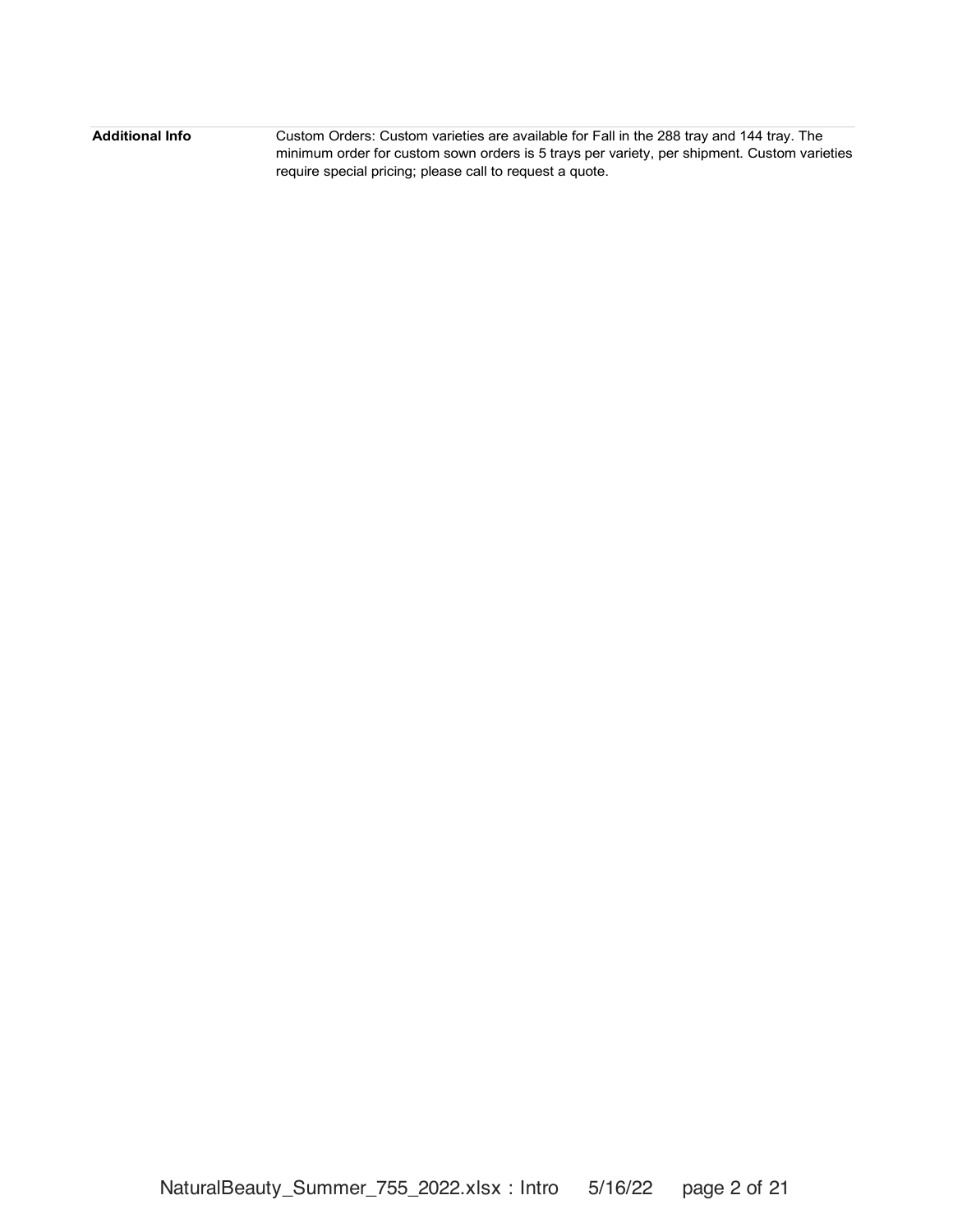| Additional Info | Custom Orders: Custom varieties are available for Fall in the 288 tray and 144 tray. The minimum order for custom sown orders is 5 trays per variety, per shipment. Custom varieties require special pricing; please call to request a quote. |
|---|---|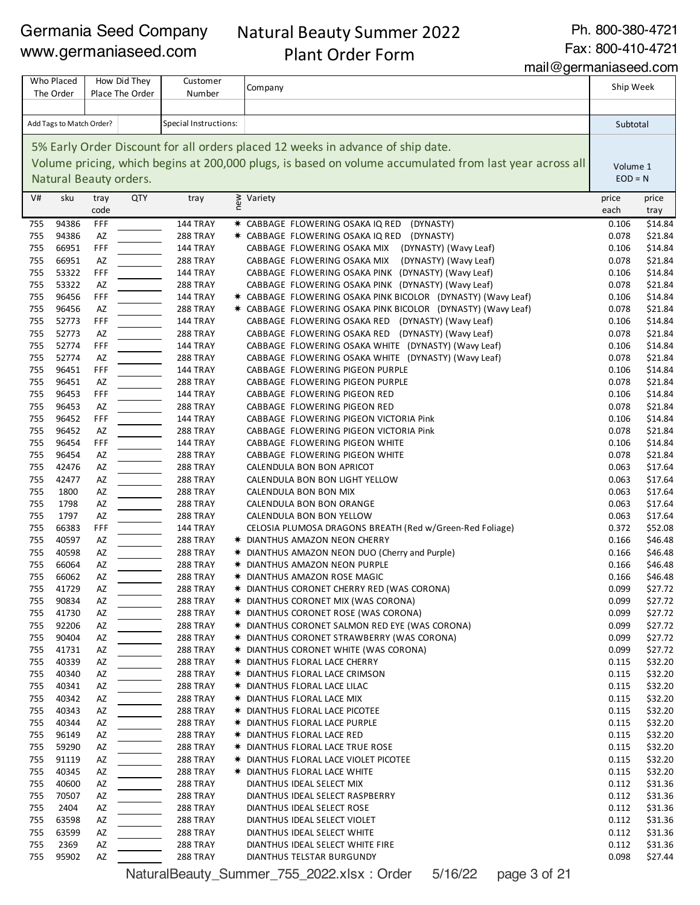Germania Seed Company
www.germaniaseed.com

# Natural Beauty Summer 2022
## Plant Order Form

Ph. 800-380-4721
Fax: 800-410-4721
mail@germaniaseed.com

| Who Placed The Order | How Did They Place The Order | Customer Number | Company | Ship Week |
|---|---|---|---|---|
| | | | | |
| Add Tags to Match Order? | | Special Instructions: | | Subtotal |

5% Early Order Discount for all orders placed 12 weeks in advance of ship date.
Volume pricing, which begins at 200,000 plugs, is based on volume accumulated from last year across all Natural Beauty orders.

Volume 1
EOD = N

| V# | sku | tray code | QTY | tray | new | Variety | price each | price tray |
|---|---|---|---|---|---|---|---|---|
| 755 | 94386 | FFF | | 144 TRAY | * | CABBAGE FLOWERING OSAKA IQ RED (DYNASTY) | 0.106 | $14.84 |
| 755 | 94386 | AZ | | 288 TRAY | * | CABBAGE FLOWERING OSAKA IQ RED (DYNASTY) | 0.078 | $21.84 |
| 755 | 66951 | FFF | | 144 TRAY | | CABBAGE FLOWERING OSAKA MIX (DYNASTY) (Wavy Leaf) | 0.106 | $14.84 |
| 755 | 66951 | AZ | | 288 TRAY | | CABBAGE FLOWERING OSAKA MIX (DYNASTY) (Wavy Leaf) | 0.078 | $21.84 |
| 755 | 53322 | FFF | | 144 TRAY | | CABBAGE FLOWERING OSAKA PINK (DYNASTY) (Wavy Leaf) | 0.106 | $14.84 |
| 755 | 53322 | AZ | | 288 TRAY | | CABBAGE FLOWERING OSAKA PINK (DYNASTY) (Wavy Leaf) | 0.078 | $21.84 |
| 755 | 96456 | FFF | | 144 TRAY | * | CABBAGE FLOWERING OSAKA PINK BICOLOR (DYNASTY) (Wavy Leaf) | 0.106 | $14.84 |
| 755 | 96456 | AZ | | 288 TRAY | * | CABBAGE FLOWERING OSAKA PINK BICOLOR (DYNASTY) (Wavy Leaf) | 0.078 | $21.84 |
| 755 | 52773 | FFF | | 144 TRAY | | CABBAGE FLOWERING OSAKA RED (DYNASTY) (Wavy Leaf) | 0.106 | $14.84 |
| 755 | 52773 | AZ | | 288 TRAY | | CABBAGE FLOWERING OSAKA RED (DYNASTY) (Wavy Leaf) | 0.078 | $21.84 |
| 755 | 52774 | FFF | | 144 TRAY | | CABBAGE FLOWERING OSAKA WHITE (DYNASTY) (Wavy Leaf) | 0.106 | $14.84 |
| 755 | 52774 | AZ | | 288 TRAY | | CABBAGE FLOWERING OSAKA WHITE (DYNASTY) (Wavy Leaf) | 0.078 | $21.84 |
| 755 | 96451 | FFF | | 144 TRAY | | CABBAGE FLOWERING PIGEON PURPLE | 0.106 | $14.84 |
| 755 | 96451 | AZ | | 288 TRAY | | CABBAGE FLOWERING PIGEON PURPLE | 0.078 | $21.84 |
| 755 | 96453 | FFF | | 144 TRAY | | CABBAGE FLOWERING PIGEON RED | 0.106 | $14.84 |
| 755 | 96453 | AZ | | 288 TRAY | | CABBAGE FLOWERING PIGEON RED | 0.078 | $21.84 |
| 755 | 96452 | FFF | | 144 TRAY | | CABBAGE FLOWERING PIGEON VICTORIA Pink | 0.106 | $14.84 |
| 755 | 96452 | AZ | | 288 TRAY | | CABBAGE FLOWERING PIGEON VICTORIA Pink | 0.078 | $21.84 |
| 755 | 96454 | FFF | | 144 TRAY | | CABBAGE FLOWERING PIGEON WHITE | 0.106 | $14.84 |
| 755 | 96454 | AZ | | 288 TRAY | | CABBAGE FLOWERING PIGEON WHITE | 0.078 | $21.84 |
| 755 | 42476 | AZ | | 288 TRAY | | CALENDULA BON BON APRICOT | 0.063 | $17.64 |
| 755 | 42477 | AZ | | 288 TRAY | | CALENDULA BON BON LIGHT YELLOW | 0.063 | $17.64 |
| 755 | 1800 | AZ | | 288 TRAY | | CALENDULA BON BON MIX | 0.063 | $17.64 |
| 755 | 1798 | AZ | | 288 TRAY | | CALENDULA BON BON ORANGE | 0.063 | $17.64 |
| 755 | 1797 | AZ | | 288 TRAY | | CALENDULA BON BON YELLOW | 0.063 | $17.64 |
| 755 | 66383 | FFF | | 144 TRAY | | CELOSIA PLUMOSA DRAGONS BREATH (Red w/Green-Red Foliage) | 0.372 | $52.08 |
| 755 | 40597 | AZ | | 288 TRAY | * | DIANTHUS AMAZON NEON CHERRY | 0.166 | $46.48 |
| 755 | 40598 | AZ | | 288 TRAY | * | DIANTHUS AMAZON NEON DUO (Cherry and Purple) | 0.166 | $46.48 |
| 755 | 66064 | AZ | | 288 TRAY | * | DIANTHUS AMAZON NEON PURPLE | 0.166 | $46.48 |
| 755 | 66062 | AZ | | 288 TRAY | * | DIANTHUS AMAZON ROSE MAGIC | 0.166 | $46.48 |
| 755 | 41729 | AZ | | 288 TRAY | * | DIANTHUS CORONET CHERRY RED (WAS CORONA) | 0.099 | $27.72 |
| 755 | 90834 | AZ | | 288 TRAY | * | DIANTHUS CORONET MIX (WAS CORONA) | 0.099 | $27.72 |
| 755 | 41730 | AZ | | 288 TRAY | * | DIANTHUS CORONET ROSE (WAS CORONA) | 0.099 | $27.72 |
| 755 | 92206 | AZ | | 288 TRAY | * | DIANTHUS CORONET SALMON RED EYE (WAS CORONA) | 0.099 | $27.72 |
| 755 | 90404 | AZ | | 288 TRAY | * | DIANTHUS CORONET STRAWBERRY (WAS CORONA) | 0.099 | $27.72 |
| 755 | 41731 | AZ | | 288 TRAY | * | DIANTHUS CORONET WHITE (WAS CORONA) | 0.099 | $27.72 |
| 755 | 40339 | AZ | | 288 TRAY | * | DIANTHUS FLORAL LACE CHERRY | 0.115 | $32.20 |
| 755 | 40340 | AZ | | 288 TRAY | * | DIANTHUS FLORAL LACE CRIMSON | 0.115 | $32.20 |
| 755 | 40341 | AZ | | 288 TRAY | * | DIANTHUS FLORAL LACE LILAC | 0.115 | $32.20 |
| 755 | 40342 | AZ | | 288 TRAY | * | DIANTHUS FLORAL LACE MIX | 0.115 | $32.20 |
| 755 | 40343 | AZ | | 288 TRAY | * | DIANTHUS FLORAL LACE PICOTEE | 0.115 | $32.20 |
| 755 | 40344 | AZ | | 288 TRAY | * | DIANTHUS FLORAL LACE PURPLE | 0.115 | $32.20 |
| 755 | 96149 | AZ | | 288 TRAY | * | DIANTHUS FLORAL LACE RED | 0.115 | $32.20 |
| 755 | 59290 | AZ | | 288 TRAY | * | DIANTHUS FLORAL LACE TRUE ROSE | 0.115 | $32.20 |
| 755 | 91119 | AZ | | 288 TRAY | * | DIANTHUS FLORAL LACE VIOLET PICOTEE | 0.115 | $32.20 |
| 755 | 40345 | AZ | | 288 TRAY | * | DIANTHUS FLORAL LACE WHITE | 0.115 | $32.20 |
| 755 | 40600 | AZ | | 288 TRAY | | DIANTHUS IDEAL SELECT MIX | 0.112 | $31.36 |
| 755 | 70507 | AZ | | 288 TRAY | | DIANTHUS IDEAL SELECT RASPBERRY | 0.112 | $31.36 |
| 755 | 2404 | AZ | | 288 TRAY | | DIANTHUS IDEAL SELECT ROSE | 0.112 | $31.36 |
| 755 | 63598 | AZ | | 288 TRAY | | DIANTHUS IDEAL SELECT VIOLET | 0.112 | $31.36 |
| 755 | 63599 | AZ | | 288 TRAY | | DIANTHUS IDEAL SELECT WHITE | 0.112 | $31.36 |
| 755 | 2369 | AZ | | 288 TRAY | | DIANTHUS IDEAL SELECT WHITE FIRE | 0.112 | $31.36 |
| 755 | 95902 | AZ | | 288 TRAY | | DIANTHUS TELSTAR BURGUNDY | 0.098 | $27.44 |

NaturalBeauty_Summer_755_2022.xlsx : Order 5/16/22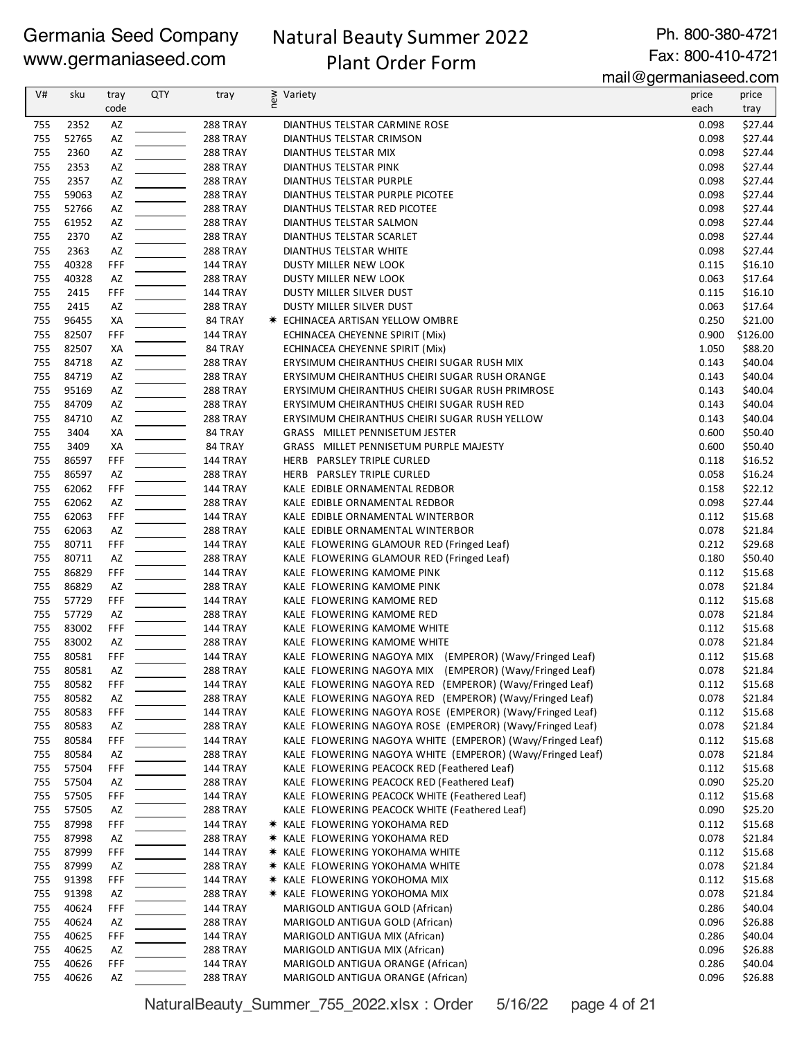Germania Seed Company
www.germaniaseed.com

# Natural Beauty Summer 2022 Plant Order Form

Ph. 800-380-4721
Fax: 800-410-4721
mail@germaniaseed.com

| V# | sku | tray code | QTY | tray | new | Variety | price each | price tray |
|---|---|---|---|---|---|---|---|---|
| 755 | 2352 | AZ | | 288 TRAY | | DIANTHUS TELSTAR CARMINE ROSE | 0.098 | $27.44 |
| 755 | 52765 | AZ | | 288 TRAY | | DIANTHUS TELSTAR CRIMSON | 0.098 | $27.44 |
| 755 | 2360 | AZ | | 288 TRAY | | DIANTHUS TELSTAR MIX | 0.098 | $27.44 |
| 755 | 2353 | AZ | | 288 TRAY | | DIANTHUS TELSTAR PINK | 0.098 | $27.44 |
| 755 | 2357 | AZ | | 288 TRAY | | DIANTHUS TELSTAR PURPLE | 0.098 | $27.44 |
| 755 | 59063 | AZ | | 288 TRAY | | DIANTHUS TELSTAR PURPLE PICOTEE | 0.098 | $27.44 |
| 755 | 52766 | AZ | | 288 TRAY | | DIANTHUS TELSTAR RED PICOTEE | 0.098 | $27.44 |
| 755 | 61952 | AZ | | 288 TRAY | | DIANTHUS TELSTAR SALMON | 0.098 | $27.44 |
| 755 | 2370 | AZ | | 288 TRAY | | DIANTHUS TELSTAR SCARLET | 0.098 | $27.44 |
| 755 | 2363 | AZ | | 288 TRAY | | DIANTHUS TELSTAR WHITE | 0.098 | $27.44 |
| 755 | 40328 | FFF | | 144 TRAY | | DUSTY MILLER NEW LOOK | 0.115 | $16.10 |
| 755 | 40328 | AZ | | 288 TRAY | | DUSTY MILLER NEW LOOK | 0.063 | $17.64 |
| 755 | 2415 | FFF | | 144 TRAY | | DUSTY MILLER SILVER DUST | 0.115 | $16.10 |
| 755 | 2415 | AZ | | 288 TRAY | | DUSTY MILLER SILVER DUST | 0.063 | $17.64 |
| 755 | 96455 | XA | | 84 TRAY | ✷ | ECHINACEA ARTISAN YELLOW OMBRE | 0.250 | $21.00 |
| 755 | 82507 | FFF | | 144 TRAY | | ECHINACEA CHEYENNE SPIRIT (Mix) | 0.900 | $126.00 |
| 755 | 82507 | XA | | 84 TRAY | | ECHINACEA CHEYENNE SPIRIT (Mix) | 1.050 | $88.20 |
| 755 | 84718 | AZ | | 288 TRAY | | ERYSIMUM CHEIRANTHUS CHEIRI SUGAR RUSH MIX | 0.143 | $40.04 |
| 755 | 84719 | AZ | | 288 TRAY | | ERYSIMUM CHEIRANTHUS CHEIRI SUGAR RUSH ORANGE | 0.143 | $40.04 |
| 755 | 95169 | AZ | | 288 TRAY | | ERYSIMUM CHEIRANTHUS CHEIRI SUGAR RUSH PRIMROSE | 0.143 | $40.04 |
| 755 | 84709 | AZ | | 288 TRAY | | ERYSIMUM CHEIRANTHUS CHEIRI SUGAR RUSH RED | 0.143 | $40.04 |
| 755 | 84710 | AZ | | 288 TRAY | | ERYSIMUM CHEIRANTHUS CHEIRI SUGAR RUSH YELLOW | 0.143 | $40.04 |
| 755 | 3404 | XA | | 84 TRAY | | GRASS MILLET PENNISETUM JESTER | 0.600 | $50.40 |
| 755 | 3409 | XA | | 84 TRAY | | GRASS MILLET PENNISETUM PURPLE MAJESTY | 0.600 | $50.40 |
| 755 | 86597 | FFF | | 144 TRAY | | HERB PARSLEY TRIPLE CURLED | 0.118 | $16.52 |
| 755 | 86597 | AZ | | 288 TRAY | | HERB PARSLEY TRIPLE CURLED | 0.058 | $16.24 |
| 755 | 62062 | FFF | | 144 TRAY | | KALE EDIBLE ORNAMENTAL REDBOR | 0.158 | $22.12 |
| 755 | 62062 | AZ | | 288 TRAY | | KALE EDIBLE ORNAMENTAL REDBOR | 0.098 | $27.44 |
| 755 | 62063 | FFF | | 144 TRAY | | KALE EDIBLE ORNAMENTAL WINTERBOR | 0.112 | $15.68 |
| 755 | 62063 | AZ | | 288 TRAY | | KALE EDIBLE ORNAMENTAL WINTERBOR | 0.078 | $21.84 |
| 755 | 80711 | FFF | | 144 TRAY | | KALE FLOWERING GLAMOUR RED (Fringed Leaf) | 0.212 | $29.68 |
| 755 | 80711 | AZ | | 288 TRAY | | KALE FLOWERING GLAMOUR RED (Fringed Leaf) | 0.180 | $50.40 |
| 755 | 86829 | FFF | | 144 TRAY | | KALE FLOWERING KAMOME PINK | 0.112 | $15.68 |
| 755 | 86829 | AZ | | 288 TRAY | | KALE FLOWERING KAMOME PINK | 0.078 | $21.84 |
| 755 | 57729 | FFF | | 144 TRAY | | KALE FLOWERING KAMOME RED | 0.112 | $15.68 |
| 755 | 57729 | AZ | | 288 TRAY | | KALE FLOWERING KAMOME RED | 0.078 | $21.84 |
| 755 | 83002 | FFF | | 144 TRAY | | KALE FLOWERING KAMOME WHITE | 0.112 | $15.68 |
| 755 | 83002 | AZ | | 288 TRAY | | KALE FLOWERING KAMOME WHITE | 0.078 | $21.84 |
| 755 | 80581 | FFF | | 144 TRAY | | KALE FLOWERING NAGOYA MIX (EMPEROR) (Wavy/Fringed Leaf) | 0.112 | $15.68 |
| 755 | 80581 | AZ | | 288 TRAY | | KALE FLOWERING NAGOYA MIX (EMPEROR) (Wavy/Fringed Leaf) | 0.078 | $21.84 |
| 755 | 80582 | FFF | | 144 TRAY | | KALE FLOWERING NAGOYA RED (EMPEROR) (Wavy/Fringed Leaf) | 0.112 | $15.68 |
| 755 | 80582 | AZ | | 288 TRAY | | KALE FLOWERING NAGOYA RED (EMPEROR) (Wavy/Fringed Leaf) | 0.078 | $21.84 |
| 755 | 80583 | FFF | | 144 TRAY | | KALE FLOWERING NAGOYA ROSE (EMPEROR) (Wavy/Fringed Leaf) | 0.112 | $15.68 |
| 755 | 80583 | AZ | | 288 TRAY | | KALE FLOWERING NAGOYA ROSE (EMPEROR) (Wavy/Fringed Leaf) | 0.078 | $21.84 |
| 755 | 80584 | FFF | | 144 TRAY | | KALE FLOWERING NAGOYA WHITE (EMPEROR) (Wavy/Fringed Leaf) | 0.112 | $15.68 |
| 755 | 80584 | AZ | | 288 TRAY | | KALE FLOWERING NAGOYA WHITE (EMPEROR) (Wavy/Fringed Leaf) | 0.078 | $21.84 |
| 755 | 57504 | FFF | | 144 TRAY | | KALE FLOWERING PEACOCK RED (Feathered Leaf) | 0.112 | $15.68 |
| 755 | 57504 | AZ | | 288 TRAY | | KALE FLOWERING PEACOCK RED (Feathered Leaf) | 0.090 | $25.20 |
| 755 | 57505 | FFF | | 144 TRAY | | KALE FLOWERING PEACOCK WHITE (Feathered Leaf) | 0.112 | $15.68 |
| 755 | 57505 | AZ | | 288 TRAY | | KALE FLOWERING PEACOCK WHITE (Feathered Leaf) | 0.090 | $25.20 |
| 755 | 87998 | FFF | | 144 TRAY | ✷ | KALE FLOWERING YOKOHAMA RED | 0.112 | $15.68 |
| 755 | 87998 | AZ | | 288 TRAY | ✷ | KALE FLOWERING YOKOHAMA RED | 0.078 | $21.84 |
| 755 | 87999 | FFF | | 144 TRAY | ✷ | KALE FLOWERING YOKOHAMA WHITE | 0.112 | $15.68 |
| 755 | 87999 | AZ | | 288 TRAY | ✷ | KALE FLOWERING YOKOHAMA WHITE | 0.078 | $21.84 |
| 755 | 91398 | FFF | | 144 TRAY | ✷ | KALE FLOWERING YOKOHOMA MIX | 0.112 | $15.68 |
| 755 | 91398 | AZ | | 288 TRAY | ✷ | KALE FLOWERING YOKOHOMA MIX | 0.078 | $21.84 |
| 755 | 40624 | FFF | | 144 TRAY | | MARIGOLD ANTIGUA GOLD (African) | 0.286 | $40.04 |
| 755 | 40624 | AZ | | 288 TRAY | | MARIGOLD ANTIGUA GOLD (African) | 0.096 | $26.88 |
| 755 | 40625 | FFF | | 144 TRAY | | MARIGOLD ANTIGUA MIX (African) | 0.286 | $40.04 |
| 755 | 40625 | AZ | | 288 TRAY | | MARIGOLD ANTIGUA MIX (African) | 0.096 | $26.88 |
| 755 | 40626 | FFF | | 144 TRAY | | MARIGOLD ANTIGUA ORANGE (African) | 0.286 | $40.04 |
| 755 | 40626 | AZ | | 288 TRAY | | MARIGOLD ANTIGUA ORANGE (African) | 0.096 | $26.88 |

NaturalBeauty_Summer_755_2022.xlsx : Order 5/16/22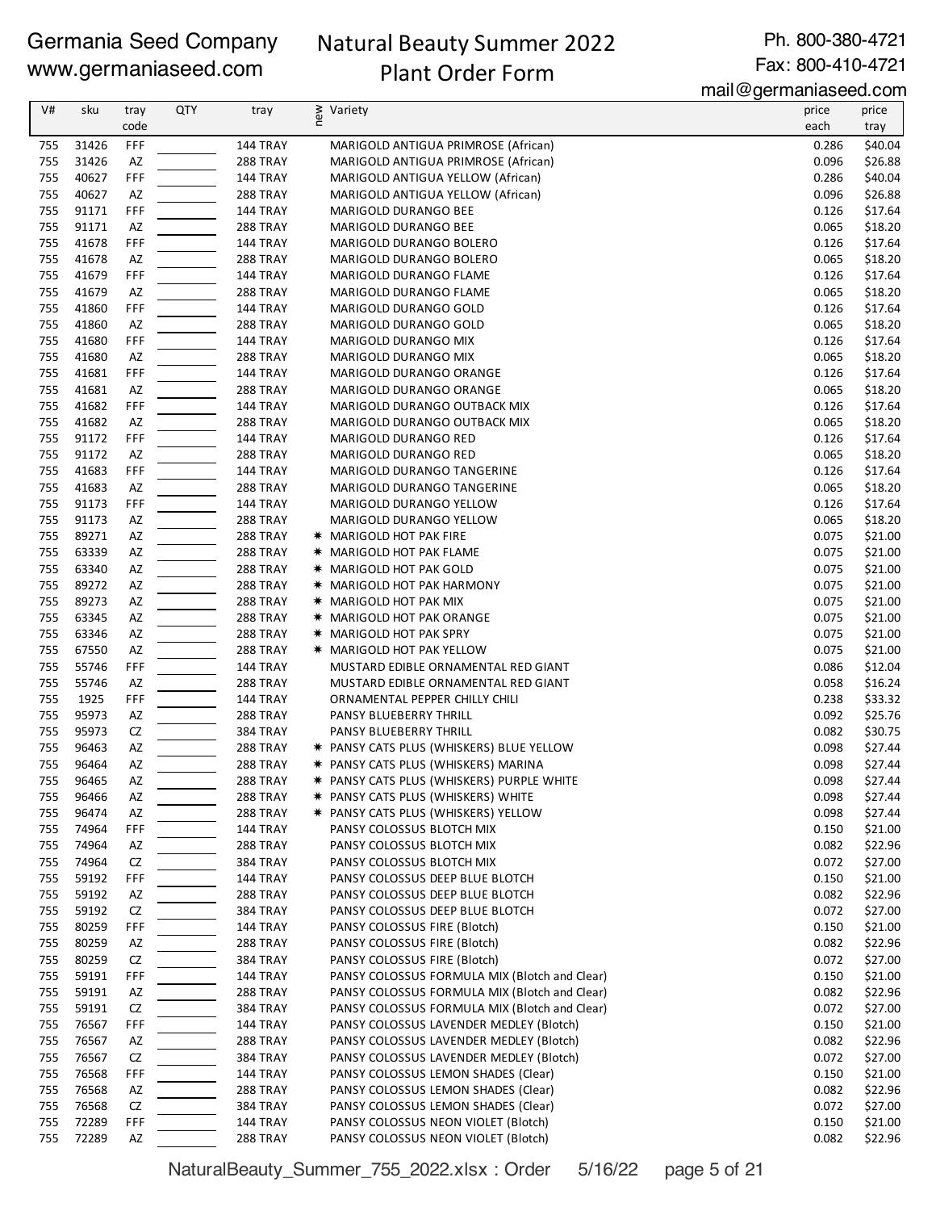# Germania Seed Company

www.germaniaseed.com

## Natural Beauty Summer 2022
## Plant Order Form

Ph. 800-380-4721
Fax: 800-410-4721
mail@germaniaseed.com

| V# | sku | tray code | QTY | tray | new | Variety | price each | price tray |
|---|---|---|---|---|---|---|---|---|
| 755 | 31426 | FFF | | 144 TRAY | | MARIGOLD ANTIGUA PRIMROSE (African) | 0.286 | $40.04 |
| 755 | 31426 | AZ | | 288 TRAY | | MARIGOLD ANTIGUA PRIMROSE (African) | 0.096 | $26.88 |
| 755 | 40627 | FFF | | 144 TRAY | | MARIGOLD ANTIGUA YELLOW (African) | 0.286 | $40.04 |
| 755 | 40627 | AZ | | 288 TRAY | | MARIGOLD ANTIGUA YELLOW (African) | 0.096 | $26.88 |
| 755 | 91171 | FFF | | 144 TRAY | | MARIGOLD DURANGO BEE | 0.126 | $17.64 |
| 755 | 91171 | AZ | | 288 TRAY | | MARIGOLD DURANGO BEE | 0.065 | $18.20 |
| 755 | 41678 | FFF | | 144 TRAY | | MARIGOLD DURANGO BOLERO | 0.126 | $17.64 |
| 755 | 41678 | AZ | | 288 TRAY | | MARIGOLD DURANGO BOLERO | 0.065 | $18.20 |
| 755 | 41679 | FFF | | 144 TRAY | | MARIGOLD DURANGO FLAME | 0.126 | $17.64 |
| 755 | 41679 | AZ | | 288 TRAY | | MARIGOLD DURANGO FLAME | 0.065 | $18.20 |
| 755 | 41860 | FFF | | 144 TRAY | | MARIGOLD DURANGO GOLD | 0.126 | $17.64 |
| 755 | 41860 | AZ | | 288 TRAY | | MARIGOLD DURANGO GOLD | 0.065 | $18.20 |
| 755 | 41680 | FFF | | 144 TRAY | | MARIGOLD DURANGO MIX | 0.126 | $17.64 |
| 755 | 41680 | AZ | | 288 TRAY | | MARIGOLD DURANGO MIX | 0.065 | $18.20 |
| 755 | 41681 | FFF | | 144 TRAY | | MARIGOLD DURANGO ORANGE | 0.126 | $17.64 |
| 755 | 41681 | AZ | | 288 TRAY | | MARIGOLD DURANGO ORANGE | 0.065 | $18.20 |
| 755 | 41682 | FFF | | 144 TRAY | | MARIGOLD DURANGO OUTBACK MIX | 0.126 | $17.64 |
| 755 | 41682 | AZ | | 288 TRAY | | MARIGOLD DURANGO OUTBACK MIX | 0.065 | $18.20 |
| 755 | 91172 | FFF | | 144 TRAY | | MARIGOLD DURANGO RED | 0.126 | $17.64 |
| 755 | 91172 | AZ | | 288 TRAY | | MARIGOLD DURANGO RED | 0.065 | $18.20 |
| 755 | 41683 | FFF | | 144 TRAY | | MARIGOLD DURANGO TANGERINE | 0.126 | $17.64 |
| 755 | 41683 | AZ | | 288 TRAY | | MARIGOLD DURANGO TANGERINE | 0.065 | $18.20 |
| 755 | 91173 | FFF | | 144 TRAY | | MARIGOLD DURANGO YELLOW | 0.126 | $17.64 |
| 755 | 91173 | AZ | | 288 TRAY | | MARIGOLD DURANGO YELLOW | 0.065 | $18.20 |
| 755 | 89271 | AZ | | 288 TRAY | * | MARIGOLD HOT PAK FIRE | 0.075 | $21.00 |
| 755 | 63339 | AZ | | 288 TRAY | * | MARIGOLD HOT PAK FLAME | 0.075 | $21.00 |
| 755 | 63340 | AZ | | 288 TRAY | * | MARIGOLD HOT PAK GOLD | 0.075 | $21.00 |
| 755 | 89272 | AZ | | 288 TRAY | * | MARIGOLD HOT PAK HARMONY | 0.075 | $21.00 |
| 755 | 89273 | AZ | | 288 TRAY | * | MARIGOLD HOT PAK MIX | 0.075 | $21.00 |
| 755 | 63345 | AZ | | 288 TRAY | * | MARIGOLD HOT PAK ORANGE | 0.075 | $21.00 |
| 755 | 63346 | AZ | | 288 TRAY | * | MARIGOLD HOT PAK SPRY | 0.075 | $21.00 |
| 755 | 67550 | AZ | | 288 TRAY | * | MARIGOLD HOT PAK YELLOW | 0.075 | $21.00 |
| 755 | 55746 | FFF | | 144 TRAY | | MUSTARD EDIBLE ORNAMENTAL RED GIANT | 0.086 | $12.04 |
| 755 | 55746 | AZ | | 288 TRAY | | MUSTARD EDIBLE ORNAMENTAL RED GIANT | 0.058 | $16.24 |
| 755 | 1925 | FFF | | 144 TRAY | | ORNAMENTAL PEPPER CHILLY CHILI | 0.238 | $33.32 |
| 755 | 95973 | AZ | | 288 TRAY | | PANSY BLUEBERRY THRILL | 0.092 | $25.76 |
| 755 | 95973 | CZ | | 384 TRAY | | PANSY BLUEBERRY THRILL | 0.082 | $30.75 |
| 755 | 96463 | AZ | | 288 TRAY | * | PANSY CATS PLUS (WHISKERS) BLUE YELLOW | 0.098 | $27.44 |
| 755 | 96464 | AZ | | 288 TRAY | * | PANSY CATS PLUS (WHISKERS) MARINA | 0.098 | $27.44 |
| 755 | 96465 | AZ | | 288 TRAY | * | PANSY CATS PLUS (WHISKERS) PURPLE WHITE | 0.098 | $27.44 |
| 755 | 96466 | AZ | | 288 TRAY | * | PANSY CATS PLUS (WHISKERS) WHITE | 0.098 | $27.44 |
| 755 | 96474 | AZ | | 288 TRAY | * | PANSY CATS PLUS (WHISKERS) YELLOW | 0.098 | $27.44 |
| 755 | 74964 | FFF | | 144 TRAY | | PANSY COLOSSUS BLOTCH MIX | 0.150 | $21.00 |
| 755 | 74964 | AZ | | 288 TRAY | | PANSY COLOSSUS BLOTCH MIX | 0.082 | $22.96 |
| 755 | 74964 | CZ | | 384 TRAY | | PANSY COLOSSUS BLOTCH MIX | 0.072 | $27.00 |
| 755 | 59192 | FFF | | 144 TRAY | | PANSY COLOSSUS DEEP BLUE BLOTCH | 0.150 | $21.00 |
| 755 | 59192 | AZ | | 288 TRAY | | PANSY COLOSSUS DEEP BLUE BLOTCH | 0.082 | $22.96 |
| 755 | 59192 | CZ | | 384 TRAY | | PANSY COLOSSUS DEEP BLUE BLOTCH | 0.072 | $27.00 |
| 755 | 80259 | FFF | | 144 TRAY | | PANSY COLOSSUS FIRE (Blotch) | 0.150 | $21.00 |
| 755 | 80259 | AZ | | 288 TRAY | | PANSY COLOSSUS FIRE (Blotch) | 0.082 | $22.96 |
| 755 | 80259 | CZ | | 384 TRAY | | PANSY COLOSSUS FIRE (Blotch) | 0.072 | $27.00 |
| 755 | 59191 | FFF | | 144 TRAY | | PANSY COLOSSUS FORMULA MIX (Blotch and Clear) | 0.150 | $21.00 |
| 755 | 59191 | AZ | | 288 TRAY | | PANSY COLOSSUS FORMULA MIX (Blotch and Clear) | 0.082 | $22.96 |
| 755 | 59191 | CZ | | 384 TRAY | | PANSY COLOSSUS FORMULA MIX (Blotch and Clear) | 0.072 | $27.00 |
| 755 | 76567 | FFF | | 144 TRAY | | PANSY COLOSSUS LAVENDER MEDLEY (Blotch) | 0.150 | $21.00 |
| 755 | 76567 | AZ | | 288 TRAY | | PANSY COLOSSUS LAVENDER MEDLEY (Blotch) | 0.082 | $22.96 |
| 755 | 76567 | CZ | | 384 TRAY | | PANSY COLOSSUS LAVENDER MEDLEY (Blotch) | 0.072 | $27.00 |
| 755 | 76568 | FFF | | 144 TRAY | | PANSY COLOSSUS LEMON SHADES (Clear) | 0.150 | $21.00 |
| 755 | 76568 | AZ | | 288 TRAY | | PANSY COLOSSUS LEMON SHADES (Clear) | 0.082 | $22.96 |
| 755 | 76568 | CZ | | 384 TRAY | | PANSY COLOSSUS LEMON SHADES (Clear) | 0.072 | $27.00 |
| 755 | 72289 | FFF | | 144 TRAY | | PANSY COLOSSUS NEON VIOLET (Blotch) | 0.150 | $21.00 |
| 755 | 72289 | AZ | | 288 TRAY | | PANSY COLOSSUS NEON VIOLET (Blotch) | 0.082 | $22.96 |

NaturalBeauty_Summer_755_2022.xlsx : Order 5/16/22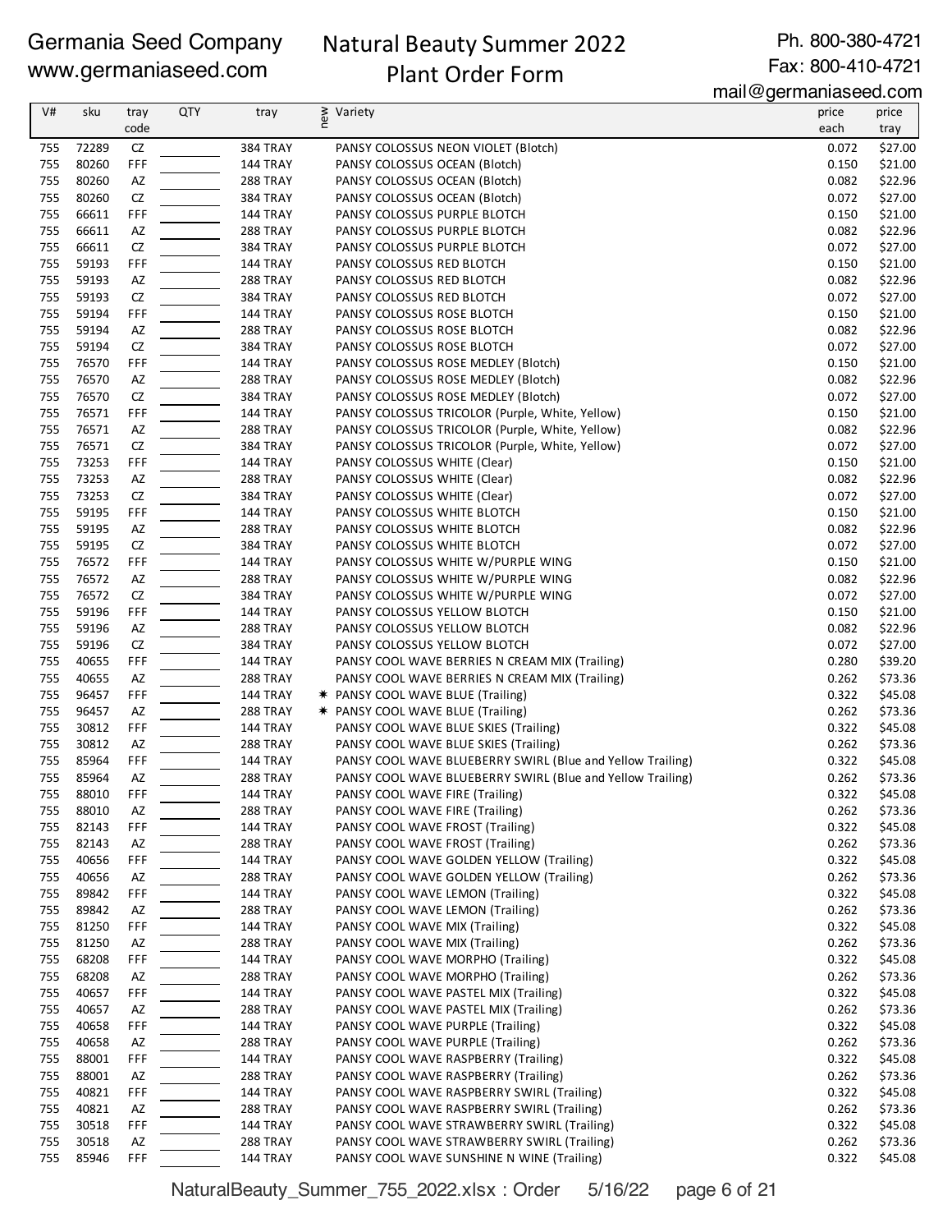Germania Seed Company
www.germaniaseed.com

# Natural Beauty Summer 2022
## Plant Order Form

Ph. 800-380-4721
Fax: 800-410-4721
mail@germaniaseed.com

| V# | sku | tray code | QTY | tray | new | Variety | price each | price tray |
|---|---|---|---|---|---|---|---|---|
| 755 | 72289 | CZ | | 384 TRAY | | PANSY COLOSSUS NEON VIOLET (Blotch) | 0.072 | $27.00 |
| 755 | 80260 | FFF | | 144 TRAY | | PANSY COLOSSUS OCEAN (Blotch) | 0.150 | $21.00 |
| 755 | 80260 | AZ | | 288 TRAY | | PANSY COLOSSUS OCEAN (Blotch) | 0.082 | $22.96 |
| 755 | 80260 | CZ | | 384 TRAY | | PANSY COLOSSUS OCEAN (Blotch) | 0.072 | $27.00 |
| 755 | 66611 | FFF | | 144 TRAY | | PANSY COLOSSUS PURPLE BLOTCH | 0.150 | $21.00 |
| 755 | 66611 | AZ | | 288 TRAY | | PANSY COLOSSUS PURPLE BLOTCH | 0.082 | $22.96 |
| 755 | 66611 | CZ | | 384 TRAY | | PANSY COLOSSUS PURPLE BLOTCH | 0.072 | $27.00 |
| 755 | 59193 | FFF | | 144 TRAY | | PANSY COLOSSUS RED BLOTCH | 0.150 | $21.00 |
| 755 | 59193 | AZ | | 288 TRAY | | PANSY COLOSSUS RED BLOTCH | 0.082 | $22.96 |
| 755 | 59193 | CZ | | 384 TRAY | | PANSY COLOSSUS RED BLOTCH | 0.072 | $27.00 |
| 755 | 59194 | FFF | | 144 TRAY | | PANSY COLOSSUS ROSE BLOTCH | 0.150 | $21.00 |
| 755 | 59194 | AZ | | 288 TRAY | | PANSY COLOSSUS ROSE BLOTCH | 0.082 | $22.96 |
| 755 | 59194 | CZ | | 384 TRAY | | PANSY COLOSSUS ROSE BLOTCH | 0.072 | $27.00 |
| 755 | 76570 | FFF | | 144 TRAY | | PANSY COLOSSUS ROSE MEDLEY (Blotch) | 0.150 | $21.00 |
| 755 | 76570 | AZ | | 288 TRAY | | PANSY COLOSSUS ROSE MEDLEY (Blotch) | 0.082 | $22.96 |
| 755 | 76570 | CZ | | 384 TRAY | | PANSY COLOSSUS ROSE MEDLEY (Blotch) | 0.072 | $27.00 |
| 755 | 76571 | FFF | | 144 TRAY | | PANSY COLOSSUS TRICOLOR (Purple, White, Yellow) | 0.150 | $21.00 |
| 755 | 76571 | AZ | | 288 TRAY | | PANSY COLOSSUS TRICOLOR (Purple, White, Yellow) | 0.082 | $22.96 |
| 755 | 76571 | CZ | | 384 TRAY | | PANSY COLOSSUS TRICOLOR (Purple, White, Yellow) | 0.072 | $27.00 |
| 755 | 73253 | FFF | | 144 TRAY | | PANSY COLOSSUS WHITE (Clear) | 0.150 | $21.00 |
| 755 | 73253 | AZ | | 288 TRAY | | PANSY COLOSSUS WHITE (Clear) | 0.082 | $22.96 |
| 755 | 73253 | CZ | | 384 TRAY | | PANSY COLOSSUS WHITE (Clear) | 0.072 | $27.00 |
| 755 | 59195 | FFF | | 144 TRAY | | PANSY COLOSSUS WHITE BLOTCH | 0.150 | $21.00 |
| 755 | 59195 | AZ | | 288 TRAY | | PANSY COLOSSUS WHITE BLOTCH | 0.082 | $22.96 |
| 755 | 59195 | CZ | | 384 TRAY | | PANSY COLOSSUS WHITE BLOTCH | 0.072 | $27.00 |
| 755 | 76572 | FFF | | 144 TRAY | | PANSY COLOSSUS WHITE W/PURPLE WING | 0.150 | $21.00 |
| 755 | 76572 | AZ | | 288 TRAY | | PANSY COLOSSUS WHITE W/PURPLE WING | 0.082 | $22.96 |
| 755 | 76572 | CZ | | 384 TRAY | | PANSY COLOSSUS WHITE W/PURPLE WING | 0.072 | $27.00 |
| 755 | 59196 | FFF | | 144 TRAY | | PANSY COLOSSUS YELLOW BLOTCH | 0.150 | $21.00 |
| 755 | 59196 | AZ | | 288 TRAY | | PANSY COLOSSUS YELLOW BLOTCH | 0.082 | $22.96 |
| 755 | 59196 | CZ | | 384 TRAY | | PANSY COLOSSUS YELLOW BLOTCH | 0.072 | $27.00 |
| 755 | 40655 | FFF | | 144 TRAY | | PANSY COOL WAVE BERRIES N CREAM MIX (Trailing) | 0.280 | $39.20 |
| 755 | 40655 | AZ | | 288 TRAY | | PANSY COOL WAVE BERRIES N CREAM MIX (Trailing) | 0.262 | $73.36 |
| 755 | 96457 | FFF | | 144 TRAY | * | PANSY COOL WAVE BLUE (Trailing) | 0.322 | $45.08 |
| 755 | 96457 | AZ | | 288 TRAY | * | PANSY COOL WAVE BLUE (Trailing) | 0.262 | $73.36 |
| 755 | 30812 | FFF | | 144 TRAY | | PANSY COOL WAVE BLUE SKIES (Trailing) | 0.322 | $45.08 |
| 755 | 30812 | AZ | | 288 TRAY | | PANSY COOL WAVE BLUE SKIES (Trailing) | 0.262 | $73.36 |
| 755 | 85964 | FFF | | 144 TRAY | | PANSY COOL WAVE BLUEBERRY SWIRL (Blue and Yellow Trailing) | 0.322 | $45.08 |
| 755 | 85964 | AZ | | 288 TRAY | | PANSY COOL WAVE BLUEBERRY SWIRL (Blue and Yellow Trailing) | 0.262 | $73.36 |
| 755 | 88010 | FFF | | 144 TRAY | | PANSY COOL WAVE FIRE (Trailing) | 0.322 | $45.08 |
| 755 | 88010 | AZ | | 288 TRAY | | PANSY COOL WAVE FIRE (Trailing) | 0.262 | $73.36 |
| 755 | 82143 | FFF | | 144 TRAY | | PANSY COOL WAVE FROST (Trailing) | 0.322 | $45.08 |
| 755 | 82143 | AZ | | 288 TRAY | | PANSY COOL WAVE FROST (Trailing) | 0.262 | $73.36 |
| 755 | 40656 | FFF | | 144 TRAY | | PANSY COOL WAVE GOLDEN YELLOW (Trailing) | 0.322 | $45.08 |
| 755 | 40656 | AZ | | 288 TRAY | | PANSY COOL WAVE GOLDEN YELLOW (Trailing) | 0.262 | $73.36 |
| 755 | 89842 | FFF | | 144 TRAY | | PANSY COOL WAVE LEMON (Trailing) | 0.322 | $45.08 |
| 755 | 89842 | AZ | | 288 TRAY | | PANSY COOL WAVE LEMON (Trailing) | 0.262 | $73.36 |
| 755 | 81250 | FFF | | 144 TRAY | | PANSY COOL WAVE MIX (Trailing) | 0.322 | $45.08 |
| 755 | 81250 | AZ | | 288 TRAY | | PANSY COOL WAVE MIX (Trailing) | 0.262 | $73.36 |
| 755 | 68208 | FFF | | 144 TRAY | | PANSY COOL WAVE MORPHO (Trailing) | 0.322 | $45.08 |
| 755 | 68208 | AZ | | 288 TRAY | | PANSY COOL WAVE MORPHO (Trailing) | 0.262 | $73.36 |
| 755 | 40657 | FFF | | 144 TRAY | | PANSY COOL WAVE PASTEL MIX (Trailing) | 0.322 | $45.08 |
| 755 | 40657 | AZ | | 288 TRAY | | PANSY COOL WAVE PASTEL MIX (Trailing) | 0.262 | $73.36 |
| 755 | 40658 | FFF | | 144 TRAY | | PANSY COOL WAVE PURPLE (Trailing) | 0.322 | $45.08 |
| 755 | 40658 | AZ | | 288 TRAY | | PANSY COOL WAVE PURPLE (Trailing) | 0.262 | $73.36 |
| 755 | 88001 | FFF | | 144 TRAY | | PANSY COOL WAVE RASPBERRY (Trailing) | 0.322 | $45.08 |
| 755 | 88001 | AZ | | 288 TRAY | | PANSY COOL WAVE RASPBERRY (Trailing) | 0.262 | $73.36 |
| 755 | 40821 | FFF | | 144 TRAY | | PANSY COOL WAVE RASPBERRY SWIRL (Trailing) | 0.322 | $45.08 |
| 755 | 40821 | AZ | | 288 TRAY | | PANSY COOL WAVE RASPBERRY SWIRL (Trailing) | 0.262 | $73.36 |
| 755 | 30518 | FFF | | 144 TRAY | | PANSY COOL WAVE STRAWBERRY SWIRL (Trailing) | 0.322 | $45.08 |
| 755 | 30518 | AZ | | 288 TRAY | | PANSY COOL WAVE STRAWBERRY SWIRL (Trailing) | 0.262 | $73.36 |
| 755 | 85946 | FFF | | 144 TRAY | | PANSY COOL WAVE SUNSHINE N WINE (Trailing) | 0.322 | $45.08 |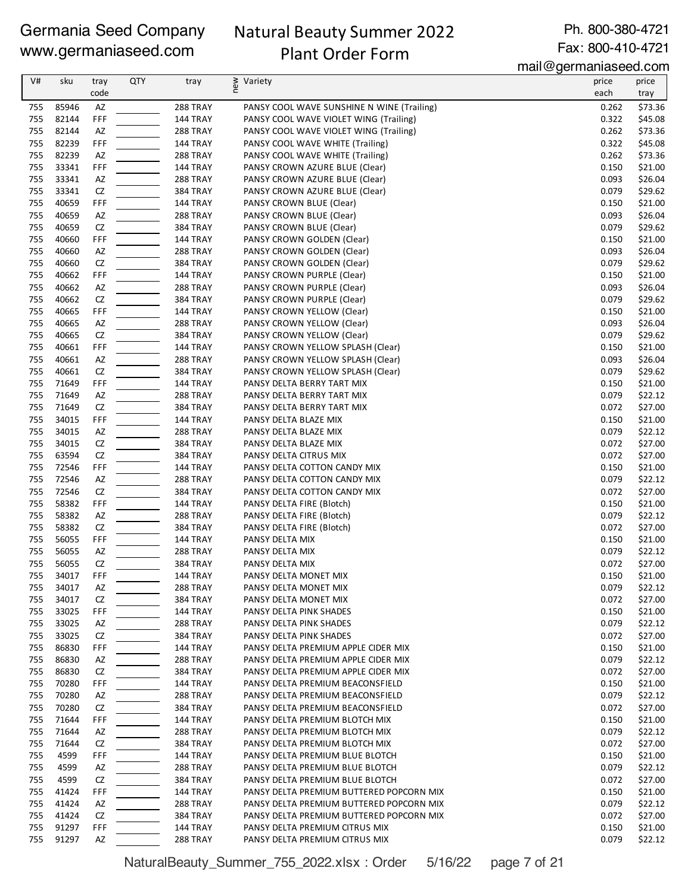Germania Seed Company
www.germaniaseed.com

# Natural Beauty Summer 2022 Plant Order Form

Ph. 800-380-4721
Fax: 800-410-4721
mail@germaniaseed.com

| V# | sku | tray code | QTY | tray | new | Variety | price each | price tray |
|---|---|---|---|---|---|---|---|---|
| 755 | 85946 | AZ | | 288 TRAY | | PANSY COOL WAVE SUNSHINE N WINE (Trailing) | 0.262 | $73.36 |
| 755 | 82144 | FFF | | 144 TRAY | | PANSY COOL WAVE VIOLET WING (Trailing) | 0.322 | $45.08 |
| 755 | 82144 | AZ | | 288 TRAY | | PANSY COOL WAVE VIOLET WING (Trailing) | 0.262 | $73.36 |
| 755 | 82239 | FFF | | 144 TRAY | | PANSY COOL WAVE WHITE (Trailing) | 0.322 | $45.08 |
| 755 | 82239 | AZ | | 288 TRAY | | PANSY COOL WAVE WHITE (Trailing) | 0.262 | $73.36 |
| 755 | 33341 | FFF | | 144 TRAY | | PANSY CROWN AZURE BLUE (Clear) | 0.150 | $21.00 |
| 755 | 33341 | AZ | | 288 TRAY | | PANSY CROWN AZURE BLUE (Clear) | 0.093 | $26.04 |
| 755 | 33341 | CZ | | 384 TRAY | | PANSY CROWN AZURE BLUE (Clear) | 0.079 | $29.62 |
| 755 | 40659 | FFF | | 144 TRAY | | PANSY CROWN BLUE (Clear) | 0.150 | $21.00 |
| 755 | 40659 | AZ | | 288 TRAY | | PANSY CROWN BLUE (Clear) | 0.093 | $26.04 |
| 755 | 40659 | CZ | | 384 TRAY | | PANSY CROWN BLUE (Clear) | 0.079 | $29.62 |
| 755 | 40660 | FFF | | 144 TRAY | | PANSY CROWN GOLDEN (Clear) | 0.150 | $21.00 |
| 755 | 40660 | AZ | | 288 TRAY | | PANSY CROWN GOLDEN (Clear) | 0.093 | $26.04 |
| 755 | 40660 | CZ | | 384 TRAY | | PANSY CROWN GOLDEN (Clear) | 0.079 | $29.62 |
| 755 | 40662 | FFF | | 144 TRAY | | PANSY CROWN PURPLE (Clear) | 0.150 | $21.00 |
| 755 | 40662 | AZ | | 288 TRAY | | PANSY CROWN PURPLE (Clear) | 0.093 | $26.04 |
| 755 | 40662 | CZ | | 384 TRAY | | PANSY CROWN PURPLE (Clear) | 0.079 | $29.62 |
| 755 | 40665 | FFF | | 144 TRAY | | PANSY CROWN YELLOW (Clear) | 0.150 | $21.00 |
| 755 | 40665 | AZ | | 288 TRAY | | PANSY CROWN YELLOW (Clear) | 0.093 | $26.04 |
| 755 | 40665 | CZ | | 384 TRAY | | PANSY CROWN YELLOW (Clear) | 0.079 | $29.62 |
| 755 | 40661 | FFF | | 144 TRAY | | PANSY CROWN YELLOW SPLASH (Clear) | 0.150 | $21.00 |
| 755 | 40661 | AZ | | 288 TRAY | | PANSY CROWN YELLOW SPLASH (Clear) | 0.093 | $26.04 |
| 755 | 40661 | CZ | | 384 TRAY | | PANSY CROWN YELLOW SPLASH (Clear) | 0.079 | $29.62 |
| 755 | 71649 | FFF | | 144 TRAY | | PANSY DELTA BERRY TART MIX | 0.150 | $21.00 |
| 755 | 71649 | AZ | | 288 TRAY | | PANSY DELTA BERRY TART MIX | 0.079 | $22.12 |
| 755 | 71649 | CZ | | 384 TRAY | | PANSY DELTA BERRY TART MIX | 0.072 | $27.00 |
| 755 | 34015 | FFF | | 144 TRAY | | PANSY DELTA BLAZE MIX | 0.150 | $21.00 |
| 755 | 34015 | AZ | | 288 TRAY | | PANSY DELTA BLAZE MIX | 0.079 | $22.12 |
| 755 | 34015 | CZ | | 384 TRAY | | PANSY DELTA BLAZE MIX | 0.072 | $27.00 |
| 755 | 63594 | CZ | | 384 TRAY | | PANSY DELTA CITRUS MIX | 0.072 | $27.00 |
| 755 | 72546 | FFF | | 144 TRAY | | PANSY DELTA COTTON CANDY MIX | 0.150 | $21.00 |
| 755 | 72546 | AZ | | 288 TRAY | | PANSY DELTA COTTON CANDY MIX | 0.079 | $22.12 |
| 755 | 72546 | CZ | | 384 TRAY | | PANSY DELTA COTTON CANDY MIX | 0.072 | $27.00 |
| 755 | 58382 | FFF | | 144 TRAY | | PANSY DELTA FIRE (Blotch) | 0.150 | $21.00 |
| 755 | 58382 | AZ | | 288 TRAY | | PANSY DELTA FIRE (Blotch) | 0.079 | $22.12 |
| 755 | 58382 | CZ | | 384 TRAY | | PANSY DELTA FIRE (Blotch) | 0.072 | $27.00 |
| 755 | 56055 | FFF | | 144 TRAY | | PANSY DELTA MIX | 0.150 | $21.00 |
| 755 | 56055 | AZ | | 288 TRAY | | PANSY DELTA MIX | 0.079 | $22.12 |
| 755 | 56055 | CZ | | 384 TRAY | | PANSY DELTA MIX | 0.072 | $27.00 |
| 755 | 34017 | FFF | | 144 TRAY | | PANSY DELTA MONET MIX | 0.150 | $21.00 |
| 755 | 34017 | AZ | | 288 TRAY | | PANSY DELTA MONET MIX | 0.079 | $22.12 |
| 755 | 34017 | CZ | | 384 TRAY | | PANSY DELTA MONET MIX | 0.072 | $27.00 |
| 755 | 33025 | FFF | | 144 TRAY | | PANSY DELTA PINK SHADES | 0.150 | $21.00 |
| 755 | 33025 | AZ | | 288 TRAY | | PANSY DELTA PINK SHADES | 0.079 | $22.12 |
| 755 | 33025 | CZ | | 384 TRAY | | PANSY DELTA PINK SHADES | 0.072 | $27.00 |
| 755 | 86830 | FFF | | 144 TRAY | | PANSY DELTA PREMIUM APPLE CIDER MIX | 0.150 | $21.00 |
| 755 | 86830 | AZ | | 288 TRAY | | PANSY DELTA PREMIUM APPLE CIDER MIX | 0.079 | $22.12 |
| 755 | 86830 | CZ | | 384 TRAY | | PANSY DELTA PREMIUM APPLE CIDER MIX | 0.072 | $27.00 |
| 755 | 70280 | FFF | | 144 TRAY | | PANSY DELTA PREMIUM BEACONSFIELD | 0.150 | $21.00 |
| 755 | 70280 | AZ | | 288 TRAY | | PANSY DELTA PREMIUM BEACONSFIELD | 0.079 | $22.12 |
| 755 | 70280 | CZ | | 384 TRAY | | PANSY DELTA PREMIUM BEACONSFIELD | 0.072 | $27.00 |
| 755 | 71644 | FFF | | 144 TRAY | | PANSY DELTA PREMIUM BLOTCH MIX | 0.150 | $21.00 |
| 755 | 71644 | AZ | | 288 TRAY | | PANSY DELTA PREMIUM BLOTCH MIX | 0.079 | $22.12 |
| 755 | 71644 | CZ | | 384 TRAY | | PANSY DELTA PREMIUM BLOTCH MIX | 0.072 | $27.00 |
| 755 | 4599 | FFF | | 144 TRAY | | PANSY DELTA PREMIUM BLUE BLOTCH | 0.150 | $21.00 |
| 755 | 4599 | AZ | | 288 TRAY | | PANSY DELTA PREMIUM BLUE BLOTCH | 0.079 | $22.12 |
| 755 | 4599 | CZ | | 384 TRAY | | PANSY DELTA PREMIUM BLUE BLOTCH | 0.072 | $27.00 |
| 755 | 41424 | FFF | | 144 TRAY | | PANSY DELTA PREMIUM BUTTERED POPCORN MIX | 0.150 | $21.00 |
| 755 | 41424 | AZ | | 288 TRAY | | PANSY DELTA PREMIUM BUTTERED POPCORN MIX | 0.079 | $22.12 |
| 755 | 41424 | CZ | | 384 TRAY | | PANSY DELTA PREMIUM BUTTERED POPCORN MIX | 0.072 | $27.00 |
| 755 | 91297 | FFF | | 144 TRAY | | PANSY DELTA PREMIUM CITRUS MIX | 0.150 | $21.00 |
| 755 | 91297 | AZ | | 288 TRAY | | PANSY DELTA PREMIUM CITRUS MIX | 0.079 | $22.12 |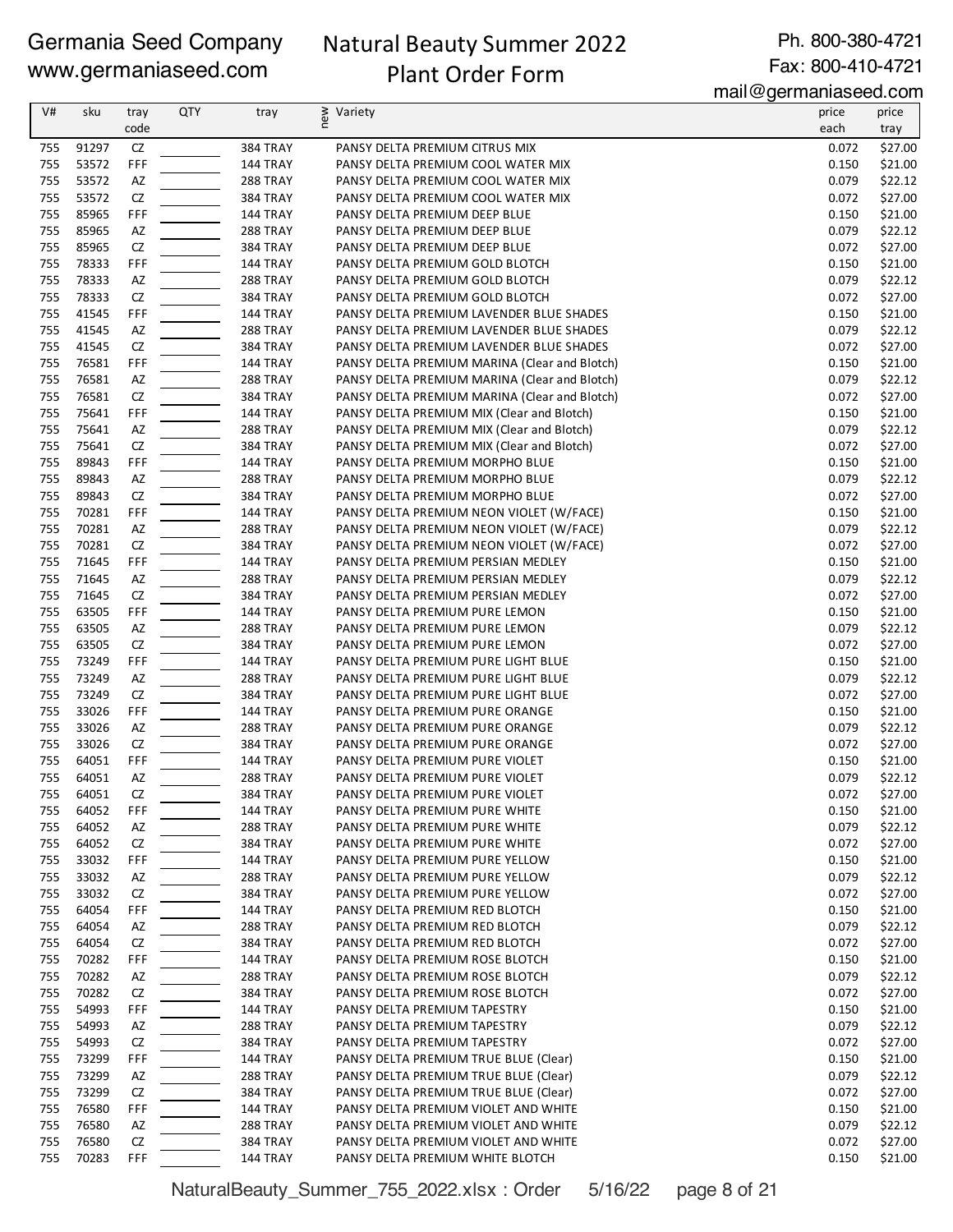Germania Seed Company
www.germaniaseed.com

# Natural Beauty Summer 2022
## Plant Order Form

Ph. 800-380-4721
Fax: 800-410-4721
mail@germaniaseed.com

| V# | sku | tray code | QTY | tray | new | Variety | price each | price tray |
|---|---|---|---|---|---|---|---|---|
| 755 | 91297 | CZ | | 384 TRAY | | PANSY DELTA PREMIUM CITRUS MIX | 0.072 | $27.00 |
| 755 | 53572 | FFF | | 144 TRAY | | PANSY DELTA PREMIUM COOL WATER MIX | 0.150 | $21.00 |
| 755 | 53572 | AZ | | 288 TRAY | | PANSY DELTA PREMIUM COOL WATER MIX | 0.079 | $22.12 |
| 755 | 53572 | CZ | | 384 TRAY | | PANSY DELTA PREMIUM COOL WATER MIX | 0.072 | $27.00 |
| 755 | 85965 | FFF | | 144 TRAY | | PANSY DELTA PREMIUM DEEP BLUE | 0.150 | $21.00 |
| 755 | 85965 | AZ | | 288 TRAY | | PANSY DELTA PREMIUM DEEP BLUE | 0.079 | $22.12 |
| 755 | 85965 | CZ | | 384 TRAY | | PANSY DELTA PREMIUM DEEP BLUE | 0.072 | $27.00 |
| 755 | 78333 | FFF | | 144 TRAY | | PANSY DELTA PREMIUM GOLD BLOTCH | 0.150 | $21.00 |
| 755 | 78333 | AZ | | 288 TRAY | | PANSY DELTA PREMIUM GOLD BLOTCH | 0.079 | $22.12 |
| 755 | 78333 | CZ | | 384 TRAY | | PANSY DELTA PREMIUM GOLD BLOTCH | 0.072 | $27.00 |
| 755 | 41545 | FFF | | 144 TRAY | | PANSY DELTA PREMIUM LAVENDER BLUE SHADES | 0.150 | $21.00 |
| 755 | 41545 | AZ | | 288 TRAY | | PANSY DELTA PREMIUM LAVENDER BLUE SHADES | 0.079 | $22.12 |
| 755 | 41545 | CZ | | 384 TRAY | | PANSY DELTA PREMIUM LAVENDER BLUE SHADES | 0.072 | $27.00 |
| 755 | 76581 | FFF | | 144 TRAY | | PANSY DELTA PREMIUM MARINA (Clear and Blotch) | 0.150 | $21.00 |
| 755 | 76581 | AZ | | 288 TRAY | | PANSY DELTA PREMIUM MARINA (Clear and Blotch) | 0.079 | $22.12 |
| 755 | 76581 | CZ | | 384 TRAY | | PANSY DELTA PREMIUM MARINA (Clear and Blotch) | 0.072 | $27.00 |
| 755 | 75641 | FFF | | 144 TRAY | | PANSY DELTA PREMIUM MIX (Clear and Blotch) | 0.150 | $21.00 |
| 755 | 75641 | AZ | | 288 TRAY | | PANSY DELTA PREMIUM MIX (Clear and Blotch) | 0.079 | $22.12 |
| 755 | 75641 | CZ | | 384 TRAY | | PANSY DELTA PREMIUM MIX (Clear and Blotch) | 0.072 | $27.00 |
| 755 | 89843 | FFF | | 144 TRAY | | PANSY DELTA PREMIUM MORPHO BLUE | 0.150 | $21.00 |
| 755 | 89843 | AZ | | 288 TRAY | | PANSY DELTA PREMIUM MORPHO BLUE | 0.079 | $22.12 |
| 755 | 89843 | CZ | | 384 TRAY | | PANSY DELTA PREMIUM MORPHO BLUE | 0.072 | $27.00 |
| 755 | 70281 | FFF | | 144 TRAY | | PANSY DELTA PREMIUM NEON VIOLET (W/FACE) | 0.150 | $21.00 |
| 755 | 70281 | AZ | | 288 TRAY | | PANSY DELTA PREMIUM NEON VIOLET (W/FACE) | 0.079 | $22.12 |
| 755 | 70281 | CZ | | 384 TRAY | | PANSY DELTA PREMIUM NEON VIOLET (W/FACE) | 0.072 | $27.00 |
| 755 | 71645 | FFF | | 144 TRAY | | PANSY DELTA PREMIUM PERSIAN MEDLEY | 0.150 | $21.00 |
| 755 | 71645 | AZ | | 288 TRAY | | PANSY DELTA PREMIUM PERSIAN MEDLEY | 0.079 | $22.12 |
| 755 | 71645 | CZ | | 384 TRAY | | PANSY DELTA PREMIUM PERSIAN MEDLEY | 0.072 | $27.00 |
| 755 | 63505 | FFF | | 144 TRAY | | PANSY DELTA PREMIUM PURE LEMON | 0.150 | $21.00 |
| 755 | 63505 | AZ | | 288 TRAY | | PANSY DELTA PREMIUM PURE LEMON | 0.079 | $22.12 |
| 755 | 63505 | CZ | | 384 TRAY | | PANSY DELTA PREMIUM PURE LEMON | 0.072 | $27.00 |
| 755 | 73249 | FFF | | 144 TRAY | | PANSY DELTA PREMIUM PURE LIGHT BLUE | 0.150 | $21.00 |
| 755 | 73249 | AZ | | 288 TRAY | | PANSY DELTA PREMIUM PURE LIGHT BLUE | 0.079 | $22.12 |
| 755 | 73249 | CZ | | 384 TRAY | | PANSY DELTA PREMIUM PURE LIGHT BLUE | 0.072 | $27.00 |
| 755 | 33026 | FFF | | 144 TRAY | | PANSY DELTA PREMIUM PURE ORANGE | 0.150 | $21.00 |
| 755 | 33026 | AZ | | 288 TRAY | | PANSY DELTA PREMIUM PURE ORANGE | 0.079 | $22.12 |
| 755 | 33026 | CZ | | 384 TRAY | | PANSY DELTA PREMIUM PURE ORANGE | 0.072 | $27.00 |
| 755 | 64051 | FFF | | 144 TRAY | | PANSY DELTA PREMIUM PURE VIOLET | 0.150 | $21.00 |
| 755 | 64051 | AZ | | 288 TRAY | | PANSY DELTA PREMIUM PURE VIOLET | 0.079 | $22.12 |
| 755 | 64051 | CZ | | 384 TRAY | | PANSY DELTA PREMIUM PURE VIOLET | 0.072 | $27.00 |
| 755 | 64052 | FFF | | 144 TRAY | | PANSY DELTA PREMIUM PURE WHITE | 0.150 | $21.00 |
| 755 | 64052 | AZ | | 288 TRAY | | PANSY DELTA PREMIUM PURE WHITE | 0.079 | $22.12 |
| 755 | 64052 | CZ | | 384 TRAY | | PANSY DELTA PREMIUM PURE WHITE | 0.072 | $27.00 |
| 755 | 33032 | FFF | | 144 TRAY | | PANSY DELTA PREMIUM PURE YELLOW | 0.150 | $21.00 |
| 755 | 33032 | AZ | | 288 TRAY | | PANSY DELTA PREMIUM PURE YELLOW | 0.079 | $22.12 |
| 755 | 33032 | CZ | | 384 TRAY | | PANSY DELTA PREMIUM PURE YELLOW | 0.072 | $27.00 |
| 755 | 64054 | FFF | | 144 TRAY | | PANSY DELTA PREMIUM RED BLOTCH | 0.150 | $21.00 |
| 755 | 64054 | AZ | | 288 TRAY | | PANSY DELTA PREMIUM RED BLOTCH | 0.079 | $22.12 |
| 755 | 64054 | CZ | | 384 TRAY | | PANSY DELTA PREMIUM RED BLOTCH | 0.072 | $27.00 |
| 755 | 70282 | FFF | | 144 TRAY | | PANSY DELTA PREMIUM ROSE BLOTCH | 0.150 | $21.00 |
| 755 | 70282 | AZ | | 288 TRAY | | PANSY DELTA PREMIUM ROSE BLOTCH | 0.079 | $22.12 |
| 755 | 70282 | CZ | | 384 TRAY | | PANSY DELTA PREMIUM ROSE BLOTCH | 0.072 | $27.00 |
| 755 | 54993 | FFF | | 144 TRAY | | PANSY DELTA PREMIUM TAPESTRY | 0.150 | $21.00 |
| 755 | 54993 | AZ | | 288 TRAY | | PANSY DELTA PREMIUM TAPESTRY | 0.079 | $22.12 |
| 755 | 54993 | CZ | | 384 TRAY | | PANSY DELTA PREMIUM TAPESTRY | 0.072 | $27.00 |
| 755 | 73299 | FFF | | 144 TRAY | | PANSY DELTA PREMIUM TRUE BLUE (Clear) | 0.150 | $21.00 |
| 755 | 73299 | AZ | | 288 TRAY | | PANSY DELTA PREMIUM TRUE BLUE (Clear) | 0.079 | $22.12 |
| 755 | 73299 | CZ | | 384 TRAY | | PANSY DELTA PREMIUM TRUE BLUE (Clear) | 0.072 | $27.00 |
| 755 | 76580 | FFF | | 144 TRAY | | PANSY DELTA PREMIUM VIOLET AND WHITE | 0.150 | $21.00 |
| 755 | 76580 | AZ | | 288 TRAY | | PANSY DELTA PREMIUM VIOLET AND WHITE | 0.079 | $22.12 |
| 755 | 76580 | CZ | | 384 TRAY | | PANSY DELTA PREMIUM VIOLET AND WHITE | 0.072 | $27.00 |
| 755 | 70283 | FFF | | 144 TRAY | | PANSY DELTA PREMIUM WHITE BLOTCH | 0.150 | $21.00 |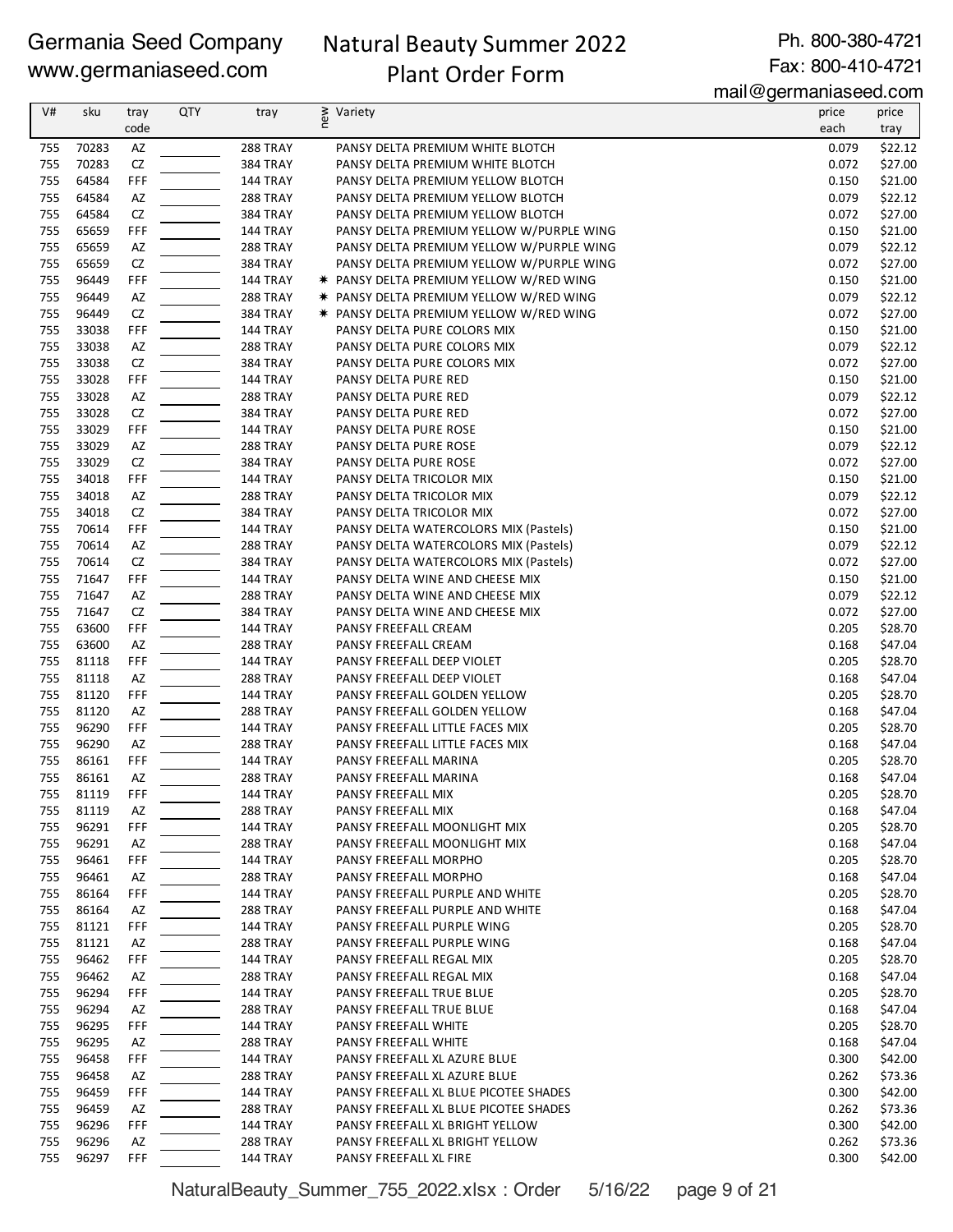Germania Seed Company
www.germaniaseed.com

# Natural Beauty Summer 2022
## Plant Order Form

Ph. 800-380-4721
Fax: 800-410-4721
mail@germaniaseed.com

| V# | sku | tray code | QTY | tray | new | Variety | price each | price tray |
|---|---|---|---|---|---|---|---|---|
| 755 | 70283 | AZ | | 288 TRAY | | PANSY DELTA PREMIUM WHITE BLOTCH | 0.079 | $22.12 |
| 755 | 70283 | CZ | | 384 TRAY | | PANSY DELTA PREMIUM WHITE BLOTCH | 0.072 | $27.00 |
| 755 | 64584 | FFF | | 144 TRAY | | PANSY DELTA PREMIUM YELLOW BLOTCH | 0.150 | $21.00 |
| 755 | 64584 | AZ | | 288 TRAY | | PANSY DELTA PREMIUM YELLOW BLOTCH | 0.079 | $22.12 |
| 755 | 64584 | CZ | | 384 TRAY | | PANSY DELTA PREMIUM YELLOW BLOTCH | 0.072 | $27.00 |
| 755 | 65659 | FFF | | 144 TRAY | | PANSY DELTA PREMIUM YELLOW W/PURPLE WING | 0.150 | $21.00 |
| 755 | 65659 | AZ | | 288 TRAY | | PANSY DELTA PREMIUM YELLOW W/PURPLE WING | 0.079 | $22.12 |
| 755 | 65659 | CZ | | 384 TRAY | | PANSY DELTA PREMIUM YELLOW W/PURPLE WING | 0.072 | $27.00 |
| 755 | 96449 | FFF | | 144 TRAY | * | PANSY DELTA PREMIUM YELLOW W/RED WING | 0.150 | $21.00 |
| 755 | 96449 | AZ | | 288 TRAY | * | PANSY DELTA PREMIUM YELLOW W/RED WING | 0.079 | $22.12 |
| 755 | 96449 | CZ | | 384 TRAY | * | PANSY DELTA PREMIUM YELLOW W/RED WING | 0.072 | $27.00 |
| 755 | 33038 | FFF | | 144 TRAY | | PANSY DELTA PURE COLORS MIX | 0.150 | $21.00 |
| 755 | 33038 | AZ | | 288 TRAY | | PANSY DELTA PURE COLORS MIX | 0.079 | $22.12 |
| 755 | 33038 | CZ | | 384 TRAY | | PANSY DELTA PURE COLORS MIX | 0.072 | $27.00 |
| 755 | 33028 | FFF | | 144 TRAY | | PANSY DELTA PURE RED | 0.150 | $21.00 |
| 755 | 33028 | AZ | | 288 TRAY | | PANSY DELTA PURE RED | 0.079 | $22.12 |
| 755 | 33028 | CZ | | 384 TRAY | | PANSY DELTA PURE RED | 0.072 | $27.00 |
| 755 | 33029 | FFF | | 144 TRAY | | PANSY DELTA PURE ROSE | 0.150 | $21.00 |
| 755 | 33029 | AZ | | 288 TRAY | | PANSY DELTA PURE ROSE | 0.079 | $22.12 |
| 755 | 33029 | CZ | | 384 TRAY | | PANSY DELTA PURE ROSE | 0.072 | $27.00 |
| 755 | 34018 | FFF | | 144 TRAY | | PANSY DELTA TRICOLOR MIX | 0.150 | $21.00 |
| 755 | 34018 | AZ | | 288 TRAY | | PANSY DELTA TRICOLOR MIX | 0.079 | $22.12 |
| 755 | 34018 | CZ | | 384 TRAY | | PANSY DELTA TRICOLOR MIX | 0.072 | $27.00 |
| 755 | 70614 | FFF | | 144 TRAY | | PANSY DELTA WATERCOLORS MIX (Pastels) | 0.150 | $21.00 |
| 755 | 70614 | AZ | | 288 TRAY | | PANSY DELTA WATERCOLORS MIX (Pastels) | 0.079 | $22.12 |
| 755 | 70614 | CZ | | 384 TRAY | | PANSY DELTA WATERCOLORS MIX (Pastels) | 0.072 | $27.00 |
| 755 | 71647 | FFF | | 144 TRAY | | PANSY DELTA WINE AND CHEESE MIX | 0.150 | $21.00 |
| 755 | 71647 | AZ | | 288 TRAY | | PANSY DELTA WINE AND CHEESE MIX | 0.079 | $22.12 |
| 755 | 71647 | CZ | | 384 TRAY | | PANSY DELTA WINE AND CHEESE MIX | 0.072 | $27.00 |
| 755 | 63600 | FFF | | 144 TRAY | | PANSY FREEFALL CREAM | 0.205 | $28.70 |
| 755 | 63600 | AZ | | 288 TRAY | | PANSY FREEFALL CREAM | 0.168 | $47.04 |
| 755 | 81118 | FFF | | 144 TRAY | | PANSY FREEFALL DEEP VIOLET | 0.205 | $28.70 |
| 755 | 81118 | AZ | | 288 TRAY | | PANSY FREEFALL DEEP VIOLET | 0.168 | $47.04 |
| 755 | 81120 | FFF | | 144 TRAY | | PANSY FREEFALL GOLDEN YELLOW | 0.205 | $28.70 |
| 755 | 81120 | AZ | | 288 TRAY | | PANSY FREEFALL GOLDEN YELLOW | 0.168 | $47.04 |
| 755 | 96290 | FFF | | 144 TRAY | | PANSY FREEFALL LITTLE FACES MIX | 0.205 | $28.70 |
| 755 | 96290 | AZ | | 288 TRAY | | PANSY FREEFALL LITTLE FACES MIX | 0.168 | $47.04 |
| 755 | 86161 | FFF | | 144 TRAY | | PANSY FREEFALL MARINA | 0.205 | $28.70 |
| 755 | 86161 | AZ | | 288 TRAY | | PANSY FREEFALL MARINA | 0.168 | $47.04 |
| 755 | 81119 | FFF | | 144 TRAY | | PANSY FREEFALL MIX | 0.205 | $28.70 |
| 755 | 81119 | AZ | | 288 TRAY | | PANSY FREEFALL MIX | 0.168 | $47.04 |
| 755 | 96291 | FFF | | 144 TRAY | | PANSY FREEFALL MOONLIGHT MIX | 0.205 | $28.70 |
| 755 | 96291 | AZ | | 288 TRAY | | PANSY FREEFALL MOONLIGHT MIX | 0.168 | $47.04 |
| 755 | 96461 | FFF | | 144 TRAY | | PANSY FREEFALL MORPHO | 0.205 | $28.70 |
| 755 | 96461 | AZ | | 288 TRAY | | PANSY FREEFALL MORPHO | 0.168 | $47.04 |
| 755 | 86164 | FFF | | 144 TRAY | | PANSY FREEFALL PURPLE AND WHITE | 0.205 | $28.70 |
| 755 | 86164 | AZ | | 288 TRAY | | PANSY FREEFALL PURPLE AND WHITE | 0.168 | $47.04 |
| 755 | 81121 | FFF | | 144 TRAY | | PANSY FREEFALL PURPLE WING | 0.205 | $28.70 |
| 755 | 81121 | AZ | | 288 TRAY | | PANSY FREEFALL PURPLE WING | 0.168 | $47.04 |
| 755 | 96462 | FFF | | 144 TRAY | | PANSY FREEFALL REGAL MIX | 0.205 | $28.70 |
| 755 | 96462 | AZ | | 288 TRAY | | PANSY FREEFALL REGAL MIX | 0.168 | $47.04 |
| 755 | 96294 | FFF | | 144 TRAY | | PANSY FREEFALL TRUE BLUE | 0.205 | $28.70 |
| 755 | 96294 | AZ | | 288 TRAY | | PANSY FREEFALL TRUE BLUE | 0.168 | $47.04 |
| 755 | 96295 | FFF | | 144 TRAY | | PANSY FREEFALL WHITE | 0.205 | $28.70 |
| 755 | 96295 | AZ | | 288 TRAY | | PANSY FREEFALL WHITE | 0.168 | $47.04 |
| 755 | 96458 | FFF | | 144 TRAY | | PANSY FREEFALL XL AZURE BLUE | 0.300 | $42.00 |
| 755 | 96458 | AZ | | 288 TRAY | | PANSY FREEFALL XL AZURE BLUE | 0.262 | $73.36 |
| 755 | 96459 | FFF | | 144 TRAY | | PANSY FREEFALL XL BLUE PICOTEE SHADES | 0.300 | $42.00 |
| 755 | 96459 | AZ | | 288 TRAY | | PANSY FREEFALL XL BLUE PICOTEE SHADES | 0.262 | $73.36 |
| 755 | 96296 | FFF | | 144 TRAY | | PANSY FREEFALL XL BRIGHT YELLOW | 0.300 | $42.00 |
| 755 | 96296 | AZ | | 288 TRAY | | PANSY FREEFALL XL BRIGHT YELLOW | 0.262 | $73.36 |
| 755 | 96297 | FFF | | 144 TRAY | | PANSY FREEFALL XL FIRE | 0.300 | $42.00 |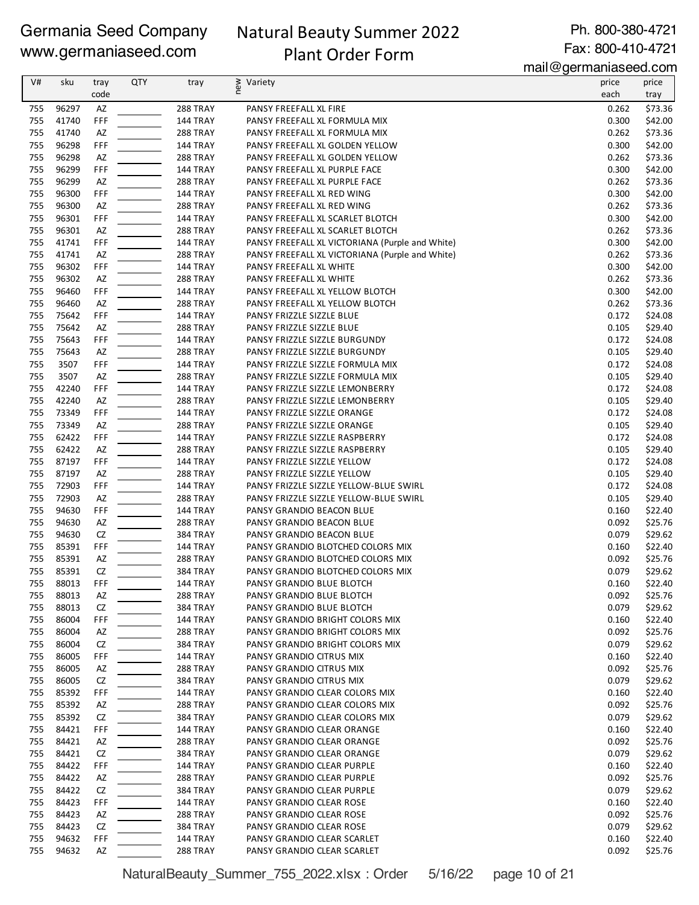Germania Seed Company
www.germaniaseed.com

# Natural Beauty Summer 2022
## Plant Order Form

Ph. 800-380-4721
Fax: 800-410-4721
mail@germaniaseed.com

| V# | sku | tray code | QTY | tray | new | Variety | price each | price tray |
|---|---|---|---|---|---|---|---|---|
| 755 | 96297 | AZ | | 288 TRAY | | PANSY FREEFALL XL FIRE | 0.262 | $73.36 |
| 755 | 41740 | FFF | | 144 TRAY | | PANSY FREEFALL XL FORMULA MIX | 0.300 | $42.00 |
| 755 | 41740 | AZ | | 288 TRAY | | PANSY FREEFALL XL FORMULA MIX | 0.262 | $73.36 |
| 755 | 96298 | FFF | | 144 TRAY | | PANSY FREEFALL XL GOLDEN YELLOW | 0.300 | $42.00 |
| 755 | 96298 | AZ | | 288 TRAY | | PANSY FREEFALL XL GOLDEN YELLOW | 0.262 | $73.36 |
| 755 | 96299 | FFF | | 144 TRAY | | PANSY FREEFALL XL PURPLE FACE | 0.300 | $42.00 |
| 755 | 96299 | AZ | | 288 TRAY | | PANSY FREEFALL XL PURPLE FACE | 0.262 | $73.36 |
| 755 | 96300 | FFF | | 144 TRAY | | PANSY FREEFALL XL RED WING | 0.300 | $42.00 |
| 755 | 96300 | AZ | | 288 TRAY | | PANSY FREEFALL XL RED WING | 0.262 | $73.36 |
| 755 | 96301 | FFF | | 144 TRAY | | PANSY FREEFALL XL SCARLET BLOTCH | 0.300 | $42.00 |
| 755 | 96301 | AZ | | 288 TRAY | | PANSY FREEFALL XL SCARLET BLOTCH | 0.262 | $73.36 |
| 755 | 41741 | FFF | | 144 TRAY | | PANSY FREEFALL XL VICTORIANA (Purple and White) | 0.300 | $42.00 |
| 755 | 41741 | AZ | | 288 TRAY | | PANSY FREEFALL XL VICTORIANA (Purple and White) | 0.262 | $73.36 |
| 755 | 96302 | FFF | | 144 TRAY | | PANSY FREEFALL XL WHITE | 0.300 | $42.00 |
| 755 | 96302 | AZ | | 288 TRAY | | PANSY FREEFALL XL WHITE | 0.262 | $73.36 |
| 755 | 96460 | FFF | | 144 TRAY | | PANSY FREEFALL XL YELLOW BLOTCH | 0.300 | $42.00 |
| 755 | 96460 | AZ | | 288 TRAY | | PANSY FREEFALL XL YELLOW BLOTCH | 0.262 | $73.36 |
| 755 | 75642 | FFF | | 144 TRAY | | PANSY FRIZZLE SIZZLE BLUE | 0.172 | $24.08 |
| 755 | 75642 | AZ | | 288 TRAY | | PANSY FRIZZLE SIZZLE BLUE | 0.105 | $29.40 |
| 755 | 75643 | FFF | | 144 TRAY | | PANSY FRIZZLE SIZZLE BURGUNDY | 0.172 | $24.08 |
| 755 | 75643 | AZ | | 288 TRAY | | PANSY FRIZZLE SIZZLE BURGUNDY | 0.105 | $29.40 |
| 755 | 3507 | FFF | | 144 TRAY | | PANSY FRIZZLE SIZZLE FORMULA MIX | 0.172 | $24.08 |
| 755 | 3507 | AZ | | 288 TRAY | | PANSY FRIZZLE SIZZLE FORMULA MIX | 0.105 | $29.40 |
| 755 | 42240 | FFF | | 144 TRAY | | PANSY FRIZZLE SIZZLE LEMONBERRY | 0.172 | $24.08 |
| 755 | 42240 | AZ | | 288 TRAY | | PANSY FRIZZLE SIZZLE LEMONBERRY | 0.105 | $29.40 |
| 755 | 73349 | FFF | | 144 TRAY | | PANSY FRIZZLE SIZZLE ORANGE | 0.172 | $24.08 |
| 755 | 73349 | AZ | | 288 TRAY | | PANSY FRIZZLE SIZZLE ORANGE | 0.105 | $29.40 |
| 755 | 62422 | FFF | | 144 TRAY | | PANSY FRIZZLE SIZZLE RASPBERRY | 0.172 | $24.08 |
| 755 | 62422 | AZ | | 288 TRAY | | PANSY FRIZZLE SIZZLE RASPBERRY | 0.105 | $29.40 |
| 755 | 87197 | FFF | | 144 TRAY | | PANSY FRIZZLE SIZZLE YELLOW | 0.172 | $24.08 |
| 755 | 87197 | AZ | | 288 TRAY | | PANSY FRIZZLE SIZZLE YELLOW | 0.105 | $29.40 |
| 755 | 72903 | FFF | | 144 TRAY | | PANSY FRIZZLE SIZZLE YELLOW-BLUE SWIRL | 0.172 | $24.08 |
| 755 | 72903 | AZ | | 288 TRAY | | PANSY FRIZZLE SIZZLE YELLOW-BLUE SWIRL | 0.105 | $29.40 |
| 755 | 94630 | FFF | | 144 TRAY | | PANSY GRANDIO BEACON BLUE | 0.160 | $22.40 |
| 755 | 94630 | AZ | | 288 TRAY | | PANSY GRANDIO BEACON BLUE | 0.092 | $25.76 |
| 755 | 94630 | CZ | | 384 TRAY | | PANSY GRANDIO BEACON BLUE | 0.079 | $29.62 |
| 755 | 85391 | FFF | | 144 TRAY | | PANSY GRANDIO BLOTCHED COLORS MIX | 0.160 | $22.40 |
| 755 | 85391 | AZ | | 288 TRAY | | PANSY GRANDIO BLOTCHED COLORS MIX | 0.092 | $25.76 |
| 755 | 85391 | CZ | | 384 TRAY | | PANSY GRANDIO BLOTCHED COLORS MIX | 0.079 | $29.62 |
| 755 | 88013 | FFF | | 144 TRAY | | PANSY GRANDIO BLUE BLOTCH | 0.160 | $22.40 |
| 755 | 88013 | AZ | | 288 TRAY | | PANSY GRANDIO BLUE BLOTCH | 0.092 | $25.76 |
| 755 | 88013 | CZ | | 384 TRAY | | PANSY GRANDIO BLUE BLOTCH | 0.079 | $29.62 |
| 755 | 86004 | FFF | | 144 TRAY | | PANSY GRANDIO BRIGHT COLORS MIX | 0.160 | $22.40 |
| 755 | 86004 | AZ | | 288 TRAY | | PANSY GRANDIO BRIGHT COLORS MIX | 0.092 | $25.76 |
| 755 | 86004 | CZ | | 384 TRAY | | PANSY GRANDIO BRIGHT COLORS MIX | 0.079 | $29.62 |
| 755 | 86005 | FFF | | 144 TRAY | | PANSY GRANDIO CITRUS MIX | 0.160 | $22.40 |
| 755 | 86005 | AZ | | 288 TRAY | | PANSY GRANDIO CITRUS MIX | 0.092 | $25.76 |
| 755 | 86005 | CZ | | 384 TRAY | | PANSY GRANDIO CITRUS MIX | 0.079 | $29.62 |
| 755 | 85392 | FFF | | 144 TRAY | | PANSY GRANDIO CLEAR COLORS MIX | 0.160 | $22.40 |
| 755 | 85392 | AZ | | 288 TRAY | | PANSY GRANDIO CLEAR COLORS MIX | 0.092 | $25.76 |
| 755 | 85392 | CZ | | 384 TRAY | | PANSY GRANDIO CLEAR COLORS MIX | 0.079 | $29.62 |
| 755 | 84421 | FFF | | 144 TRAY | | PANSY GRANDIO CLEAR ORANGE | 0.160 | $22.40 |
| 755 | 84421 | AZ | | 288 TRAY | | PANSY GRANDIO CLEAR ORANGE | 0.092 | $25.76 |
| 755 | 84421 | CZ | | 384 TRAY | | PANSY GRANDIO CLEAR ORANGE | 0.079 | $29.62 |
| 755 | 84422 | FFF | | 144 TRAY | | PANSY GRANDIO CLEAR PURPLE | 0.160 | $22.40 |
| 755 | 84422 | AZ | | 288 TRAY | | PANSY GRANDIO CLEAR PURPLE | 0.092 | $25.76 |
| 755 | 84422 | CZ | | 384 TRAY | | PANSY GRANDIO CLEAR PURPLE | 0.079 | $29.62 |
| 755 | 84423 | FFF | | 144 TRAY | | PANSY GRANDIO CLEAR ROSE | 0.160 | $22.40 |
| 755 | 84423 | AZ | | 288 TRAY | | PANSY GRANDIO CLEAR ROSE | 0.092 | $25.76 |
| 755 | 84423 | CZ | | 384 TRAY | | PANSY GRANDIO CLEAR ROSE | 0.079 | $29.62 |
| 755 | 94632 | FFF | | 144 TRAY | | PANSY GRANDIO CLEAR SCARLET | 0.160 | $22.40 |
| 755 | 94632 | AZ | | 288 TRAY | | PANSY GRANDIO CLEAR SCARLET | 0.092 | $25.76 |

NaturalBeauty_Summer_755_2022.xlsx : Order 5/16/22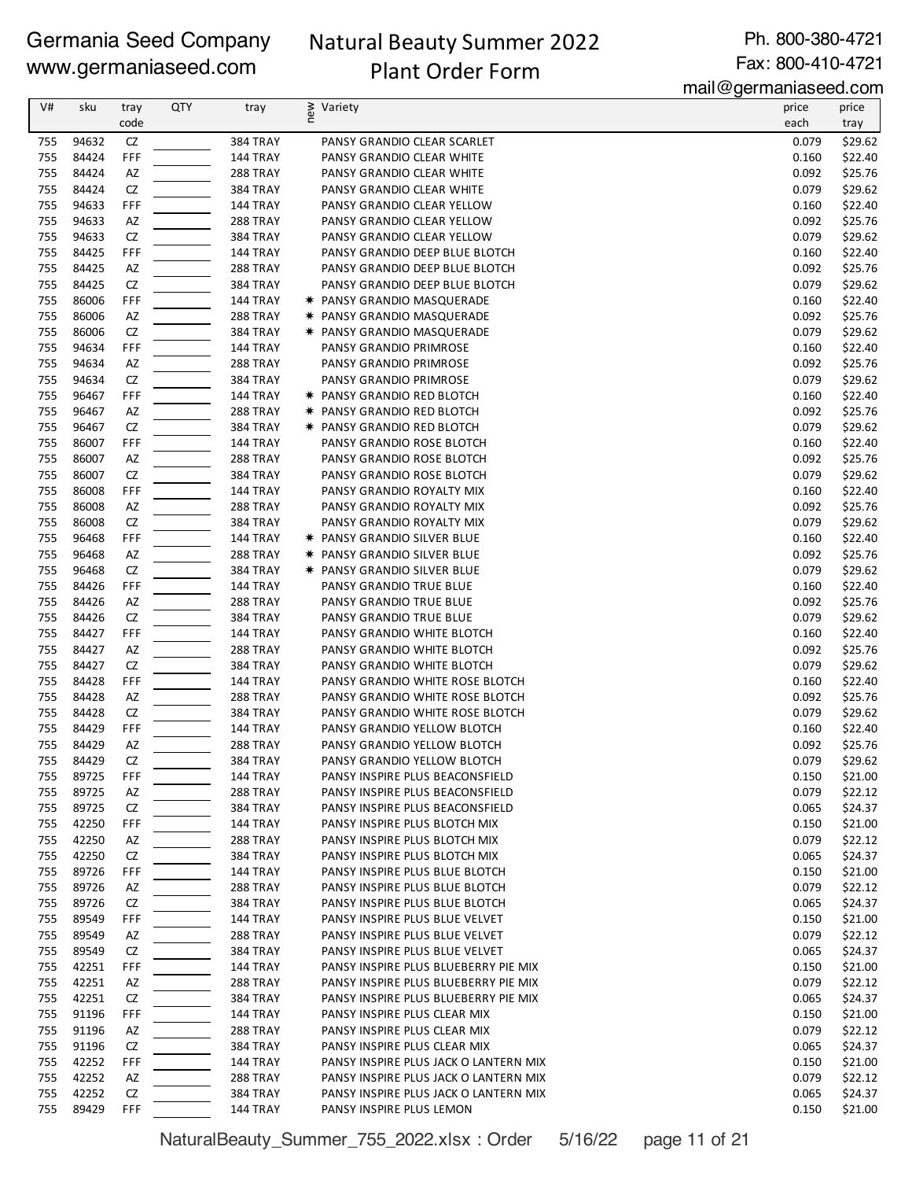Germania Seed Company
www.germaniaseed.com

# Natural Beauty Summer 2022
## Plant Order Form

Ph. 800-380-4721
Fax: 800-410-4721
mail@germaniaseed.com

| V# | sku | tray code | QTY | tray | new | Variety | price each | price tray |
|---|---|---|---|---|---|---|---|---|
| 755 | 94632 | CZ | | 384 TRAY | | PANSY GRANDIO CLEAR SCARLET | 0.079 | $29.62 |
| 755 | 84424 | FFF | | 144 TRAY | | PANSY GRANDIO CLEAR WHITE | 0.160 | $22.40 |
| 755 | 84424 | AZ | | 288 TRAY | | PANSY GRANDIO CLEAR WHITE | 0.092 | $25.76 |
| 755 | 84424 | CZ | | 384 TRAY | | PANSY GRANDIO CLEAR WHITE | 0.079 | $29.62 |
| 755 | 94633 | FFF | | 144 TRAY | | PANSY GRANDIO CLEAR YELLOW | 0.160 | $22.40 |
| 755 | 94633 | AZ | | 288 TRAY | | PANSY GRANDIO CLEAR YELLOW | 0.092 | $25.76 |
| 755 | 94633 | CZ | | 384 TRAY | | PANSY GRANDIO CLEAR YELLOW | 0.079 | $29.62 |
| 755 | 84425 | FFF | | 144 TRAY | | PANSY GRANDIO DEEP BLUE BLOTCH | 0.160 | $22.40 |
| 755 | 84425 | AZ | | 288 TRAY | | PANSY GRANDIO DEEP BLUE BLOTCH | 0.092 | $25.76 |
| 755 | 84425 | CZ | | 384 TRAY | | PANSY GRANDIO DEEP BLUE BLOTCH | 0.079 | $29.62 |
| 755 | 86006 | FFF | | 144 TRAY | * | PANSY GRANDIO MASQUERADE | 0.160 | $22.40 |
| 755 | 86006 | AZ | | 288 TRAY | * | PANSY GRANDIO MASQUERADE | 0.092 | $25.76 |
| 755 | 86006 | CZ | | 384 TRAY | * | PANSY GRANDIO MASQUERADE | 0.079 | $29.62 |
| 755 | 94634 | FFF | | 144 TRAY | | PANSY GRANDIO PRIMROSE | 0.160 | $22.40 |
| 755 | 94634 | AZ | | 288 TRAY | | PANSY GRANDIO PRIMROSE | 0.092 | $25.76 |
| 755 | 94634 | CZ | | 384 TRAY | | PANSY GRANDIO PRIMROSE | 0.079 | $29.62 |
| 755 | 96467 | FFF | | 144 TRAY | * | PANSY GRANDIO RED BLOTCH | 0.160 | $22.40 |
| 755 | 96467 | AZ | | 288 TRAY | * | PANSY GRANDIO RED BLOTCH | 0.092 | $25.76 |
| 755 | 96467 | CZ | | 384 TRAY | * | PANSY GRANDIO RED BLOTCH | 0.079 | $29.62 |
| 755 | 86007 | FFF | | 144 TRAY | | PANSY GRANDIO ROSE BLOTCH | 0.160 | $22.40 |
| 755 | 86007 | AZ | | 288 TRAY | | PANSY GRANDIO ROSE BLOTCH | 0.092 | $25.76 |
| 755 | 86007 | CZ | | 384 TRAY | | PANSY GRANDIO ROSE BLOTCH | 0.079 | $29.62 |
| 755 | 86008 | FFF | | 144 TRAY | | PANSY GRANDIO ROYALTY MIX | 0.160 | $22.40 |
| 755 | 86008 | AZ | | 288 TRAY | | PANSY GRANDIO ROYALTY MIX | 0.092 | $25.76 |
| 755 | 86008 | CZ | | 384 TRAY | | PANSY GRANDIO ROYALTY MIX | 0.079 | $29.62 |
| 755 | 96468 | FFF | | 144 TRAY | * | PANSY GRANDIO SILVER BLUE | 0.160 | $22.40 |
| 755 | 96468 | AZ | | 288 TRAY | * | PANSY GRANDIO SILVER BLUE | 0.092 | $25.76 |
| 755 | 96468 | CZ | | 384 TRAY | * | PANSY GRANDIO SILVER BLUE | 0.079 | $29.62 |
| 755 | 84426 | FFF | | 144 TRAY | | PANSY GRANDIO TRUE BLUE | 0.160 | $22.40 |
| 755 | 84426 | AZ | | 288 TRAY | | PANSY GRANDIO TRUE BLUE | 0.092 | $25.76 |
| 755 | 84426 | CZ | | 384 TRAY | | PANSY GRANDIO TRUE BLUE | 0.079 | $29.62 |
| 755 | 84427 | FFF | | 144 TRAY | | PANSY GRANDIO WHITE BLOTCH | 0.160 | $22.40 |
| 755 | 84427 | AZ | | 288 TRAY | | PANSY GRANDIO WHITE BLOTCH | 0.092 | $25.76 |
| 755 | 84427 | CZ | | 384 TRAY | | PANSY GRANDIO WHITE BLOTCH | 0.079 | $29.62 |
| 755 | 84428 | FFF | | 144 TRAY | | PANSY GRANDIO WHITE ROSE BLOTCH | 0.160 | $22.40 |
| 755 | 84428 | AZ | | 288 TRAY | | PANSY GRANDIO WHITE ROSE BLOTCH | 0.092 | $25.76 |
| 755 | 84428 | CZ | | 384 TRAY | | PANSY GRANDIO WHITE ROSE BLOTCH | 0.079 | $29.62 |
| 755 | 84429 | FFF | | 144 TRAY | | PANSY GRANDIO YELLOW BLOTCH | 0.160 | $22.40 |
| 755 | 84429 | AZ | | 288 TRAY | | PANSY GRANDIO YELLOW BLOTCH | 0.092 | $25.76 |
| 755 | 84429 | CZ | | 384 TRAY | | PANSY GRANDIO YELLOW BLOTCH | 0.079 | $29.62 |
| 755 | 89725 | FFF | | 144 TRAY | | PANSY INSPIRE PLUS BEACONSFIELD | 0.150 | $21.00 |
| 755 | 89725 | AZ | | 288 TRAY | | PANSY INSPIRE PLUS BEACONSFIELD | 0.079 | $22.12 |
| 755 | 89725 | CZ | | 384 TRAY | | PANSY INSPIRE PLUS BEACONSFIELD | 0.065 | $24.37 |
| 755 | 42250 | FFF | | 144 TRAY | | PANSY INSPIRE PLUS BLOTCH MIX | 0.150 | $21.00 |
| 755 | 42250 | AZ | | 288 TRAY | | PANSY INSPIRE PLUS BLOTCH MIX | 0.079 | $22.12 |
| 755 | 42250 | CZ | | 384 TRAY | | PANSY INSPIRE PLUS BLOTCH MIX | 0.065 | $24.37 |
| 755 | 89726 | FFF | | 144 TRAY | | PANSY INSPIRE PLUS BLUE BLOTCH | 0.150 | $21.00 |
| 755 | 89726 | AZ | | 288 TRAY | | PANSY INSPIRE PLUS BLUE BLOTCH | 0.079 | $22.12 |
| 755 | 89726 | CZ | | 384 TRAY | | PANSY INSPIRE PLUS BLUE BLOTCH | 0.065 | $24.37 |
| 755 | 89549 | FFF | | 144 TRAY | | PANSY INSPIRE PLUS BLUE VELVET | 0.150 | $21.00 |
| 755 | 89549 | AZ | | 288 TRAY | | PANSY INSPIRE PLUS BLUE VELVET | 0.079 | $22.12 |
| 755 | 89549 | CZ | | 384 TRAY | | PANSY INSPIRE PLUS BLUE VELVET | 0.065 | $24.37 |
| 755 | 42251 | FFF | | 144 TRAY | | PANSY INSPIRE PLUS BLUEBERRY PIE MIX | 0.150 | $21.00 |
| 755 | 42251 | AZ | | 288 TRAY | | PANSY INSPIRE PLUS BLUEBERRY PIE MIX | 0.079 | $22.12 |
| 755 | 42251 | CZ | | 384 TRAY | | PANSY INSPIRE PLUS BLUEBERRY PIE MIX | 0.065 | $24.37 |
| 755 | 91196 | FFF | | 144 TRAY | | PANSY INSPIRE PLUS CLEAR MIX | 0.150 | $21.00 |
| 755 | 91196 | AZ | | 288 TRAY | | PANSY INSPIRE PLUS CLEAR MIX | 0.079 | $22.12 |
| 755 | 91196 | CZ | | 384 TRAY | | PANSY INSPIRE PLUS CLEAR MIX | 0.065 | $24.37 |
| 755 | 42252 | FFF | | 144 TRAY | | PANSY INSPIRE PLUS JACK O LANTERN MIX | 0.150 | $21.00 |
| 755 | 42252 | AZ | | 288 TRAY | | PANSY INSPIRE PLUS JACK O LANTERN MIX | 0.079 | $22.12 |
| 755 | 42252 | CZ | | 384 TRAY | | PANSY INSPIRE PLUS JACK O LANTERN MIX | 0.065 | $24.37 |
| 755 | 89429 | FFF | | 144 TRAY | | PANSY INSPIRE PLUS LEMON | 0.150 | $21.00 |

NaturalBeauty_Summer_755_2022.xlsx : Order 5/16/22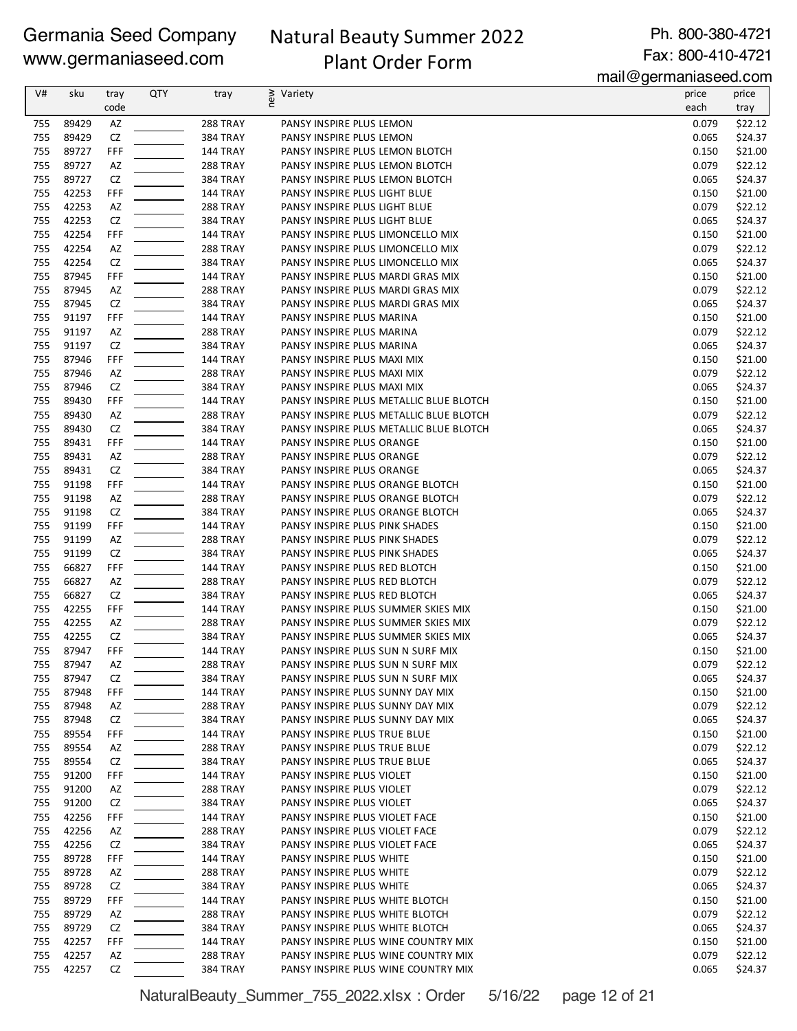Germania Seed Company
www.germaniaseed.com

# Natural Beauty Summer 2022
## Plant Order Form

Ph. 800-380-4721
Fax: 800-410-4721
mail@germaniaseed.com

| V# | sku | tray code | QTY | tray | new | Variety | price each | price tray |
|---|---|---|---|---|---|---|---|---|
| 755 | 89429 | AZ | | 288 TRAY | | PANSY INSPIRE PLUS LEMON | 0.079 | $22.12 |
| 755 | 89429 | CZ | | 384 TRAY | | PANSY INSPIRE PLUS LEMON | 0.065 | $24.37 |
| 755 | 89727 | FFF | | 144 TRAY | | PANSY INSPIRE PLUS LEMON BLOTCH | 0.150 | $21.00 |
| 755 | 89727 | AZ | | 288 TRAY | | PANSY INSPIRE PLUS LEMON BLOTCH | 0.079 | $22.12 |
| 755 | 89727 | CZ | | 384 TRAY | | PANSY INSPIRE PLUS LEMON BLOTCH | 0.065 | $24.37 |
| 755 | 42253 | FFF | | 144 TRAY | | PANSY INSPIRE PLUS LIGHT BLUE | 0.150 | $21.00 |
| 755 | 42253 | AZ | | 288 TRAY | | PANSY INSPIRE PLUS LIGHT BLUE | 0.079 | $22.12 |
| 755 | 42253 | CZ | | 384 TRAY | | PANSY INSPIRE PLUS LIGHT BLUE | 0.065 | $24.37 |
| 755 | 42254 | FFF | | 144 TRAY | | PANSY INSPIRE PLUS LIMONCELLO MIX | 0.150 | $21.00 |
| 755 | 42254 | AZ | | 288 TRAY | | PANSY INSPIRE PLUS LIMONCELLO MIX | 0.079 | $22.12 |
| 755 | 42254 | CZ | | 384 TRAY | | PANSY INSPIRE PLUS LIMONCELLO MIX | 0.065 | $24.37 |
| 755 | 87945 | FFF | | 144 TRAY | | PANSY INSPIRE PLUS MARDI GRAS MIX | 0.150 | $21.00 |
| 755 | 87945 | AZ | | 288 TRAY | | PANSY INSPIRE PLUS MARDI GRAS MIX | 0.079 | $22.12 |
| 755 | 87945 | CZ | | 384 TRAY | | PANSY INSPIRE PLUS MARDI GRAS MIX | 0.065 | $24.37 |
| 755 | 91197 | FFF | | 144 TRAY | | PANSY INSPIRE PLUS MARINA | 0.150 | $21.00 |
| 755 | 91197 | AZ | | 288 TRAY | | PANSY INSPIRE PLUS MARINA | 0.079 | $22.12 |
| 755 | 91197 | CZ | | 384 TRAY | | PANSY INSPIRE PLUS MARINA | 0.065 | $24.37 |
| 755 | 87946 | FFF | | 144 TRAY | | PANSY INSPIRE PLUS MAXI MIX | 0.150 | $21.00 |
| 755 | 87946 | AZ | | 288 TRAY | | PANSY INSPIRE PLUS MAXI MIX | 0.079 | $22.12 |
| 755 | 87946 | CZ | | 384 TRAY | | PANSY INSPIRE PLUS MAXI MIX | 0.065 | $24.37 |
| 755 | 89430 | FFF | | 144 TRAY | | PANSY INSPIRE PLUS METALLIC BLUE BLOTCH | 0.150 | $21.00 |
| 755 | 89430 | AZ | | 288 TRAY | | PANSY INSPIRE PLUS METALLIC BLUE BLOTCH | 0.079 | $22.12 |
| 755 | 89430 | CZ | | 384 TRAY | | PANSY INSPIRE PLUS METALLIC BLUE BLOTCH | 0.065 | $24.37 |
| 755 | 89431 | FFF | | 144 TRAY | | PANSY INSPIRE PLUS ORANGE | 0.150 | $21.00 |
| 755 | 89431 | AZ | | 288 TRAY | | PANSY INSPIRE PLUS ORANGE | 0.079 | $22.12 |
| 755 | 89431 | CZ | | 384 TRAY | | PANSY INSPIRE PLUS ORANGE | 0.065 | $24.37 |
| 755 | 91198 | FFF | | 144 TRAY | | PANSY INSPIRE PLUS ORANGE BLOTCH | 0.150 | $21.00 |
| 755 | 91198 | AZ | | 288 TRAY | | PANSY INSPIRE PLUS ORANGE BLOTCH | 0.079 | $22.12 |
| 755 | 91198 | CZ | | 384 TRAY | | PANSY INSPIRE PLUS ORANGE BLOTCH | 0.065 | $24.37 |
| 755 | 91199 | FFF | | 144 TRAY | | PANSY INSPIRE PLUS PINK SHADES | 0.150 | $21.00 |
| 755 | 91199 | AZ | | 288 TRAY | | PANSY INSPIRE PLUS PINK SHADES | 0.079 | $22.12 |
| 755 | 91199 | CZ | | 384 TRAY | | PANSY INSPIRE PLUS PINK SHADES | 0.065 | $24.37 |
| 755 | 66827 | FFF | | 144 TRAY | | PANSY INSPIRE PLUS RED BLOTCH | 0.150 | $21.00 |
| 755 | 66827 | AZ | | 288 TRAY | | PANSY INSPIRE PLUS RED BLOTCH | 0.079 | $22.12 |
| 755 | 66827 | CZ | | 384 TRAY | | PANSY INSPIRE PLUS RED BLOTCH | 0.065 | $24.37 |
| 755 | 42255 | FFF | | 144 TRAY | | PANSY INSPIRE PLUS SUMMER SKIES MIX | 0.150 | $21.00 |
| 755 | 42255 | AZ | | 288 TRAY | | PANSY INSPIRE PLUS SUMMER SKIES MIX | 0.079 | $22.12 |
| 755 | 42255 | CZ | | 384 TRAY | | PANSY INSPIRE PLUS SUMMER SKIES MIX | 0.065 | $24.37 |
| 755 | 87947 | FFF | | 144 TRAY | | PANSY INSPIRE PLUS SUN N SURF MIX | 0.150 | $21.00 |
| 755 | 87947 | AZ | | 288 TRAY | | PANSY INSPIRE PLUS SUN N SURF MIX | 0.079 | $22.12 |
| 755 | 87947 | CZ | | 384 TRAY | | PANSY INSPIRE PLUS SUN N SURF MIX | 0.065 | $24.37 |
| 755 | 87948 | FFF | | 144 TRAY | | PANSY INSPIRE PLUS SUNNY DAY MIX | 0.150 | $21.00 |
| 755 | 87948 | AZ | | 288 TRAY | | PANSY INSPIRE PLUS SUNNY DAY MIX | 0.079 | $22.12 |
| 755 | 87948 | CZ | | 384 TRAY | | PANSY INSPIRE PLUS SUNNY DAY MIX | 0.065 | $24.37 |
| 755 | 89554 | FFF | | 144 TRAY | | PANSY INSPIRE PLUS TRUE BLUE | 0.150 | $21.00 |
| 755 | 89554 | AZ | | 288 TRAY | | PANSY INSPIRE PLUS TRUE BLUE | 0.079 | $22.12 |
| 755 | 89554 | CZ | | 384 TRAY | | PANSY INSPIRE PLUS TRUE BLUE | 0.065 | $24.37 |
| 755 | 91200 | FFF | | 144 TRAY | | PANSY INSPIRE PLUS VIOLET | 0.150 | $21.00 |
| 755 | 91200 | AZ | | 288 TRAY | | PANSY INSPIRE PLUS VIOLET | 0.079 | $22.12 |
| 755 | 91200 | CZ | | 384 TRAY | | PANSY INSPIRE PLUS VIOLET | 0.065 | $24.37 |
| 755 | 42256 | FFF | | 144 TRAY | | PANSY INSPIRE PLUS VIOLET FACE | 0.150 | $21.00 |
| 755 | 42256 | AZ | | 288 TRAY | | PANSY INSPIRE PLUS VIOLET FACE | 0.079 | $22.12 |
| 755 | 42256 | CZ | | 384 TRAY | | PANSY INSPIRE PLUS VIOLET FACE | 0.065 | $24.37 |
| 755 | 89728 | FFF | | 144 TRAY | | PANSY INSPIRE PLUS WHITE | 0.150 | $21.00 |
| 755 | 89728 | AZ | | 288 TRAY | | PANSY INSPIRE PLUS WHITE | 0.079 | $22.12 |
| 755 | 89728 | CZ | | 384 TRAY | | PANSY INSPIRE PLUS WHITE | 0.065 | $24.37 |
| 755 | 89729 | FFF | | 144 TRAY | | PANSY INSPIRE PLUS WHITE BLOTCH | 0.150 | $21.00 |
| 755 | 89729 | AZ | | 288 TRAY | | PANSY INSPIRE PLUS WHITE BLOTCH | 0.079 | $22.12 |
| 755 | 89729 | CZ | | 384 TRAY | | PANSY INSPIRE PLUS WHITE BLOTCH | 0.065 | $24.37 |
| 755 | 42257 | FFF | | 144 TRAY | | PANSY INSPIRE PLUS WINE COUNTRY MIX | 0.150 | $21.00 |
| 755 | 42257 | AZ | | 288 TRAY | | PANSY INSPIRE PLUS WINE COUNTRY MIX | 0.079 | $22.12 |
| 755 | 42257 | CZ | | 384 TRAY | | PANSY INSPIRE PLUS WINE COUNTRY MIX | 0.065 | $24.37 |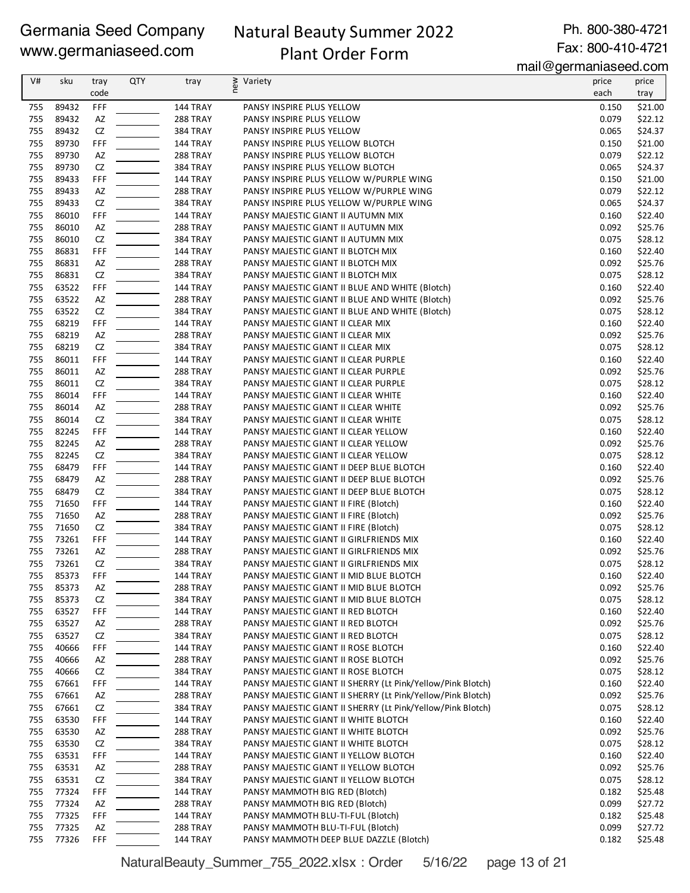Germania Seed Company
www.germaniaseed.com

# Natural Beauty Summer 2022
## Plant Order Form

Ph. 800-380-4721
Fax: 800-410-4721
mail@germaniaseed.com

| V# | sku | tray code | QTY | tray | new | Variety | price each | price tray |
|---|---|---|---|---|---|---|---|---|
| 755 | 89432 | FFF | | 144 TRAY | | PANSY INSPIRE PLUS YELLOW | 0.150 | $21.00 |
| 755 | 89432 | AZ | | 288 TRAY | | PANSY INSPIRE PLUS YELLOW | 0.079 | $22.12 |
| 755 | 89432 | CZ | | 384 TRAY | | PANSY INSPIRE PLUS YELLOW | 0.065 | $24.37 |
| 755 | 89730 | FFF | | 144 TRAY | | PANSY INSPIRE PLUS YELLOW BLOTCH | 0.150 | $21.00 |
| 755 | 89730 | AZ | | 288 TRAY | | PANSY INSPIRE PLUS YELLOW BLOTCH | 0.079 | $22.12 |
| 755 | 89730 | CZ | | 384 TRAY | | PANSY INSPIRE PLUS YELLOW BLOTCH | 0.065 | $24.37 |
| 755 | 89433 | FFF | | 144 TRAY | | PANSY INSPIRE PLUS YELLOW W/PURPLE WING | 0.150 | $21.00 |
| 755 | 89433 | AZ | | 288 TRAY | | PANSY INSPIRE PLUS YELLOW W/PURPLE WING | 0.079 | $22.12 |
| 755 | 89433 | CZ | | 384 TRAY | | PANSY INSPIRE PLUS YELLOW W/PURPLE WING | 0.065 | $24.37 |
| 755 | 86010 | FFF | | 144 TRAY | | PANSY MAJESTIC GIANT II AUTUMN MIX | 0.160 | $22.40 |
| 755 | 86010 | AZ | | 288 TRAY | | PANSY MAJESTIC GIANT II AUTUMN MIX | 0.092 | $25.76 |
| 755 | 86010 | CZ | | 384 TRAY | | PANSY MAJESTIC GIANT II AUTUMN MIX | 0.075 | $28.12 |
| 755 | 86831 | FFF | | 144 TRAY | | PANSY MAJESTIC GIANT II BLOTCH MIX | 0.160 | $22.40 |
| 755 | 86831 | AZ | | 288 TRAY | | PANSY MAJESTIC GIANT II BLOTCH MIX | 0.092 | $25.76 |
| 755 | 86831 | CZ | | 384 TRAY | | PANSY MAJESTIC GIANT II BLOTCH MIX | 0.075 | $28.12 |
| 755 | 63522 | FFF | | 144 TRAY | | PANSY MAJESTIC GIANT II BLUE AND WHITE (Blotch) | 0.160 | $22.40 |
| 755 | 63522 | AZ | | 288 TRAY | | PANSY MAJESTIC GIANT II BLUE AND WHITE (Blotch) | 0.092 | $25.76 |
| 755 | 63522 | CZ | | 384 TRAY | | PANSY MAJESTIC GIANT II BLUE AND WHITE (Blotch) | 0.075 | $28.12 |
| 755 | 68219 | FFF | | 144 TRAY | | PANSY MAJESTIC GIANT II CLEAR MIX | 0.160 | $22.40 |
| 755 | 68219 | AZ | | 288 TRAY | | PANSY MAJESTIC GIANT II CLEAR MIX | 0.092 | $25.76 |
| 755 | 68219 | CZ | | 384 TRAY | | PANSY MAJESTIC GIANT II CLEAR MIX | 0.075 | $28.12 |
| 755 | 86011 | FFF | | 144 TRAY | | PANSY MAJESTIC GIANT II CLEAR PURPLE | 0.160 | $22.40 |
| 755 | 86011 | AZ | | 288 TRAY | | PANSY MAJESTIC GIANT II CLEAR PURPLE | 0.092 | $25.76 |
| 755 | 86011 | CZ | | 384 TRAY | | PANSY MAJESTIC GIANT II CLEAR PURPLE | 0.075 | $28.12 |
| 755 | 86014 | FFF | | 144 TRAY | | PANSY MAJESTIC GIANT II CLEAR WHITE | 0.160 | $22.40 |
| 755 | 86014 | AZ | | 288 TRAY | | PANSY MAJESTIC GIANT II CLEAR WHITE | 0.092 | $25.76 |
| 755 | 86014 | CZ | | 384 TRAY | | PANSY MAJESTIC GIANT II CLEAR WHITE | 0.075 | $28.12 |
| 755 | 82245 | FFF | | 144 TRAY | | PANSY MAJESTIC GIANT II CLEAR YELLOW | 0.160 | $22.40 |
| 755 | 82245 | AZ | | 288 TRAY | | PANSY MAJESTIC GIANT II CLEAR YELLOW | 0.092 | $25.76 |
| 755 | 82245 | CZ | | 384 TRAY | | PANSY MAJESTIC GIANT II CLEAR YELLOW | 0.075 | $28.12 |
| 755 | 68479 | FFF | | 144 TRAY | | PANSY MAJESTIC GIANT II DEEP BLUE BLOTCH | 0.160 | $22.40 |
| 755 | 68479 | AZ | | 288 TRAY | | PANSY MAJESTIC GIANT II DEEP BLUE BLOTCH | 0.092 | $25.76 |
| 755 | 68479 | CZ | | 384 TRAY | | PANSY MAJESTIC GIANT II DEEP BLUE BLOTCH | 0.075 | $28.12 |
| 755 | 71650 | FFF | | 144 TRAY | | PANSY MAJESTIC GIANT II FIRE (Blotch) | 0.160 | $22.40 |
| 755 | 71650 | AZ | | 288 TRAY | | PANSY MAJESTIC GIANT II FIRE (Blotch) | 0.092 | $25.76 |
| 755 | 71650 | CZ | | 384 TRAY | | PANSY MAJESTIC GIANT II FIRE (Blotch) | 0.075 | $28.12 |
| 755 | 73261 | FFF | | 144 TRAY | | PANSY MAJESTIC GIANT II GIRLFRIENDS MIX | 0.160 | $22.40 |
| 755 | 73261 | AZ | | 288 TRAY | | PANSY MAJESTIC GIANT II GIRLFRIENDS MIX | 0.092 | $25.76 |
| 755 | 73261 | CZ | | 384 TRAY | | PANSY MAJESTIC GIANT II GIRLFRIENDS MIX | 0.075 | $28.12 |
| 755 | 85373 | FFF | | 144 TRAY | | PANSY MAJESTIC GIANT II MID BLUE BLOTCH | 0.160 | $22.40 |
| 755 | 85373 | AZ | | 288 TRAY | | PANSY MAJESTIC GIANT II MID BLUE BLOTCH | 0.092 | $25.76 |
| 755 | 85373 | CZ | | 384 TRAY | | PANSY MAJESTIC GIANT II MID BLUE BLOTCH | 0.075 | $28.12 |
| 755 | 63527 | FFF | | 144 TRAY | | PANSY MAJESTIC GIANT II RED BLOTCH | 0.160 | $22.40 |
| 755 | 63527 | AZ | | 288 TRAY | | PANSY MAJESTIC GIANT II RED BLOTCH | 0.092 | $25.76 |
| 755 | 63527 | CZ | | 384 TRAY | | PANSY MAJESTIC GIANT II RED BLOTCH | 0.075 | $28.12 |
| 755 | 40666 | FFF | | 144 TRAY | | PANSY MAJESTIC GIANT II ROSE BLOTCH | 0.160 | $22.40 |
| 755 | 40666 | AZ | | 288 TRAY | | PANSY MAJESTIC GIANT II ROSE BLOTCH | 0.092 | $25.76 |
| 755 | 40666 | CZ | | 384 TRAY | | PANSY MAJESTIC GIANT II ROSE BLOTCH | 0.075 | $28.12 |
| 755 | 67661 | FFF | | 144 TRAY | | PANSY MAJESTIC GIANT II SHERRY (Lt Pink/Yellow/Pink Blotch) | 0.160 | $22.40 |
| 755 | 67661 | AZ | | 288 TRAY | | PANSY MAJESTIC GIANT II SHERRY (Lt Pink/Yellow/Pink Blotch) | 0.092 | $25.76 |
| 755 | 67661 | CZ | | 384 TRAY | | PANSY MAJESTIC GIANT II SHERRY (Lt Pink/Yellow/Pink Blotch) | 0.075 | $28.12 |
| 755 | 63530 | FFF | | 144 TRAY | | PANSY MAJESTIC GIANT II WHITE BLOTCH | 0.160 | $22.40 |
| 755 | 63530 | AZ | | 288 TRAY | | PANSY MAJESTIC GIANT II WHITE BLOTCH | 0.092 | $25.76 |
| 755 | 63530 | CZ | | 384 TRAY | | PANSY MAJESTIC GIANT II WHITE BLOTCH | 0.075 | $28.12 |
| 755 | 63531 | FFF | | 144 TRAY | | PANSY MAJESTIC GIANT II YELLOW BLOTCH | 0.160 | $22.40 |
| 755 | 63531 | AZ | | 288 TRAY | | PANSY MAJESTIC GIANT II YELLOW BLOTCH | 0.092 | $25.76 |
| 755 | 63531 | CZ | | 384 TRAY | | PANSY MAJESTIC GIANT II YELLOW BLOTCH | 0.075 | $28.12 |
| 755 | 77324 | FFF | | 144 TRAY | | PANSY MAMMOTH BIG RED (Blotch) | 0.182 | $25.48 |
| 755 | 77324 | AZ | | 288 TRAY | | PANSY MAMMOTH BIG RED (Blotch) | 0.099 | $27.72 |
| 755 | 77325 | FFF | | 144 TRAY | | PANSY MAMMOTH BLU-TI-FUL (Blotch) | 0.182 | $25.48 |
| 755 | 77325 | AZ | | 288 TRAY | | PANSY MAMMOTH BLU-TI-FUL (Blotch) | 0.099 | $27.72 |
| 755 | 77326 | FFF | | 144 TRAY | | PANSY MAMMOTH DEEP BLUE DAZZLE (Blotch) | 0.182 | $25.48 |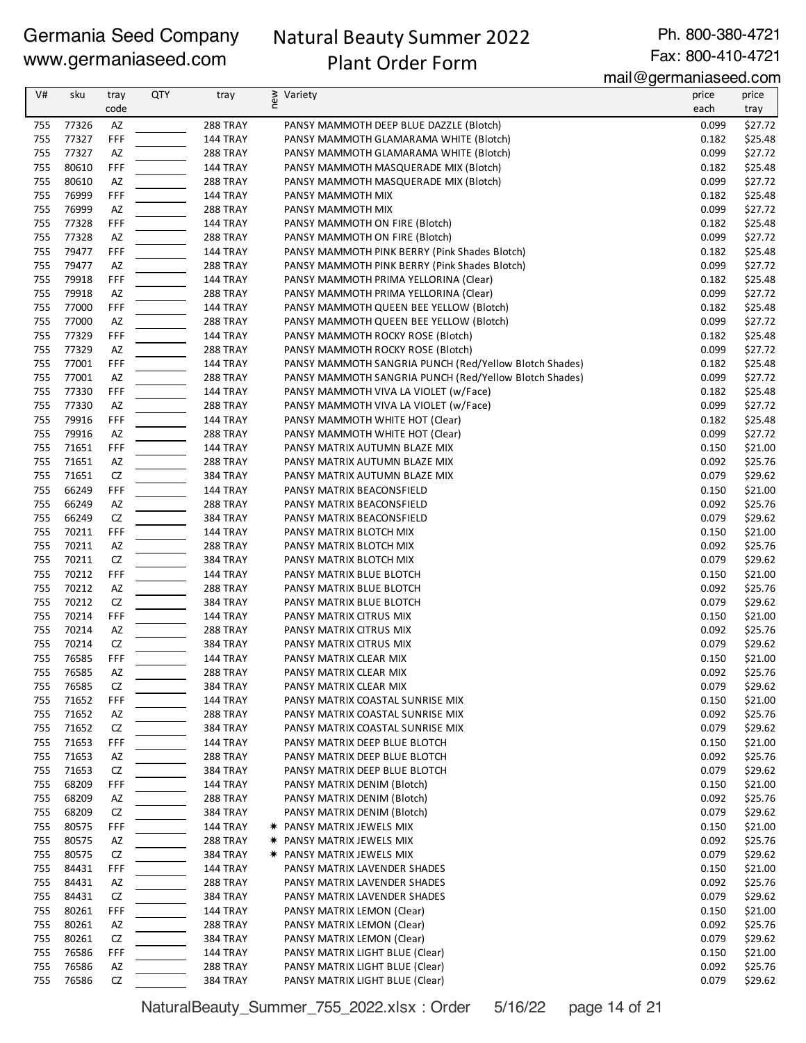Germania Seed Company
www.germaniaseed.com

# Natural Beauty Summer 2022 Plant Order Form

Ph. 800-380-4721
Fax: 800-410-4721
mail@germaniaseed.com

| V# | sku | tray code | QTY | tray | new | Variety | price each | price tray |
|---|---|---|---|---|---|---|---|---|
| 755 | 77326 | AZ | | 288 TRAY | | PANSY MAMMOTH DEEP BLUE DAZZLE (Blotch) | 0.099 | $27.72 |
| 755 | 77327 | FFF | | 144 TRAY | | PANSY MAMMOTH GLAMARAMA WHITE (Blotch) | 0.182 | $25.48 |
| 755 | 77327 | AZ | | 288 TRAY | | PANSY MAMMOTH GLAMARAMA WHITE (Blotch) | 0.099 | $27.72 |
| 755 | 80610 | FFF | | 144 TRAY | | PANSY MAMMOTH MASQUERADE MIX (Blotch) | 0.182 | $25.48 |
| 755 | 80610 | AZ | | 288 TRAY | | PANSY MAMMOTH MASQUERADE MIX (Blotch) | 0.099 | $27.72 |
| 755 | 76999 | FFF | | 144 TRAY | | PANSY MAMMOTH MIX | 0.182 | $25.48 |
| 755 | 76999 | AZ | | 288 TRAY | | PANSY MAMMOTH MIX | 0.099 | $27.72 |
| 755 | 77328 | FFF | | 144 TRAY | | PANSY MAMMOTH ON FIRE (Blotch) | 0.182 | $25.48 |
| 755 | 77328 | AZ | | 288 TRAY | | PANSY MAMMOTH ON FIRE (Blotch) | 0.099 | $27.72 |
| 755 | 79477 | FFF | | 144 TRAY | | PANSY MAMMOTH PINK BERRY (Pink Shades Blotch) | 0.182 | $25.48 |
| 755 | 79477 | AZ | | 288 TRAY | | PANSY MAMMOTH PINK BERRY (Pink Shades Blotch) | 0.099 | $27.72 |
| 755 | 79918 | FFF | | 144 TRAY | | PANSY MAMMOTH PRIMA YELLORINA (Clear) | 0.182 | $25.48 |
| 755 | 79918 | AZ | | 288 TRAY | | PANSY MAMMOTH PRIMA YELLORINA (Clear) | 0.099 | $27.72 |
| 755 | 77000 | FFF | | 144 TRAY | | PANSY MAMMOTH QUEEN BEE YELLOW (Blotch) | 0.182 | $25.48 |
| 755 | 77000 | AZ | | 288 TRAY | | PANSY MAMMOTH QUEEN BEE YELLOW (Blotch) | 0.099 | $27.72 |
| 755 | 77329 | FFF | | 144 TRAY | | PANSY MAMMOTH ROCKY ROSE (Blotch) | 0.182 | $25.48 |
| 755 | 77329 | AZ | | 288 TRAY | | PANSY MAMMOTH ROCKY ROSE (Blotch) | 0.099 | $27.72 |
| 755 | 77001 | FFF | | 144 TRAY | | PANSY MAMMOTH SANGRIA PUNCH (Red/Yellow Blotch Shades) | 0.182 | $25.48 |
| 755 | 77001 | AZ | | 288 TRAY | | PANSY MAMMOTH SANGRIA PUNCH (Red/Yellow Blotch Shades) | 0.099 | $27.72 |
| 755 | 77330 | FFF | | 144 TRAY | | PANSY MAMMOTH VIVA LA VIOLET (w/Face) | 0.182 | $25.48 |
| 755 | 77330 | AZ | | 288 TRAY | | PANSY MAMMOTH VIVA LA VIOLET (w/Face) | 0.099 | $27.72 |
| 755 | 79916 | FFF | | 144 TRAY | | PANSY MAMMOTH WHITE HOT (Clear) | 0.182 | $25.48 |
| 755 | 79916 | AZ | | 288 TRAY | | PANSY MAMMOTH WHITE HOT (Clear) | 0.099 | $27.72 |
| 755 | 71651 | FFF | | 144 TRAY | | PANSY MATRIX AUTUMN BLAZE MIX | 0.150 | $21.00 |
| 755 | 71651 | AZ | | 288 TRAY | | PANSY MATRIX AUTUMN BLAZE MIX | 0.092 | $25.76 |
| 755 | 71651 | CZ | | 384 TRAY | | PANSY MATRIX AUTUMN BLAZE MIX | 0.079 | $29.62 |
| 755 | 66249 | FFF | | 144 TRAY | | PANSY MATRIX BEACONSFIELD | 0.150 | $21.00 |
| 755 | 66249 | AZ | | 288 TRAY | | PANSY MATRIX BEACONSFIELD | 0.092 | $25.76 |
| 755 | 66249 | CZ | | 384 TRAY | | PANSY MATRIX BEACONSFIELD | 0.079 | $29.62 |
| 755 | 70211 | FFF | | 144 TRAY | | PANSY MATRIX BLOTCH MIX | 0.150 | $21.00 |
| 755 | 70211 | AZ | | 288 TRAY | | PANSY MATRIX BLOTCH MIX | 0.092 | $25.76 |
| 755 | 70211 | CZ | | 384 TRAY | | PANSY MATRIX BLOTCH MIX | 0.079 | $29.62 |
| 755 | 70212 | FFF | | 144 TRAY | | PANSY MATRIX BLUE BLOTCH | 0.150 | $21.00 |
| 755 | 70212 | AZ | | 288 TRAY | | PANSY MATRIX BLUE BLOTCH | 0.092 | $25.76 |
| 755 | 70212 | CZ | | 384 TRAY | | PANSY MATRIX BLUE BLOTCH | 0.079 | $29.62 |
| 755 | 70214 | FFF | | 144 TRAY | | PANSY MATRIX CITRUS MIX | 0.150 | $21.00 |
| 755 | 70214 | AZ | | 288 TRAY | | PANSY MATRIX CITRUS MIX | 0.092 | $25.76 |
| 755 | 70214 | CZ | | 384 TRAY | | PANSY MATRIX CITRUS MIX | 0.079 | $29.62 |
| 755 | 76585 | FFF | | 144 TRAY | | PANSY MATRIX CLEAR MIX | 0.150 | $21.00 |
| 755 | 76585 | AZ | | 288 TRAY | | PANSY MATRIX CLEAR MIX | 0.092 | $25.76 |
| 755 | 76585 | CZ | | 384 TRAY | | PANSY MATRIX CLEAR MIX | 0.079 | $29.62 |
| 755 | 71652 | FFF | | 144 TRAY | | PANSY MATRIX COASTAL SUNRISE MIX | 0.150 | $21.00 |
| 755 | 71652 | AZ | | 288 TRAY | | PANSY MATRIX COASTAL SUNRISE MIX | 0.092 | $25.76 |
| 755 | 71652 | CZ | | 384 TRAY | | PANSY MATRIX COASTAL SUNRISE MIX | 0.079 | $29.62 |
| 755 | 71653 | FFF | | 144 TRAY | | PANSY MATRIX DEEP BLUE BLOTCH | 0.150 | $21.00 |
| 755 | 71653 | AZ | | 288 TRAY | | PANSY MATRIX DEEP BLUE BLOTCH | 0.092 | $25.76 |
| 755 | 71653 | CZ | | 384 TRAY | | PANSY MATRIX DEEP BLUE BLOTCH | 0.079 | $29.62 |
| 755 | 68209 | FFF | | 144 TRAY | | PANSY MATRIX DENIM (Blotch) | 0.150 | $21.00 |
| 755 | 68209 | AZ | | 288 TRAY | | PANSY MATRIX DENIM (Blotch) | 0.092 | $25.76 |
| 755 | 68209 | CZ | | 384 TRAY | | PANSY MATRIX DENIM (Blotch) | 0.079 | $29.62 |
| 755 | 80575 | FFF | | 144 TRAY | ✷ | PANSY MATRIX JEWELS MIX | 0.150 | $21.00 |
| 755 | 80575 | AZ | | 288 TRAY | ✷ | PANSY MATRIX JEWELS MIX | 0.092 | $25.76 |
| 755 | 80575 | CZ | | 384 TRAY | ✷ | PANSY MATRIX JEWELS MIX | 0.079 | $29.62 |
| 755 | 84431 | FFF | | 144 TRAY | | PANSY MATRIX LAVENDER SHADES | 0.150 | $21.00 |
| 755 | 84431 | AZ | | 288 TRAY | | PANSY MATRIX LAVENDER SHADES | 0.092 | $25.76 |
| 755 | 84431 | CZ | | 384 TRAY | | PANSY MATRIX LAVENDER SHADES | 0.079 | $29.62 |
| 755 | 80261 | FFF | | 144 TRAY | | PANSY MATRIX LEMON (Clear) | 0.150 | $21.00 |
| 755 | 80261 | AZ | | 288 TRAY | | PANSY MATRIX LEMON (Clear) | 0.092 | $25.76 |
| 755 | 80261 | CZ | | 384 TRAY | | PANSY MATRIX LEMON (Clear) | 0.079 | $29.62 |
| 755 | 76586 | FFF | | 144 TRAY | | PANSY MATRIX LIGHT BLUE (Clear) | 0.150 | $21.00 |
| 755 | 76586 | AZ | | 288 TRAY | | PANSY MATRIX LIGHT BLUE (Clear) | 0.092 | $25.76 |
| 755 | 76586 | CZ | | 384 TRAY | | PANSY MATRIX LIGHT BLUE (Clear) | 0.079 | $29.62 |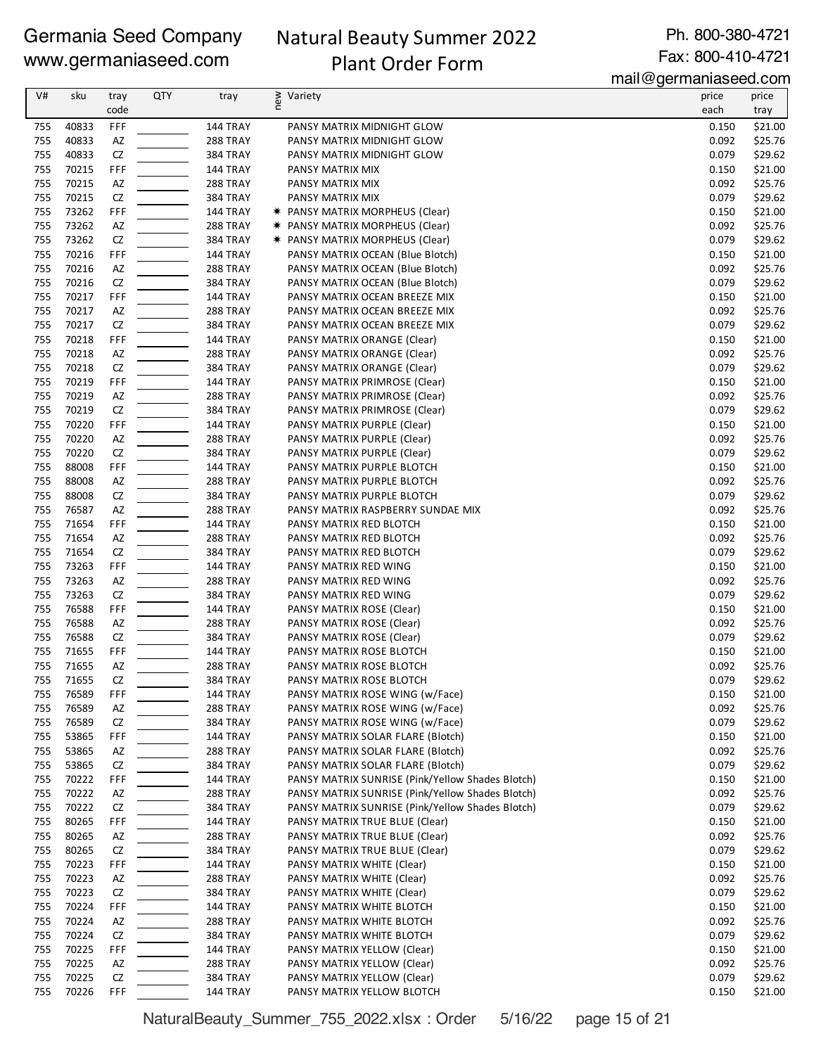Germania Seed Company
www.germaniaseed.com

# Natural Beauty Summer 2022
## Plant Order Form

Ph. 800-380-4721
Fax: 800-410-4721
mail@germaniaseed.com

| V# | sku | tray code | QTY | tray | new | Variety | price each | price tray |
|---|---|---|---|---|---|---|---|---|
| 755 | 40833 | FFF | | 144 TRAY | | PANSY MATRIX MIDNIGHT GLOW | 0.150 | $21.00 |
| 755 | 40833 | AZ | | 288 TRAY | | PANSY MATRIX MIDNIGHT GLOW | 0.092 | $25.76 |
| 755 | 40833 | CZ | | 384 TRAY | | PANSY MATRIX MIDNIGHT GLOW | 0.079 | $29.62 |
| 755 | 70215 | FFF | | 144 TRAY | | PANSY MATRIX MIX | 0.150 | $21.00 |
| 755 | 70215 | AZ | | 288 TRAY | | PANSY MATRIX MIX | 0.092 | $25.76 |
| 755 | 70215 | CZ | | 384 TRAY | | PANSY MATRIX MIX | 0.079 | $29.62 |
| 755 | 73262 | FFF | | 144 TRAY | * | PANSY MATRIX MORPHEUS (Clear) | 0.150 | $21.00 |
| 755 | 73262 | AZ | | 288 TRAY | * | PANSY MATRIX MORPHEUS (Clear) | 0.092 | $25.76 |
| 755 | 73262 | CZ | | 384 TRAY | * | PANSY MATRIX MORPHEUS (Clear) | 0.079 | $29.62 |
| 755 | 70216 | FFF | | 144 TRAY | | PANSY MATRIX OCEAN (Blue Blotch) | 0.150 | $21.00 |
| 755 | 70216 | AZ | | 288 TRAY | | PANSY MATRIX OCEAN (Blue Blotch) | 0.092 | $25.76 |
| 755 | 70216 | CZ | | 384 TRAY | | PANSY MATRIX OCEAN (Blue Blotch) | 0.079 | $29.62 |
| 755 | 70217 | FFF | | 144 TRAY | | PANSY MATRIX OCEAN BREEZE MIX | 0.150 | $21.00 |
| 755 | 70217 | AZ | | 288 TRAY | | PANSY MATRIX OCEAN BREEZE MIX | 0.092 | $25.76 |
| 755 | 70217 | CZ | | 384 TRAY | | PANSY MATRIX OCEAN BREEZE MIX | 0.079 | $29.62 |
| 755 | 70218 | FFF | | 144 TRAY | | PANSY MATRIX ORANGE (Clear) | 0.150 | $21.00 |
| 755 | 70218 | AZ | | 288 TRAY | | PANSY MATRIX ORANGE (Clear) | 0.092 | $25.76 |
| 755 | 70218 | CZ | | 384 TRAY | | PANSY MATRIX ORANGE (Clear) | 0.079 | $29.62 |
| 755 | 70219 | FFF | | 144 TRAY | | PANSY MATRIX PRIMROSE (Clear) | 0.150 | $21.00 |
| 755 | 70219 | AZ | | 288 TRAY | | PANSY MATRIX PRIMROSE (Clear) | 0.092 | $25.76 |
| 755 | 70219 | CZ | | 384 TRAY | | PANSY MATRIX PRIMROSE (Clear) | 0.079 | $29.62 |
| 755 | 70220 | FFF | | 144 TRAY | | PANSY MATRIX PURPLE (Clear) | 0.150 | $21.00 |
| 755 | 70220 | AZ | | 288 TRAY | | PANSY MATRIX PURPLE (Clear) | 0.092 | $25.76 |
| 755 | 70220 | CZ | | 384 TRAY | | PANSY MATRIX PURPLE (Clear) | 0.079 | $29.62 |
| 755 | 88008 | FFF | | 144 TRAY | | PANSY MATRIX PURPLE BLOTCH | 0.150 | $21.00 |
| 755 | 88008 | AZ | | 288 TRAY | | PANSY MATRIX PURPLE BLOTCH | 0.092 | $25.76 |
| 755 | 88008 | CZ | | 384 TRAY | | PANSY MATRIX PURPLE BLOTCH | 0.079 | $29.62 |
| 755 | 76587 | AZ | | 288 TRAY | | PANSY MATRIX RASPBERRY SUNDAE MIX | 0.092 | $25.76 |
| 755 | 71654 | FFF | | 144 TRAY | | PANSY MATRIX RED BLOTCH | 0.150 | $21.00 |
| 755 | 71654 | AZ | | 288 TRAY | | PANSY MATRIX RED BLOTCH | 0.092 | $25.76 |
| 755 | 71654 | CZ | | 384 TRAY | | PANSY MATRIX RED BLOTCH | 0.079 | $29.62 |
| 755 | 73263 | FFF | | 144 TRAY | | PANSY MATRIX RED WING | 0.150 | $21.00 |
| 755 | 73263 | AZ | | 288 TRAY | | PANSY MATRIX RED WING | 0.092 | $25.76 |
| 755 | 73263 | CZ | | 384 TRAY | | PANSY MATRIX RED WING | 0.079 | $29.62 |
| 755 | 76588 | FFF | | 144 TRAY | | PANSY MATRIX ROSE (Clear) | 0.150 | $21.00 |
| 755 | 76588 | AZ | | 288 TRAY | | PANSY MATRIX ROSE (Clear) | 0.092 | $25.76 |
| 755 | 76588 | CZ | | 384 TRAY | | PANSY MATRIX ROSE (Clear) | 0.079 | $29.62 |
| 755 | 71655 | FFF | | 144 TRAY | | PANSY MATRIX ROSE BLOTCH | 0.150 | $21.00 |
| 755 | 71655 | AZ | | 288 TRAY | | PANSY MATRIX ROSE BLOTCH | 0.092 | $25.76 |
| 755 | 71655 | CZ | | 384 TRAY | | PANSY MATRIX ROSE BLOTCH | 0.079 | $29.62 |
| 755 | 76589 | FFF | | 144 TRAY | | PANSY MATRIX ROSE WING (w/Face) | 0.150 | $21.00 |
| 755 | 76589 | AZ | | 288 TRAY | | PANSY MATRIX ROSE WING (w/Face) | 0.092 | $25.76 |
| 755 | 76589 | CZ | | 384 TRAY | | PANSY MATRIX ROSE WING (w/Face) | 0.079 | $29.62 |
| 755 | 53865 | FFF | | 144 TRAY | | PANSY MATRIX SOLAR FLARE (Blotch) | 0.150 | $21.00 |
| 755 | 53865 | AZ | | 288 TRAY | | PANSY MATRIX SOLAR FLARE (Blotch) | 0.092 | $25.76 |
| 755 | 53865 | CZ | | 384 TRAY | | PANSY MATRIX SOLAR FLARE (Blotch) | 0.079 | $29.62 |
| 755 | 70222 | FFF | | 144 TRAY | | PANSY MATRIX SUNRISE (Pink/Yellow Shades Blotch) | 0.150 | $21.00 |
| 755 | 70222 | AZ | | 288 TRAY | | PANSY MATRIX SUNRISE (Pink/Yellow Shades Blotch) | 0.092 | $25.76 |
| 755 | 70222 | CZ | | 384 TRAY | | PANSY MATRIX SUNRISE (Pink/Yellow Shades Blotch) | 0.079 | $29.62 |
| 755 | 80265 | FFF | | 144 TRAY | | PANSY MATRIX TRUE BLUE (Clear) | 0.150 | $21.00 |
| 755 | 80265 | AZ | | 288 TRAY | | PANSY MATRIX TRUE BLUE (Clear) | 0.092 | $25.76 |
| 755 | 80265 | CZ | | 384 TRAY | | PANSY MATRIX TRUE BLUE (Clear) | 0.079 | $29.62 |
| 755 | 70223 | FFF | | 144 TRAY | | PANSY MATRIX WHITE (Clear) | 0.150 | $21.00 |
| 755 | 70223 | AZ | | 288 TRAY | | PANSY MATRIX WHITE (Clear) | 0.092 | $25.76 |
| 755 | 70223 | CZ | | 384 TRAY | | PANSY MATRIX WHITE (Clear) | 0.079 | $29.62 |
| 755 | 70224 | FFF | | 144 TRAY | | PANSY MATRIX WHITE BLOTCH | 0.150 | $21.00 |
| 755 | 70224 | AZ | | 288 TRAY | | PANSY MATRIX WHITE BLOTCH | 0.092 | $25.76 |
| 755 | 70224 | CZ | | 384 TRAY | | PANSY MATRIX WHITE BLOTCH | 0.079 | $29.62 |
| 755 | 70225 | FFF | | 144 TRAY | | PANSY MATRIX YELLOW (Clear) | 0.150 | $21.00 |
| 755 | 70225 | AZ | | 288 TRAY | | PANSY MATRIX YELLOW (Clear) | 0.092 | $25.76 |
| 755 | 70225 | CZ | | 384 TRAY | | PANSY MATRIX YELLOW (Clear) | 0.079 | $29.62 |
| 755 | 70226 | FFF | | 144 TRAY | | PANSY MATRIX YELLOW BLOTCH | 0.150 | $21.00 |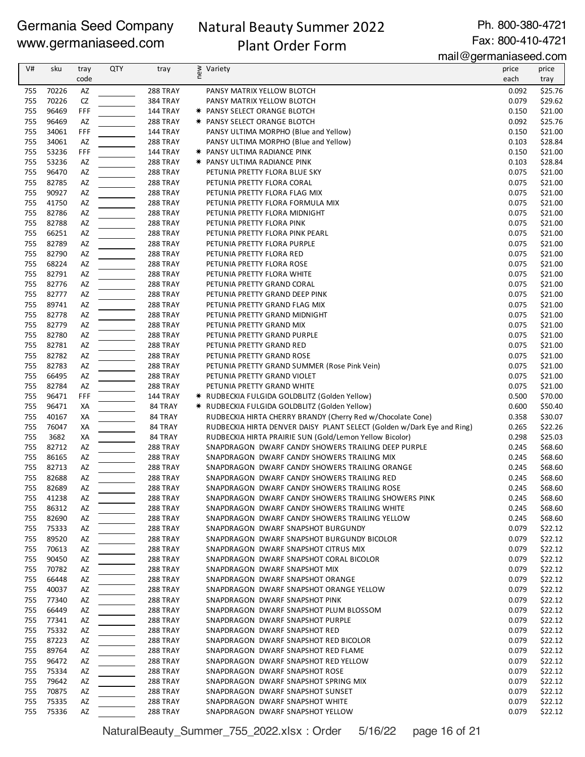Germania Seed Company
www.germaniaseed.com

Natural Beauty Summer 2022
Plant Order Form

Ph. 800-380-4721
Fax: 800-410-4721
mail@germaniaseed.com

| V# | sku | tray code | QTY | tray | new | Variety | price each | price tray |
|---|---|---|---|---|---|---|---|---|
| 755 | 70226 | AZ | | 288 TRAY | | PANSY MATRIX YELLOW BLOTCH | 0.092 | $25.76 |
| 755 | 70226 | CZ | | 384 TRAY | | PANSY MATRIX YELLOW BLOTCH | 0.079 | $29.62 |
| 755 | 96469 | FFF | | 144 TRAY | ✱ | PANSY SELECT ORANGE BLOTCH | 0.150 | $21.00 |
| 755 | 96469 | AZ | | 288 TRAY | ✱ | PANSY SELECT ORANGE BLOTCH | 0.092 | $25.76 |
| 755 | 34061 | FFF | | 144 TRAY | | PANSY ULTIMA MORPHO (Blue and Yellow) | 0.150 | $21.00 |
| 755 | 34061 | AZ | | 288 TRAY | | PANSY ULTIMA MORPHO (Blue and Yellow) | 0.103 | $28.84 |
| 755 | 53236 | FFF | | 144 TRAY | ✱ | PANSY ULTIMA RADIANCE PINK | 0.150 | $21.00 |
| 755 | 53236 | AZ | | 288 TRAY | ✱ | PANSY ULTIMA RADIANCE PINK | 0.103 | $28.84 |
| 755 | 96470 | AZ | | 288 TRAY | | PETUNIA PRETTY FLORA BLUE SKY | 0.075 | $21.00 |
| 755 | 82785 | AZ | | 288 TRAY | | PETUNIA PRETTY FLORA CORAL | 0.075 | $21.00 |
| 755 | 90927 | AZ | | 288 TRAY | | PETUNIA PRETTY FLORA FLAG MIX | 0.075 | $21.00 |
| 755 | 41750 | AZ | | 288 TRAY | | PETUNIA PRETTY FLORA FORMULA MIX | 0.075 | $21.00 |
| 755 | 82786 | AZ | | 288 TRAY | | PETUNIA PRETTY FLORA MIDNIGHT | 0.075 | $21.00 |
| 755 | 82788 | AZ | | 288 TRAY | | PETUNIA PRETTY FLORA PINK | 0.075 | $21.00 |
| 755 | 66251 | AZ | | 288 TRAY | | PETUNIA PRETTY FLORA PINK PEARL | 0.075 | $21.00 |
| 755 | 82789 | AZ | | 288 TRAY | | PETUNIA PRETTY FLORA PURPLE | 0.075 | $21.00 |
| 755 | 82790 | AZ | | 288 TRAY | | PETUNIA PRETTY FLORA RED | 0.075 | $21.00 |
| 755 | 68224 | AZ | | 288 TRAY | | PETUNIA PRETTY FLORA ROSE | 0.075 | $21.00 |
| 755 | 82791 | AZ | | 288 TRAY | | PETUNIA PRETTY FLORA WHITE | 0.075 | $21.00 |
| 755 | 82776 | AZ | | 288 TRAY | | PETUNIA PRETTY GRAND CORAL | 0.075 | $21.00 |
| 755 | 82777 | AZ | | 288 TRAY | | PETUNIA PRETTY GRAND DEEP PINK | 0.075 | $21.00 |
| 755 | 89741 | AZ | | 288 TRAY | | PETUNIA PRETTY GRAND FLAG MIX | 0.075 | $21.00 |
| 755 | 82778 | AZ | | 288 TRAY | | PETUNIA PRETTY GRAND MIDNIGHT | 0.075 | $21.00 |
| 755 | 82779 | AZ | | 288 TRAY | | PETUNIA PRETTY GRAND MIX | 0.075 | $21.00 |
| 755 | 82780 | AZ | | 288 TRAY | | PETUNIA PRETTY GRAND PURPLE | 0.075 | $21.00 |
| 755 | 82781 | AZ | | 288 TRAY | | PETUNIA PRETTY GRAND RED | 0.075 | $21.00 |
| 755 | 82782 | AZ | | 288 TRAY | | PETUNIA PRETTY GRAND ROSE | 0.075 | $21.00 |
| 755 | 82783 | AZ | | 288 TRAY | | PETUNIA PRETTY GRAND SUMMER (Rose Pink Vein) | 0.075 | $21.00 |
| 755 | 66495 | AZ | | 288 TRAY | | PETUNIA PRETTY GRAND VIOLET | 0.075 | $21.00 |
| 755 | 82784 | AZ | | 288 TRAY | | PETUNIA PRETTY GRAND WHITE | 0.075 | $21.00 |
| 755 | 96471 | FFF | | 144 TRAY | ✱ | RUDBECKIA FULGIDA GOLDBLITZ (Golden Yellow) | 0.500 | $70.00 |
| 755 | 96471 | XA | | 84 TRAY | ✱ | RUDBECKIA FULGIDA GOLDBLITZ (Golden Yellow) | 0.600 | $50.40 |
| 755 | 40167 | XA | | 84 TRAY | | RUDBECKIA HIRTA CHERRY BRANDY (Cherry Red w/Chocolate Cone) | 0.358 | $30.07 |
| 755 | 76047 | XA | | 84 TRAY | | RUDBECKIA HIRTA DENVER DAISY PLANT SELECT (Golden w/Dark Eye and Ring) | 0.265 | $22.26 |
| 755 | 3682 | XA | | 84 TRAY | | RUDBECKIA HIRTA PRAIRIE SUN (Gold/Lemon Yellow Bicolor) | 0.298 | $25.03 |
| 755 | 82712 | AZ | | 288 TRAY | | SNAPDRAGON DWARF CANDY SHOWERS TRAILING DEEP PURPLE | 0.245 | $68.60 |
| 755 | 86165 | AZ | | 288 TRAY | | SNAPDRAGON DWARF CANDY SHOWERS TRAILING MIX | 0.245 | $68.60 |
| 755 | 82713 | AZ | | 288 TRAY | | SNAPDRAGON DWARF CANDY SHOWERS TRAILING ORANGE | 0.245 | $68.60 |
| 755 | 82688 | AZ | | 288 TRAY | | SNAPDRAGON DWARF CANDY SHOWERS TRAILING RED | 0.245 | $68.60 |
| 755 | 82689 | AZ | | 288 TRAY | | SNAPDRAGON DWARF CANDY SHOWERS TRAILING ROSE | 0.245 | $68.60 |
| 755 | 41238 | AZ | | 288 TRAY | | SNAPDRAGON DWARF CANDY SHOWERS TRAILING SHOWERS PINK | 0.245 | $68.60 |
| 755 | 86312 | AZ | | 288 TRAY | | SNAPDRAGON DWARF CANDY SHOWERS TRAILING WHITE | 0.245 | $68.60 |
| 755 | 82690 | AZ | | 288 TRAY | | SNAPDRAGON DWARF CANDY SHOWERS TRAILING YELLOW | 0.245 | $68.60 |
| 755 | 75333 | AZ | | 288 TRAY | | SNAPDRAGON DWARF SNAPSHOT BURGUNDY | 0.079 | $22.12 |
| 755 | 89520 | AZ | | 288 TRAY | | SNAPDRAGON DWARF SNAPSHOT BURGUNDY BICOLOR | 0.079 | $22.12 |
| 755 | 70613 | AZ | | 288 TRAY | | SNAPDRAGON DWARF SNAPSHOT CITRUS MIX | 0.079 | $22.12 |
| 755 | 90450 | AZ | | 288 TRAY | | SNAPDRAGON DWARF SNAPSHOT CORAL BICOLOR | 0.079 | $22.12 |
| 755 | 70782 | AZ | | 288 TRAY | | SNAPDRAGON DWARF SNAPSHOT MIX | 0.079 | $22.12 |
| 755 | 66448 | AZ | | 288 TRAY | | SNAPDRAGON DWARF SNAPSHOT ORANGE | 0.079 | $22.12 |
| 755 | 40037 | AZ | | 288 TRAY | | SNAPDRAGON DWARF SNAPSHOT ORANGE YELLOW | 0.079 | $22.12 |
| 755 | 77340 | AZ | | 288 TRAY | | SNAPDRAGON DWARF SNAPSHOT PINK | 0.079 | $22.12 |
| 755 | 66449 | AZ | | 288 TRAY | | SNAPDRAGON DWARF SNAPSHOT PLUM BLOSSOM | 0.079 | $22.12 |
| 755 | 77341 | AZ | | 288 TRAY | | SNAPDRAGON DWARF SNAPSHOT PURPLE | 0.079 | $22.12 |
| 755 | 75332 | AZ | | 288 TRAY | | SNAPDRAGON DWARF SNAPSHOT RED | 0.079 | $22.12 |
| 755 | 87223 | AZ | | 288 TRAY | | SNAPDRAGON DWARF SNAPSHOT RED BICOLOR | 0.079 | $22.12 |
| 755 | 89764 | AZ | | 288 TRAY | | SNAPDRAGON DWARF SNAPSHOT RED FLAME | 0.079 | $22.12 |
| 755 | 96472 | AZ | | 288 TRAY | | SNAPDRAGON DWARF SNAPSHOT RED YELLOW | 0.079 | $22.12 |
| 755 | 75334 | AZ | | 288 TRAY | | SNAPDRAGON DWARF SNAPSHOT ROSE | 0.079 | $22.12 |
| 755 | 79642 | AZ | | 288 TRAY | | SNAPDRAGON DWARF SNAPSHOT SPRING MIX | 0.079 | $22.12 |
| 755 | 70875 | AZ | | 288 TRAY | | SNAPDRAGON DWARF SNAPSHOT SUNSET | 0.079 | $22.12 |
| 755 | 75335 | AZ | | 288 TRAY | | SNAPDRAGON DWARF SNAPSHOT WHITE | 0.079 | $22.12 |
| 755 | 75336 | AZ | | 288 TRAY | | SNAPDRAGON DWARF SNAPSHOT YELLOW | 0.079 | $22.12 |

NaturalBeauty_Summer_755_2022.xlsx : Order 5/16/22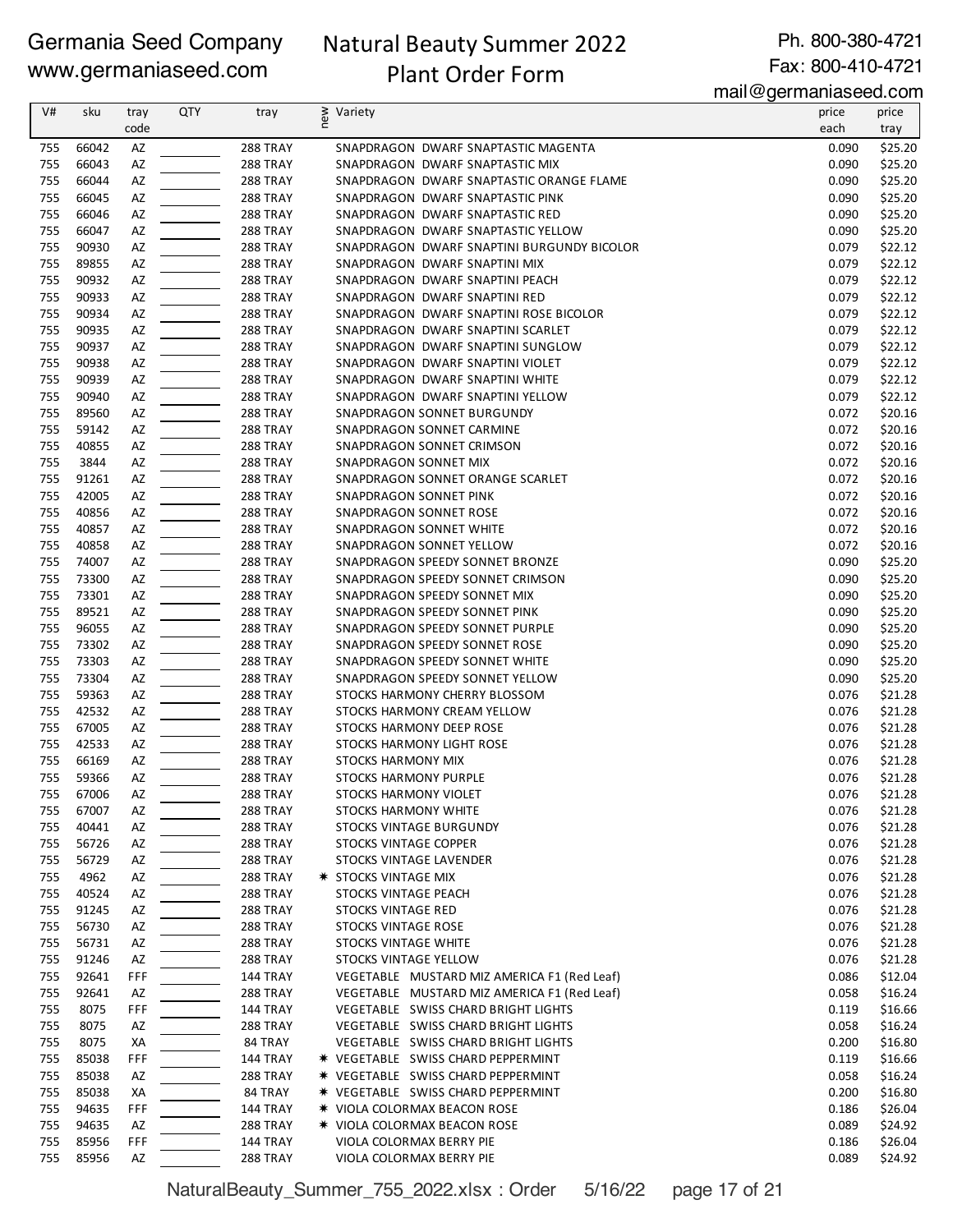Germania Seed Company
www.germaniaseed.com

# Natural Beauty Summer 2022
## Plant Order Form

Ph. 800-380-4721
Fax: 800-410-4721
mail@germaniaseed.com

| V# | sku | tray code | QTY | tray | new | Variety | price each | price tray |
|---|---|---|---|---|---|---|---|---|
| 755 | 66042 | AZ | | 288 TRAY | | SNAPDRAGON DWARF SNAPTASTIC MAGENTA | 0.090 | $25.20 |
| 755 | 66043 | AZ | | 288 TRAY | | SNAPDRAGON DWARF SNAPTASTIC MIX | 0.090 | $25.20 |
| 755 | 66044 | AZ | | 288 TRAY | | SNAPDRAGON DWARF SNAPTASTIC ORANGE FLAME | 0.090 | $25.20 |
| 755 | 66045 | AZ | | 288 TRAY | | SNAPDRAGON DWARF SNAPTASTIC PINK | 0.090 | $25.20 |
| 755 | 66046 | AZ | | 288 TRAY | | SNAPDRAGON DWARF SNAPTASTIC RED | 0.090 | $25.20 |
| 755 | 66047 | AZ | | 288 TRAY | | SNAPDRAGON DWARF SNAPTASTIC YELLOW | 0.090 | $25.20 |
| 755 | 90930 | AZ | | 288 TRAY | | SNAPDRAGON DWARF SNAPTINI BURGUNDY BICOLOR | 0.079 | $22.12 |
| 755 | 89855 | AZ | | 288 TRAY | | SNAPDRAGON DWARF SNAPTINI MIX | 0.079 | $22.12 |
| 755 | 90932 | AZ | | 288 TRAY | | SNAPDRAGON DWARF SNAPTINI PEACH | 0.079 | $22.12 |
| 755 | 90933 | AZ | | 288 TRAY | | SNAPDRAGON DWARF SNAPTINI RED | 0.079 | $22.12 |
| 755 | 90934 | AZ | | 288 TRAY | | SNAPDRAGON DWARF SNAPTINI ROSE BICOLOR | 0.079 | $22.12 |
| 755 | 90935 | AZ | | 288 TRAY | | SNAPDRAGON DWARF SNAPTINI SCARLET | 0.079 | $22.12 |
| 755 | 90937 | AZ | | 288 TRAY | | SNAPDRAGON DWARF SNAPTINI SUNGLOW | 0.079 | $22.12 |
| 755 | 90938 | AZ | | 288 TRAY | | SNAPDRAGON DWARF SNAPTINI VIOLET | 0.079 | $22.12 |
| 755 | 90939 | AZ | | 288 TRAY | | SNAPDRAGON DWARF SNAPTINI WHITE | 0.079 | $22.12 |
| 755 | 90940 | AZ | | 288 TRAY | | SNAPDRAGON DWARF SNAPTINI YELLOW | 0.079 | $22.12 |
| 755 | 89560 | AZ | | 288 TRAY | | SNAPDRAGON SONNET BURGUNDY | 0.072 | $20.16 |
| 755 | 59142 | AZ | | 288 TRAY | | SNAPDRAGON SONNET CARMINE | 0.072 | $20.16 |
| 755 | 40855 | AZ | | 288 TRAY | | SNAPDRAGON SONNET CRIMSON | 0.072 | $20.16 |
| 755 | 3844 | AZ | | 288 TRAY | | SNAPDRAGON SONNET MIX | 0.072 | $20.16 |
| 755 | 91261 | AZ | | 288 TRAY | | SNAPDRAGON SONNET ORANGE SCARLET | 0.072 | $20.16 |
| 755 | 42005 | AZ | | 288 TRAY | | SNAPDRAGON SONNET PINK | 0.072 | $20.16 |
| 755 | 40856 | AZ | | 288 TRAY | | SNAPDRAGON SONNET ROSE | 0.072 | $20.16 |
| 755 | 40857 | AZ | | 288 TRAY | | SNAPDRAGON SONNET WHITE | 0.072 | $20.16 |
| 755 | 40858 | AZ | | 288 TRAY | | SNAPDRAGON SONNET YELLOW | 0.072 | $20.16 |
| 755 | 74007 | AZ | | 288 TRAY | | SNAPDRAGON SPEEDY SONNET BRONZE | 0.090 | $25.20 |
| 755 | 73300 | AZ | | 288 TRAY | | SNAPDRAGON SPEEDY SONNET CRIMSON | 0.090 | $25.20 |
| 755 | 73301 | AZ | | 288 TRAY | | SNAPDRAGON SPEEDY SONNET MIX | 0.090 | $25.20 |
| 755 | 89521 | AZ | | 288 TRAY | | SNAPDRAGON SPEEDY SONNET PINK | 0.090 | $25.20 |
| 755 | 96055 | AZ | | 288 TRAY | | SNAPDRAGON SPEEDY SONNET PURPLE | 0.090 | $25.20 |
| 755 | 73302 | AZ | | 288 TRAY | | SNAPDRAGON SPEEDY SONNET ROSE | 0.090 | $25.20 |
| 755 | 73303 | AZ | | 288 TRAY | | SNAPDRAGON SPEEDY SONNET WHITE | 0.090 | $25.20 |
| 755 | 73304 | AZ | | 288 TRAY | | SNAPDRAGON SPEEDY SONNET YELLOW | 0.090 | $25.20 |
| 755 | 59363 | AZ | | 288 TRAY | | STOCKS HARMONY CHERRY BLOSSOM | 0.076 | $21.28 |
| 755 | 42532 | AZ | | 288 TRAY | | STOCKS HARMONY CREAM YELLOW | 0.076 | $21.28 |
| 755 | 67005 | AZ | | 288 TRAY | | STOCKS HARMONY DEEP ROSE | 0.076 | $21.28 |
| 755 | 42533 | AZ | | 288 TRAY | | STOCKS HARMONY LIGHT ROSE | 0.076 | $21.28 |
| 755 | 66169 | AZ | | 288 TRAY | | STOCKS HARMONY MIX | 0.076 | $21.28 |
| 755 | 59366 | AZ | | 288 TRAY | | STOCKS HARMONY PURPLE | 0.076 | $21.28 |
| 755 | 67006 | AZ | | 288 TRAY | | STOCKS HARMONY VIOLET | 0.076 | $21.28 |
| 755 | 67007 | AZ | | 288 TRAY | | STOCKS HARMONY WHITE | 0.076 | $21.28 |
| 755 | 40441 | AZ | | 288 TRAY | | STOCKS VINTAGE BURGUNDY | 0.076 | $21.28 |
| 755 | 56726 | AZ | | 288 TRAY | | STOCKS VINTAGE COPPER | 0.076 | $21.28 |
| 755 | 56729 | AZ | | 288 TRAY | | STOCKS VINTAGE LAVENDER | 0.076 | $21.28 |
| 755 | 4962 | AZ | | 288 TRAY | ✱ | STOCKS VINTAGE MIX | 0.076 | $21.28 |
| 755 | 40524 | AZ | | 288 TRAY | | STOCKS VINTAGE PEACH | 0.076 | $21.28 |
| 755 | 91245 | AZ | | 288 TRAY | | STOCKS VINTAGE RED | 0.076 | $21.28 |
| 755 | 56730 | AZ | | 288 TRAY | | STOCKS VINTAGE ROSE | 0.076 | $21.28 |
| 755 | 56731 | AZ | | 288 TRAY | | STOCKS VINTAGE WHITE | 0.076 | $21.28 |
| 755 | 91246 | AZ | | 288 TRAY | | STOCKS VINTAGE YELLOW | 0.076 | $21.28 |
| 755 | 92641 | FFF | | 144 TRAY | | VEGETABLE MUSTARD MIZ AMERICA F1 (Red Leaf) | 0.086 | $12.04 |
| 755 | 92641 | AZ | | 288 TRAY | | VEGETABLE MUSTARD MIZ AMERICA F1 (Red Leaf) | 0.058 | $16.24 |
| 755 | 8075 | FFF | | 144 TRAY | | VEGETABLE SWISS CHARD BRIGHT LIGHTS | 0.119 | $16.66 |
| 755 | 8075 | AZ | | 288 TRAY | | VEGETABLE SWISS CHARD BRIGHT LIGHTS | 0.058 | $16.24 |
| 755 | 8075 | XA | | 84 TRAY | | VEGETABLE SWISS CHARD BRIGHT LIGHTS | 0.200 | $16.80 |
| 755 | 85038 | FFF | | 144 TRAY | ✱ | VEGETABLE SWISS CHARD PEPPERMINT | 0.119 | $16.66 |
| 755 | 85038 | AZ | | 288 TRAY | ✱ | VEGETABLE SWISS CHARD PEPPERMINT | 0.058 | $16.24 |
| 755 | 85038 | XA | | 84 TRAY | ✱ | VEGETABLE SWISS CHARD PEPPERMINT | 0.200 | $16.80 |
| 755 | 94635 | FFF | | 144 TRAY | ✱ | VIOLA COLORMAX BEACON ROSE | 0.186 | $26.04 |
| 755 | 94635 | AZ | | 288 TRAY | ✱ | VIOLA COLORMAX BEACON ROSE | 0.089 | $24.92 |
| 755 | 85956 | FFF | | 144 TRAY | | VIOLA COLORMAX BERRY PIE | 0.186 | $26.04 |
| 755 | 85956 | AZ | | 288 TRAY | | VIOLA COLORMAX BERRY PIE | 0.089 | $24.92 |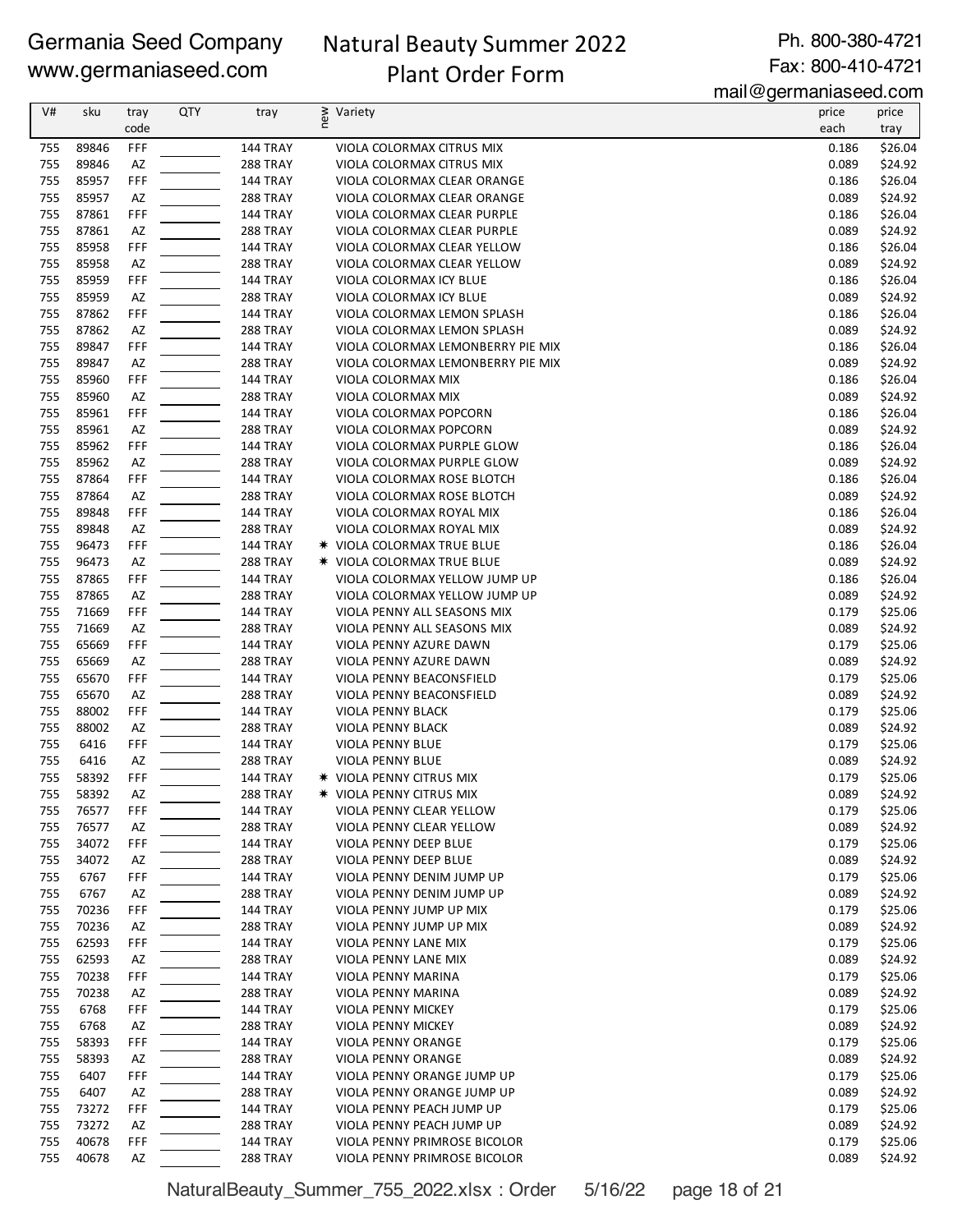Germania Seed Company
www.germaniaseed.com

# Natural Beauty Summer 2022
## Plant Order Form

Ph. 800-380-4721
Fax: 800-410-4721
mail@germaniaseed.com

| V# | sku | tray code | QTY | tray | new | Variety | price each | price tray |
|---|---|---|---|---|---|---|---|---|
| 755 | 89846 | FFF | | 144 TRAY | | VIOLA COLORMAX CITRUS MIX | 0.186 | $26.04 |
| 755 | 89846 | AZ | | 288 TRAY | | VIOLA COLORMAX CITRUS MIX | 0.089 | $24.92 |
| 755 | 85957 | FFF | | 144 TRAY | | VIOLA COLORMAX CLEAR ORANGE | 0.186 | $26.04 |
| 755 | 85957 | AZ | | 288 TRAY | | VIOLA COLORMAX CLEAR ORANGE | 0.089 | $24.92 |
| 755 | 87861 | FFF | | 144 TRAY | | VIOLA COLORMAX CLEAR PURPLE | 0.186 | $26.04 |
| 755 | 87861 | AZ | | 288 TRAY | | VIOLA COLORMAX CLEAR PURPLE | 0.089 | $24.92 |
| 755 | 85958 | FFF | | 144 TRAY | | VIOLA COLORMAX CLEAR YELLOW | 0.186 | $26.04 |
| 755 | 85958 | AZ | | 288 TRAY | | VIOLA COLORMAX CLEAR YELLOW | 0.089 | $24.92 |
| 755 | 85959 | FFF | | 144 TRAY | | VIOLA COLORMAX ICY BLUE | 0.186 | $26.04 |
| 755 | 85959 | AZ | | 288 TRAY | | VIOLA COLORMAX ICY BLUE | 0.089 | $24.92 |
| 755 | 87862 | FFF | | 144 TRAY | | VIOLA COLORMAX LEMON SPLASH | 0.186 | $26.04 |
| 755 | 87862 | AZ | | 288 TRAY | | VIOLA COLORMAX LEMON SPLASH | 0.089 | $24.92 |
| 755 | 89847 | FFF | | 144 TRAY | | VIOLA COLORMAX LEMONBERRY PIE MIX | 0.186 | $26.04 |
| 755 | 89847 | AZ | | 288 TRAY | | VIOLA COLORMAX LEMONBERRY PIE MIX | 0.089 | $24.92 |
| 755 | 85960 | FFF | | 144 TRAY | | VIOLA COLORMAX MIX | 0.186 | $26.04 |
| 755 | 85960 | AZ | | 288 TRAY | | VIOLA COLORMAX MIX | 0.089 | $24.92 |
| 755 | 85961 | FFF | | 144 TRAY | | VIOLA COLORMAX POPCORN | 0.186 | $26.04 |
| 755 | 85961 | AZ | | 288 TRAY | | VIOLA COLORMAX POPCORN | 0.089 | $24.92 |
| 755 | 85962 | FFF | | 144 TRAY | | VIOLA COLORMAX PURPLE GLOW | 0.186 | $26.04 |
| 755 | 85962 | AZ | | 288 TRAY | | VIOLA COLORMAX PURPLE GLOW | 0.089 | $24.92 |
| 755 | 87864 | FFF | | 144 TRAY | | VIOLA COLORMAX ROSE BLOTCH | 0.186 | $26.04 |
| 755 | 87864 | AZ | | 288 TRAY | | VIOLA COLORMAX ROSE BLOTCH | 0.089 | $24.92 |
| 755 | 89848 | FFF | | 144 TRAY | | VIOLA COLORMAX ROYAL MIX | 0.186 | $26.04 |
| 755 | 89848 | AZ | | 288 TRAY | | VIOLA COLORMAX ROYAL MIX | 0.089 | $24.92 |
| 755 | 96473 | FFF | | 144 TRAY | * | VIOLA COLORMAX TRUE BLUE | 0.186 | $26.04 |
| 755 | 96473 | AZ | | 288 TRAY | * | VIOLA COLORMAX TRUE BLUE | 0.089 | $24.92 |
| 755 | 87865 | FFF | | 144 TRAY | | VIOLA COLORMAX YELLOW JUMP UP | 0.186 | $26.04 |
| 755 | 87865 | AZ | | 288 TRAY | | VIOLA COLORMAX YELLOW JUMP UP | 0.089 | $24.92 |
| 755 | 71669 | FFF | | 144 TRAY | | VIOLA PENNY ALL SEASONS MIX | 0.179 | $25.06 |
| 755 | 71669 | AZ | | 288 TRAY | | VIOLA PENNY ALL SEASONS MIX | 0.089 | $24.92 |
| 755 | 65669 | FFF | | 144 TRAY | | VIOLA PENNY AZURE DAWN | 0.179 | $25.06 |
| 755 | 65669 | AZ | | 288 TRAY | | VIOLA PENNY AZURE DAWN | 0.089 | $24.92 |
| 755 | 65670 | FFF | | 144 TRAY | | VIOLA PENNY BEACONSFIELD | 0.179 | $25.06 |
| 755 | 65670 | AZ | | 288 TRAY | | VIOLA PENNY BEACONSFIELD | 0.089 | $24.92 |
| 755 | 88002 | FFF | | 144 TRAY | | VIOLA PENNY BLACK | 0.179 | $25.06 |
| 755 | 88002 | AZ | | 288 TRAY | | VIOLA PENNY BLACK | 0.089 | $24.92 |
| 755 | 6416 | FFF | | 144 TRAY | | VIOLA PENNY BLUE | 0.179 | $25.06 |
| 755 | 6416 | AZ | | 288 TRAY | | VIOLA PENNY BLUE | 0.089 | $24.92 |
| 755 | 58392 | FFF | | 144 TRAY | * | VIOLA PENNY CITRUS MIX | 0.179 | $25.06 |
| 755 | 58392 | AZ | | 288 TRAY | * | VIOLA PENNY CITRUS MIX | 0.089 | $24.92 |
| 755 | 76577 | FFF | | 144 TRAY | | VIOLA PENNY CLEAR YELLOW | 0.179 | $25.06 |
| 755 | 76577 | AZ | | 288 TRAY | | VIOLA PENNY CLEAR YELLOW | 0.089 | $24.92 |
| 755 | 34072 | FFF | | 144 TRAY | | VIOLA PENNY DEEP BLUE | 0.179 | $25.06 |
| 755 | 34072 | AZ | | 288 TRAY | | VIOLA PENNY DEEP BLUE | 0.089 | $24.92 |
| 755 | 6767 | FFF | | 144 TRAY | | VIOLA PENNY DENIM JUMP UP | 0.179 | $25.06 |
| 755 | 6767 | AZ | | 288 TRAY | | VIOLA PENNY DENIM JUMP UP | 0.089 | $24.92 |
| 755 | 70236 | FFF | | 144 TRAY | | VIOLA PENNY JUMP UP MIX | 0.179 | $25.06 |
| 755 | 70236 | AZ | | 288 TRAY | | VIOLA PENNY JUMP UP MIX | 0.089 | $24.92 |
| 755 | 62593 | FFF | | 144 TRAY | | VIOLA PENNY LANE MIX | 0.179 | $25.06 |
| 755 | 62593 | AZ | | 288 TRAY | | VIOLA PENNY LANE MIX | 0.089 | $24.92 |
| 755 | 70238 | FFF | | 144 TRAY | | VIOLA PENNY MARINA | 0.179 | $25.06 |
| 755 | 70238 | AZ | | 288 TRAY | | VIOLA PENNY MARINA | 0.089 | $24.92 |
| 755 | 6768 | FFF | | 144 TRAY | | VIOLA PENNY MICKEY | 0.179 | $25.06 |
| 755 | 6768 | AZ | | 288 TRAY | | VIOLA PENNY MICKEY | 0.089 | $24.92 |
| 755 | 58393 | FFF | | 144 TRAY | | VIOLA PENNY ORANGE | 0.179 | $25.06 |
| 755 | 58393 | AZ | | 288 TRAY | | VIOLA PENNY ORANGE | 0.089 | $24.92 |
| 755 | 6407 | FFF | | 144 TRAY | | VIOLA PENNY ORANGE JUMP UP | 0.179 | $25.06 |
| 755 | 6407 | AZ | | 288 TRAY | | VIOLA PENNY ORANGE JUMP UP | 0.089 | $24.92 |
| 755 | 73272 | FFF | | 144 TRAY | | VIOLA PENNY PEACH JUMP UP | 0.179 | $25.06 |
| 755 | 73272 | AZ | | 288 TRAY | | VIOLA PENNY PEACH JUMP UP | 0.089 | $24.92 |
| 755 | 40678 | FFF | | 144 TRAY | | VIOLA PENNY PRIMROSE BICOLOR | 0.179 | $25.06 |
| 755 | 40678 | AZ | | 288 TRAY | | VIOLA PENNY PRIMROSE BICOLOR | 0.089 | $24.92 |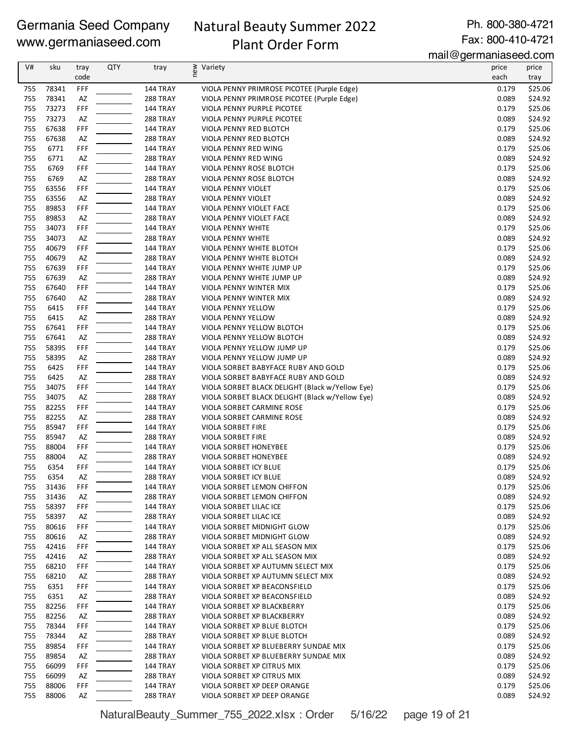Germania Seed Company
www.germaniaseed.com

# Natural Beauty Summer 2022
## Plant Order Form

Ph. 800-380-4721
Fax: 800-410-4721
mail@germaniaseed.com

| V# | sku | tray code | QTY | tray | new | Variety | price each | price tray |
|---|---|---|---|---|---|---|---|---|
| 755 | 78341 | FFF | | 144 TRAY | | VIOLA PENNY PRIMROSE PICOTEE (Purple Edge) | 0.179 | $25.06 |
| 755 | 78341 | AZ | | 288 TRAY | | VIOLA PENNY PRIMROSE PICOTEE (Purple Edge) | 0.089 | $24.92 |
| 755 | 73273 | FFF | | 144 TRAY | | VIOLA PENNY PURPLE PICOTEE | 0.179 | $25.06 |
| 755 | 73273 | AZ | | 288 TRAY | | VIOLA PENNY PURPLE PICOTEE | 0.089 | $24.92 |
| 755 | 67638 | FFF | | 144 TRAY | | VIOLA PENNY RED BLOTCH | 0.179 | $25.06 |
| 755 | 67638 | AZ | | 288 TRAY | | VIOLA PENNY RED BLOTCH | 0.089 | $24.92 |
| 755 | 6771 | FFF | | 144 TRAY | | VIOLA PENNY RED WING | 0.179 | $25.06 |
| 755 | 6771 | AZ | | 288 TRAY | | VIOLA PENNY RED WING | 0.089 | $24.92 |
| 755 | 6769 | FFF | | 144 TRAY | | VIOLA PENNY ROSE BLOTCH | 0.179 | $25.06 |
| 755 | 6769 | AZ | | 288 TRAY | | VIOLA PENNY ROSE BLOTCH | 0.089 | $24.92 |
| 755 | 63556 | FFF | | 144 TRAY | | VIOLA PENNY VIOLET | 0.179 | $25.06 |
| 755 | 63556 | AZ | | 288 TRAY | | VIOLA PENNY VIOLET | 0.089 | $24.92 |
| 755 | 89853 | FFF | | 144 TRAY | | VIOLA PENNY VIOLET FACE | 0.179 | $25.06 |
| 755 | 89853 | AZ | | 288 TRAY | | VIOLA PENNY VIOLET FACE | 0.089 | $24.92 |
| 755 | 34073 | FFF | | 144 TRAY | | VIOLA PENNY WHITE | 0.179 | $25.06 |
| 755 | 34073 | AZ | | 288 TRAY | | VIOLA PENNY WHITE | 0.089 | $24.92 |
| 755 | 40679 | FFF | | 144 TRAY | | VIOLA PENNY WHITE BLOTCH | 0.179 | $25.06 |
| 755 | 40679 | AZ | | 288 TRAY | | VIOLA PENNY WHITE BLOTCH | 0.089 | $24.92 |
| 755 | 67639 | FFF | | 144 TRAY | | VIOLA PENNY WHITE JUMP UP | 0.179 | $25.06 |
| 755 | 67639 | AZ | | 288 TRAY | | VIOLA PENNY WHITE JUMP UP | 0.089 | $24.92 |
| 755 | 67640 | FFF | | 144 TRAY | | VIOLA PENNY WINTER MIX | 0.179 | $25.06 |
| 755 | 67640 | AZ | | 288 TRAY | | VIOLA PENNY WINTER MIX | 0.089 | $24.92 |
| 755 | 6415 | FFF | | 144 TRAY | | VIOLA PENNY YELLOW | 0.179 | $25.06 |
| 755 | 6415 | AZ | | 288 TRAY | | VIOLA PENNY YELLOW | 0.089 | $24.92 |
| 755 | 67641 | FFF | | 144 TRAY | | VIOLA PENNY YELLOW BLOTCH | 0.179 | $25.06 |
| 755 | 67641 | AZ | | 288 TRAY | | VIOLA PENNY YELLOW BLOTCH | 0.089 | $24.92 |
| 755 | 58395 | FFF | | 144 TRAY | | VIOLA PENNY YELLOW JUMP UP | 0.179 | $25.06 |
| 755 | 58395 | AZ | | 288 TRAY | | VIOLA PENNY YELLOW JUMP UP | 0.089 | $24.92 |
| 755 | 6425 | FFF | | 144 TRAY | | VIOLA SORBET BABYFACE RUBY AND GOLD | 0.179 | $25.06 |
| 755 | 6425 | AZ | | 288 TRAY | | VIOLA SORBET BABYFACE RUBY AND GOLD | 0.089 | $24.92 |
| 755 | 34075 | FFF | | 144 TRAY | | VIOLA SORBET BLACK DELIGHT (Black w/Yellow Eye) | 0.179 | $25.06 |
| 755 | 34075 | AZ | | 288 TRAY | | VIOLA SORBET BLACK DELIGHT (Black w/Yellow Eye) | 0.089 | $24.92 |
| 755 | 82255 | FFF | | 144 TRAY | | VIOLA SORBET CARMINE ROSE | 0.179 | $25.06 |
| 755 | 82255 | AZ | | 288 TRAY | | VIOLA SORBET CARMINE ROSE | 0.089 | $24.92 |
| 755 | 85947 | FFF | | 144 TRAY | | VIOLA SORBET FIRE | 0.179 | $25.06 |
| 755 | 85947 | AZ | | 288 TRAY | | VIOLA SORBET FIRE | 0.089 | $24.92 |
| 755 | 88004 | FFF | | 144 TRAY | | VIOLA SORBET HONEYBEE | 0.179 | $25.06 |
| 755 | 88004 | AZ | | 288 TRAY | | VIOLA SORBET HONEYBEE | 0.089 | $24.92 |
| 755 | 6354 | FFF | | 144 TRAY | | VIOLA SORBET ICY BLUE | 0.179 | $25.06 |
| 755 | 6354 | AZ | | 288 TRAY | | VIOLA SORBET ICY BLUE | 0.089 | $24.92 |
| 755 | 31436 | FFF | | 144 TRAY | | VIOLA SORBET LEMON CHIFFON | 0.179 | $25.06 |
| 755 | 31436 | AZ | | 288 TRAY | | VIOLA SORBET LEMON CHIFFON | 0.089 | $24.92 |
| 755 | 58397 | FFF | | 144 TRAY | | VIOLA SORBET LILAC ICE | 0.179 | $25.06 |
| 755 | 58397 | AZ | | 288 TRAY | | VIOLA SORBET LILAC ICE | 0.089 | $24.92 |
| 755 | 80616 | FFF | | 144 TRAY | | VIOLA SORBET MIDNIGHT GLOW | 0.179 | $25.06 |
| 755 | 80616 | AZ | | 288 TRAY | | VIOLA SORBET MIDNIGHT GLOW | 0.089 | $24.92 |
| 755 | 42416 | FFF | | 144 TRAY | | VIOLA SORBET XP ALL SEASON MIX | 0.179 | $25.06 |
| 755 | 42416 | AZ | | 288 TRAY | | VIOLA SORBET XP ALL SEASON MIX | 0.089 | $24.92 |
| 755 | 68210 | FFF | | 144 TRAY | | VIOLA SORBET XP AUTUMN SELECT MIX | 0.179 | $25.06 |
| 755 | 68210 | AZ | | 288 TRAY | | VIOLA SORBET XP AUTUMN SELECT MIX | 0.089 | $24.92 |
| 755 | 6351 | FFF | | 144 TRAY | | VIOLA SORBET XP BEACONSFIELD | 0.179 | $25.06 |
| 755 | 6351 | AZ | | 288 TRAY | | VIOLA SORBET XP BEACONSFIELD | 0.089 | $24.92 |
| 755 | 82256 | FFF | | 144 TRAY | | VIOLA SORBET XP BLACKBERRY | 0.179 | $25.06 |
| 755 | 82256 | AZ | | 288 TRAY | | VIOLA SORBET XP BLACKBERRY | 0.089 | $24.92 |
| 755 | 78344 | FFF | | 144 TRAY | | VIOLA SORBET XP BLUE BLOTCH | 0.179 | $25.06 |
| 755 | 78344 | AZ | | 288 TRAY | | VIOLA SORBET XP BLUE BLOTCH | 0.089 | $24.92 |
| 755 | 89854 | FFF | | 144 TRAY | | VIOLA SORBET XP BLUEBERRY SUNDAE MIX | 0.179 | $25.06 |
| 755 | 89854 | AZ | | 288 TRAY | | VIOLA SORBET XP BLUEBERRY SUNDAE MIX | 0.089 | $24.92 |
| 755 | 66099 | FFF | | 144 TRAY | | VIOLA SORBET XP CITRUS MIX | 0.179 | $25.06 |
| 755 | 66099 | AZ | | 288 TRAY | | VIOLA SORBET XP CITRUS MIX | 0.089 | $24.92 |
| 755 | 88006 | FFF | | 144 TRAY | | VIOLA SORBET XP DEEP ORANGE | 0.179 | $25.06 |
| 755 | 88006 | AZ | | 288 TRAY | | VIOLA SORBET XP DEEP ORANGE | 0.089 | $24.92 |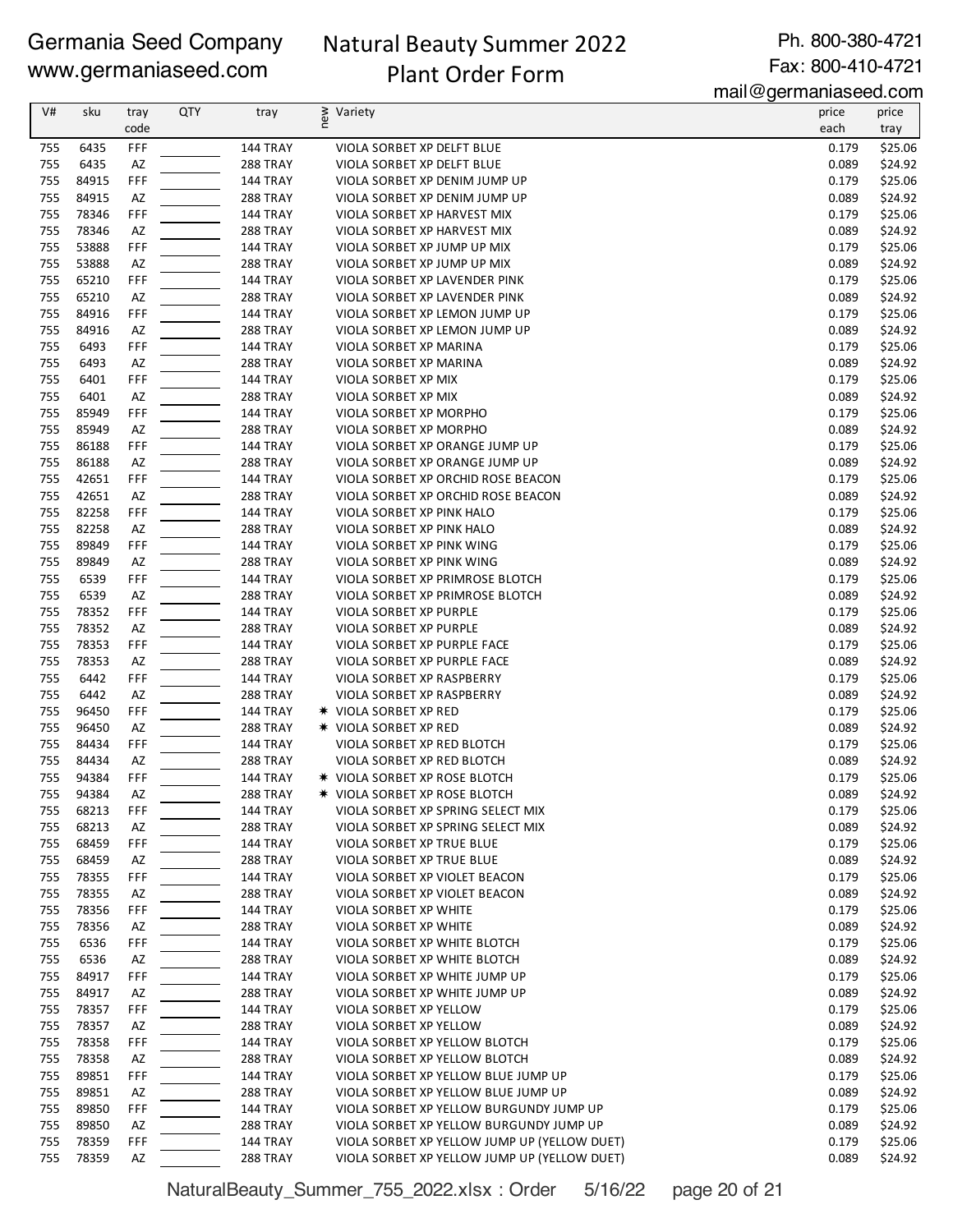Germania Seed Company
www.germaniaseed.com

# Natural Beauty Summer 2022 Plant Order Form

Ph. 800-380-4721
Fax: 800-410-4721
mail@germaniaseed.com

| V# | sku | tray code | QTY | tray | new | Variety | price each | price tray |
|---|---|---|---|---|---|---|---|---|
| 755 | 6435 | FFF | | 144 TRAY | | VIOLA SORBET XP DELFT BLUE | 0.179 | $25.06 |
| 755 | 6435 | AZ | | 288 TRAY | | VIOLA SORBET XP DELFT BLUE | 0.089 | $24.92 |
| 755 | 84915 | FFF | | 144 TRAY | | VIOLA SORBET XP DENIM JUMP UP | 0.179 | $25.06 |
| 755 | 84915 | AZ | | 288 TRAY | | VIOLA SORBET XP DENIM JUMP UP | 0.089 | $24.92 |
| 755 | 78346 | FFF | | 144 TRAY | | VIOLA SORBET XP HARVEST MIX | 0.179 | $25.06 |
| 755 | 78346 | AZ | | 288 TRAY | | VIOLA SORBET XP HARVEST MIX | 0.089 | $24.92 |
| 755 | 53888 | FFF | | 144 TRAY | | VIOLA SORBET XP JUMP UP MIX | 0.179 | $25.06 |
| 755 | 53888 | AZ | | 288 TRAY | | VIOLA SORBET XP JUMP UP MIX | 0.089 | $24.92 |
| 755 | 65210 | FFF | | 144 TRAY | | VIOLA SORBET XP LAVENDER PINK | 0.179 | $25.06 |
| 755 | 65210 | AZ | | 288 TRAY | | VIOLA SORBET XP LAVENDER PINK | 0.089 | $24.92 |
| 755 | 84916 | FFF | | 144 TRAY | | VIOLA SORBET XP LEMON JUMP UP | 0.179 | $25.06 |
| 755 | 84916 | AZ | | 288 TRAY | | VIOLA SORBET XP LEMON JUMP UP | 0.089 | $24.92 |
| 755 | 6493 | FFF | | 144 TRAY | | VIOLA SORBET XP MARINA | 0.179 | $25.06 |
| 755 | 6493 | AZ | | 288 TRAY | | VIOLA SORBET XP MARINA | 0.089 | $24.92 |
| 755 | 6401 | FFF | | 144 TRAY | | VIOLA SORBET XP MIX | 0.179 | $25.06 |
| 755 | 6401 | AZ | | 288 TRAY | | VIOLA SORBET XP MIX | 0.089 | $24.92 |
| 755 | 85949 | FFF | | 144 TRAY | | VIOLA SORBET XP MORPHO | 0.179 | $25.06 |
| 755 | 85949 | AZ | | 288 TRAY | | VIOLA SORBET XP MORPHO | 0.089 | $24.92 |
| 755 | 86188 | FFF | | 144 TRAY | | VIOLA SORBET XP ORANGE JUMP UP | 0.179 | $25.06 |
| 755 | 86188 | AZ | | 288 TRAY | | VIOLA SORBET XP ORANGE JUMP UP | 0.089 | $24.92 |
| 755 | 42651 | FFF | | 144 TRAY | | VIOLA SORBET XP ORCHID ROSE BEACON | 0.179 | $25.06 |
| 755 | 42651 | AZ | | 288 TRAY | | VIOLA SORBET XP ORCHID ROSE BEACON | 0.089 | $24.92 |
| 755 | 82258 | FFF | | 144 TRAY | | VIOLA SORBET XP PINK HALO | 0.179 | $25.06 |
| 755 | 82258 | AZ | | 288 TRAY | | VIOLA SORBET XP PINK HALO | 0.089 | $24.92 |
| 755 | 89849 | FFF | | 144 TRAY | | VIOLA SORBET XP PINK WING | 0.179 | $25.06 |
| 755 | 89849 | AZ | | 288 TRAY | | VIOLA SORBET XP PINK WING | 0.089 | $24.92 |
| 755 | 6539 | FFF | | 144 TRAY | | VIOLA SORBET XP PRIMROSE BLOTCH | 0.179 | $25.06 |
| 755 | 6539 | AZ | | 288 TRAY | | VIOLA SORBET XP PRIMROSE BLOTCH | 0.089 | $24.92 |
| 755 | 78352 | FFF | | 144 TRAY | | VIOLA SORBET XP PURPLE | 0.179 | $25.06 |
| 755 | 78352 | AZ | | 288 TRAY | | VIOLA SORBET XP PURPLE | 0.089 | $24.92 |
| 755 | 78353 | FFF | | 144 TRAY | | VIOLA SORBET XP PURPLE FACE | 0.179 | $25.06 |
| 755 | 78353 | AZ | | 288 TRAY | | VIOLA SORBET XP PURPLE FACE | 0.089 | $24.92 |
| 755 | 6442 | FFF | | 144 TRAY | | VIOLA SORBET XP RASPBERRY | 0.179 | $25.06 |
| 755 | 6442 | AZ | | 288 TRAY | | VIOLA SORBET XP RASPBERRY | 0.089 | $24.92 |
| 755 | 96450 | FFF | | 144 TRAY | * | VIOLA SORBET XP RED | 0.179 | $25.06 |
| 755 | 96450 | AZ | | 288 TRAY | * | VIOLA SORBET XP RED | 0.089 | $24.92 |
| 755 | 84434 | FFF | | 144 TRAY | | VIOLA SORBET XP RED BLOTCH | 0.179 | $25.06 |
| 755 | 84434 | AZ | | 288 TRAY | | VIOLA SORBET XP RED BLOTCH | 0.089 | $24.92 |
| 755 | 94384 | FFF | | 144 TRAY | * | VIOLA SORBET XP ROSE BLOTCH | 0.179 | $25.06 |
| 755 | 94384 | AZ | | 288 TRAY | * | VIOLA SORBET XP ROSE BLOTCH | 0.089 | $24.92 |
| 755 | 68213 | FFF | | 144 TRAY | | VIOLA SORBET XP SPRING SELECT MIX | 0.179 | $25.06 |
| 755 | 68213 | AZ | | 288 TRAY | | VIOLA SORBET XP SPRING SELECT MIX | 0.089 | $24.92 |
| 755 | 68459 | FFF | | 144 TRAY | | VIOLA SORBET XP TRUE BLUE | 0.179 | $25.06 |
| 755 | 68459 | AZ | | 288 TRAY | | VIOLA SORBET XP TRUE BLUE | 0.089 | $24.92 |
| 755 | 78355 | FFF | | 144 TRAY | | VIOLA SORBET XP VIOLET BEACON | 0.179 | $25.06 |
| 755 | 78355 | AZ | | 288 TRAY | | VIOLA SORBET XP VIOLET BEACON | 0.089 | $24.92 |
| 755 | 78356 | FFF | | 144 TRAY | | VIOLA SORBET XP WHITE | 0.179 | $25.06 |
| 755 | 78356 | AZ | | 288 TRAY | | VIOLA SORBET XP WHITE | 0.089 | $24.92 |
| 755 | 6536 | FFF | | 144 TRAY | | VIOLA SORBET XP WHITE BLOTCH | 0.179 | $25.06 |
| 755 | 6536 | AZ | | 288 TRAY | | VIOLA SORBET XP WHITE BLOTCH | 0.089 | $24.92 |
| 755 | 84917 | FFF | | 144 TRAY | | VIOLA SORBET XP WHITE JUMP UP | 0.179 | $25.06 |
| 755 | 84917 | AZ | | 288 TRAY | | VIOLA SORBET XP WHITE JUMP UP | 0.089 | $24.92 |
| 755 | 78357 | FFF | | 144 TRAY | | VIOLA SORBET XP YELLOW | 0.179 | $25.06 |
| 755 | 78357 | AZ | | 288 TRAY | | VIOLA SORBET XP YELLOW | 0.089 | $24.92 |
| 755 | 78358 | FFF | | 144 TRAY | | VIOLA SORBET XP YELLOW BLOTCH | 0.179 | $25.06 |
| 755 | 78358 | AZ | | 288 TRAY | | VIOLA SORBET XP YELLOW BLOTCH | 0.089 | $24.92 |
| 755 | 89851 | FFF | | 144 TRAY | | VIOLA SORBET XP YELLOW BLUE JUMP UP | 0.179 | $25.06 |
| 755 | 89851 | AZ | | 288 TRAY | | VIOLA SORBET XP YELLOW BLUE JUMP UP | 0.089 | $24.92 |
| 755 | 89850 | FFF | | 144 TRAY | | VIOLA SORBET XP YELLOW BURGUNDY JUMP UP | 0.179 | $25.06 |
| 755 | 89850 | AZ | | 288 TRAY | | VIOLA SORBET XP YELLOW BURGUNDY JUMP UP | 0.089 | $24.92 |
| 755 | 78359 | FFF | | 144 TRAY | | VIOLA SORBET XP YELLOW JUMP UP (YELLOW DUET) | 0.179 | $25.06 |
| 755 | 78359 | AZ | | 288 TRAY | | VIOLA SORBET XP YELLOW JUMP UP (YELLOW DUET) | 0.089 | $24.92 |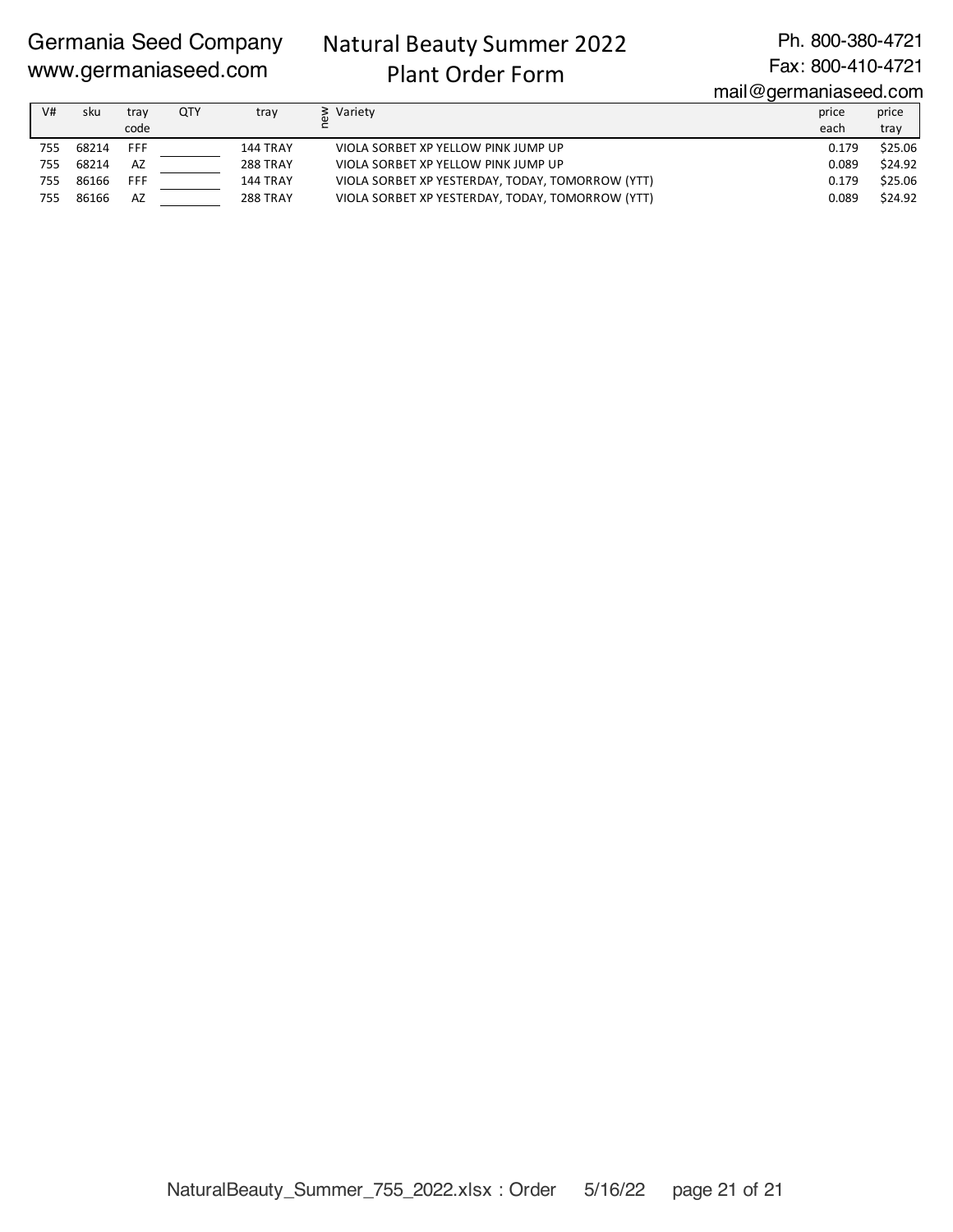Germania Seed Company
www.germaniaseed.com

# Natural Beauty Summer 2022
## Plant Order Form

Ph. 800-380-4721
Fax: 800-410-4721
mail@germaniaseed.com

| V# | sku | tray code | QTY | tray | new | Variety | price each | price tray |
|---|---|---|---|---|---|---|---|---|
| 755 | 68214 | FFF | | 144 TRAY | | VIOLA SORBET XP YELLOW PINK JUMP UP | 0.179 | $25.06 |
| 755 | 68214 | AZ | | 288 TRAY | | VIOLA SORBET XP YELLOW PINK JUMP UP | 0.089 | $24.92 |
| 755 | 86166 | FFF | | 144 TRAY | | VIOLA SORBET XP YESTERDAY, TODAY, TOMORROW (YTT) | 0.179 | $25.06 |
| 755 | 86166 | AZ | | 288 TRAY | | VIOLA SORBET XP YESTERDAY, TODAY, TOMORROW (YTT) | 0.089 | $24.92 |

NaturalBeauty_Summer_755_2022.xlsx : Order 5/16/22